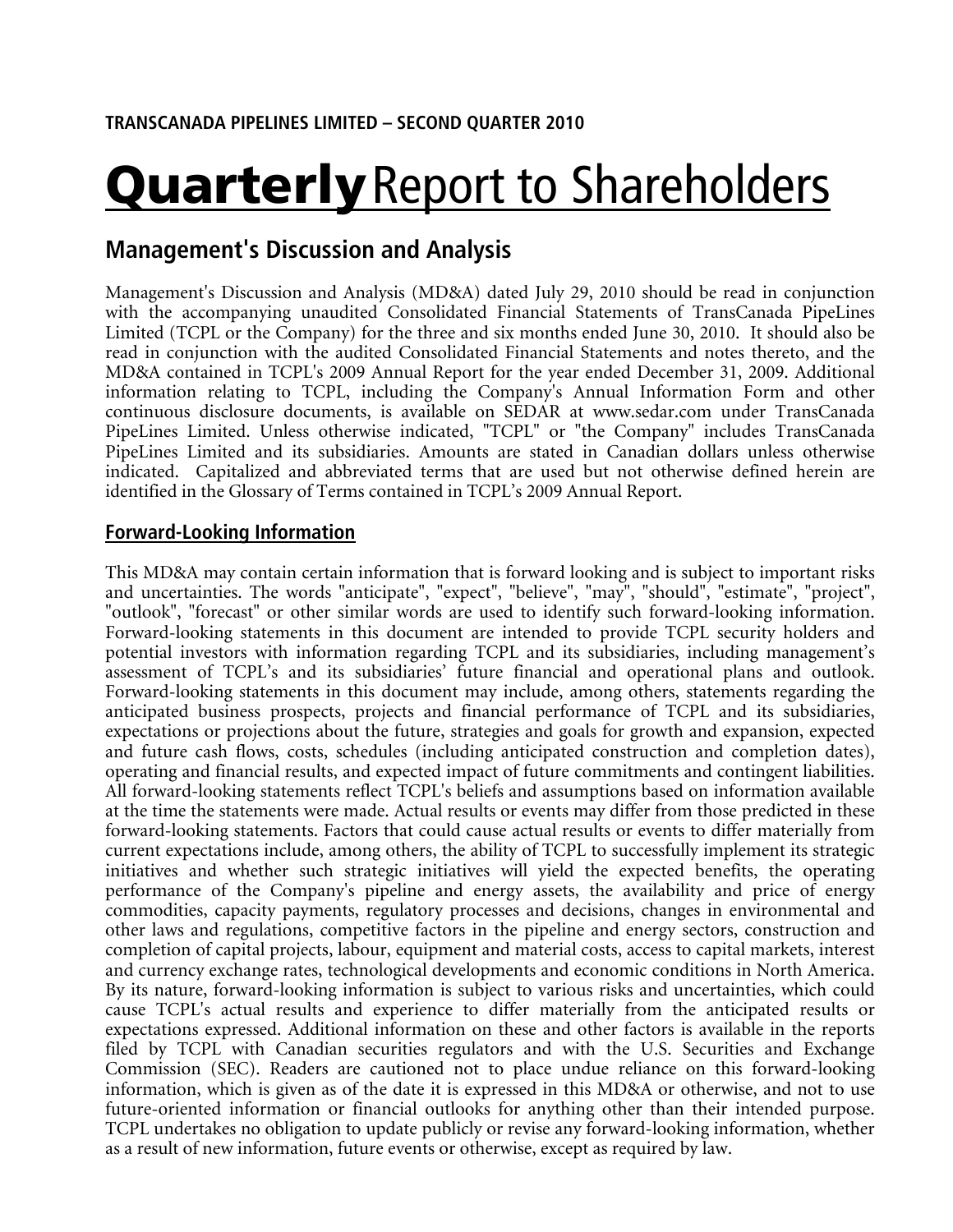**TRANSCANADA PIPELINES LIMITED – SECOND QUARTER 2010**

# Quarterly Report to Shareholders

## Management's Discussion and Analysis

Management's Discussion and Analysis (MD&A) dated July 29, 2010 should be read in conjunction with the accompanying unaudited Consolidated Financial Statements of TransCanada PipeLines Limited (TCPL or the Company) for the three and six months ended June 30, 2010. It should also be read in conjunction with the audited Consolidated Financial Statements and notes thereto, and the MD&A contained in TCPL's 2009 Annual Report for the year ended December 31, 2009. Additional information relating to TCPL, including the Company's Annual Information Form and other continuous disclosure documents, is available on SEDAR at www.sedar.com under TransCanada PipeLines Limited. Unless otherwise indicated, "TCPL" or "the Company" includes TransCanada PipeLines Limited and its subsidiaries. Amounts are stated in Canadian dollars unless otherwise indicated. Capitalized and abbreviated terms that are used but not otherwise defined herein are identified in the Glossary of Terms contained in TCPL's 2009 Annual Report.

### Forward-Looking Information

This MD&A may contain certain information that is forward looking and is subject to important risks and uncertainties. The words "anticipate", "expect", "believe", "may", "should", "estimate", "project", "outlook", "forecast" or other similar words are used to identify such forward-looking information. Forward-looking statements in this document are intended to provide TCPL security holders and potential investors with information regarding TCPL and its subsidiaries, including management's assessment of TCPL's and its subsidiaries' future financial and operational plans and outlook. Forward-looking statements in this document may include, among others, statements regarding the anticipated business prospects, projects and financial performance of TCPL and its subsidiaries, expectations or projections about the future, strategies and goals for growth and expansion, expected and future cash flows, costs, schedules (including anticipated construction and completion dates), operating and financial results, and expected impact of future commitments and contingent liabilities. All forward-looking statements reflect TCPL's beliefs and assumptions based on information available at the time the statements were made. Actual results or events may differ from those predicted in these forward-looking statements. Factors that could cause actual results or events to differ materially from current expectations include, among others, the ability of TCPL to successfully implement its strategic initiatives and whether such strategic initiatives will yield the expected benefits, the operating performance of the Company's pipeline and energy assets, the availability and price of energy commodities, capacity payments, regulatory processes and decisions, changes in environmental and other laws and regulations, competitive factors in the pipeline and energy sectors, construction and completion of capital projects, labour, equipment and material costs, access to capital markets, interest and currency exchange rates, technological developments and economic conditions in North America. By its nature, forward-looking information is subject to various risks and uncertainties, which could cause TCPL's actual results and experience to differ materially from the anticipated results or expectations expressed. Additional information on these and other factors is available in the reports filed by TCPL with Canadian securities regulators and with the U.S. Securities and Exchange Commission (SEC). Readers are cautioned not to place undue reliance on this forward-looking information, which is given as of the date it is expressed in this MD&A or otherwise, and not to use future-oriented information or financial outlooks for anything other than their intended purpose. TCPL undertakes no obligation to update publicly or revise any forward-looking information, whether as a result of new information, future events or otherwise, except as required by law.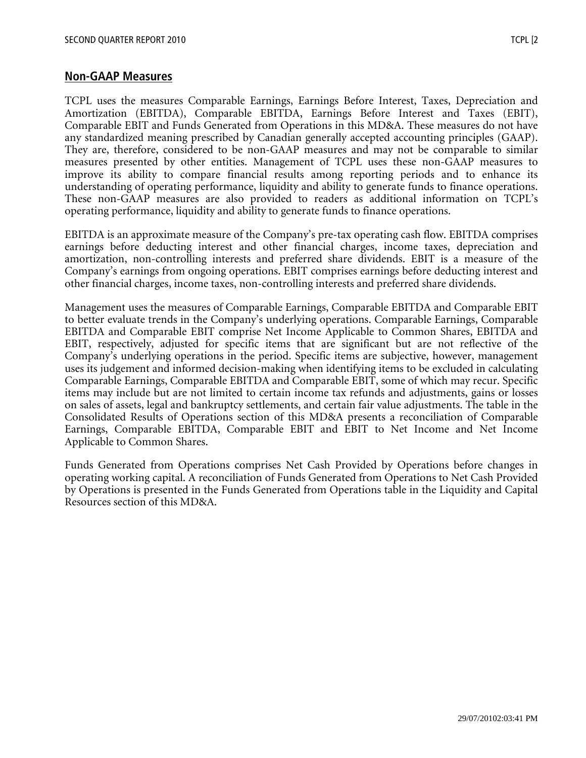## Non-GAAP Measures

TCPL uses the measures Comparable Earnings, Earnings Before Interest, Taxes, Depreciation and Amortization (EBITDA), Comparable EBITDA, Earnings Before Interest and Taxes (EBIT), Comparable EBIT and Funds Generated from Operations in this MD&A. These measures do not have any standardized meaning prescribed by Canadian generally accepted accounting principles (GAAP). They are, therefore, considered to be non-GAAP measures and may not be comparable to similar measures presented by other entities. Management of TCPL uses these non-GAAP measures to improve its ability to compare financial results among reporting periods and to enhance its understanding of operating performance, liquidity and ability to generate funds to finance operations. These non-GAAP measures are also provided to readers as additional information on TCPL's operating performance, liquidity and ability to generate funds to finance operations.

EBITDA is an approximate measure of the Company's pre-tax operating cash flow. EBITDA comprises earnings before deducting interest and other financial charges, income taxes, depreciation and amortization, non-controlling interests and preferred share dividends. EBIT is a measure of the Company's earnings from ongoing operations. EBIT comprises earnings before deducting interest and other financial charges, income taxes, non-controlling interests and preferred share dividends.

Management uses the measures of Comparable Earnings, Comparable EBITDA and Comparable EBIT to better evaluate trends in the Company's underlying operations. Comparable Earnings, Comparable EBITDA and Comparable EBIT comprise Net Income Applicable to Common Shares, EBITDA and EBIT, respectively, adjusted for specific items that are significant but are not reflective of the Company's underlying operations in the period. Specific items are subjective, however, management uses its judgement and informed decision-making when identifying items to be excluded in calculating Comparable Earnings, Comparable EBITDA and Comparable EBIT, some of which may recur. Specific items may include but are not limited to certain income tax refunds and adjustments, gains or losses on sales of assets, legal and bankruptcy settlements, and certain fair value adjustments. The table in the Consolidated Results of Operations section of this MD&A presents a reconciliation of Comparable Earnings, Comparable EBITDA, Comparable EBIT and EBIT to Net Income and Net Income Applicable to Common Shares.

Funds Generated from Operations comprises Net Cash Provided by Operations before changes in operating working capital. A reconciliation of Funds Generated from Operations to Net Cash Provided by Operations is presented in the Funds Generated from Operations table in the Liquidity and Capital Resources section of this MD&A.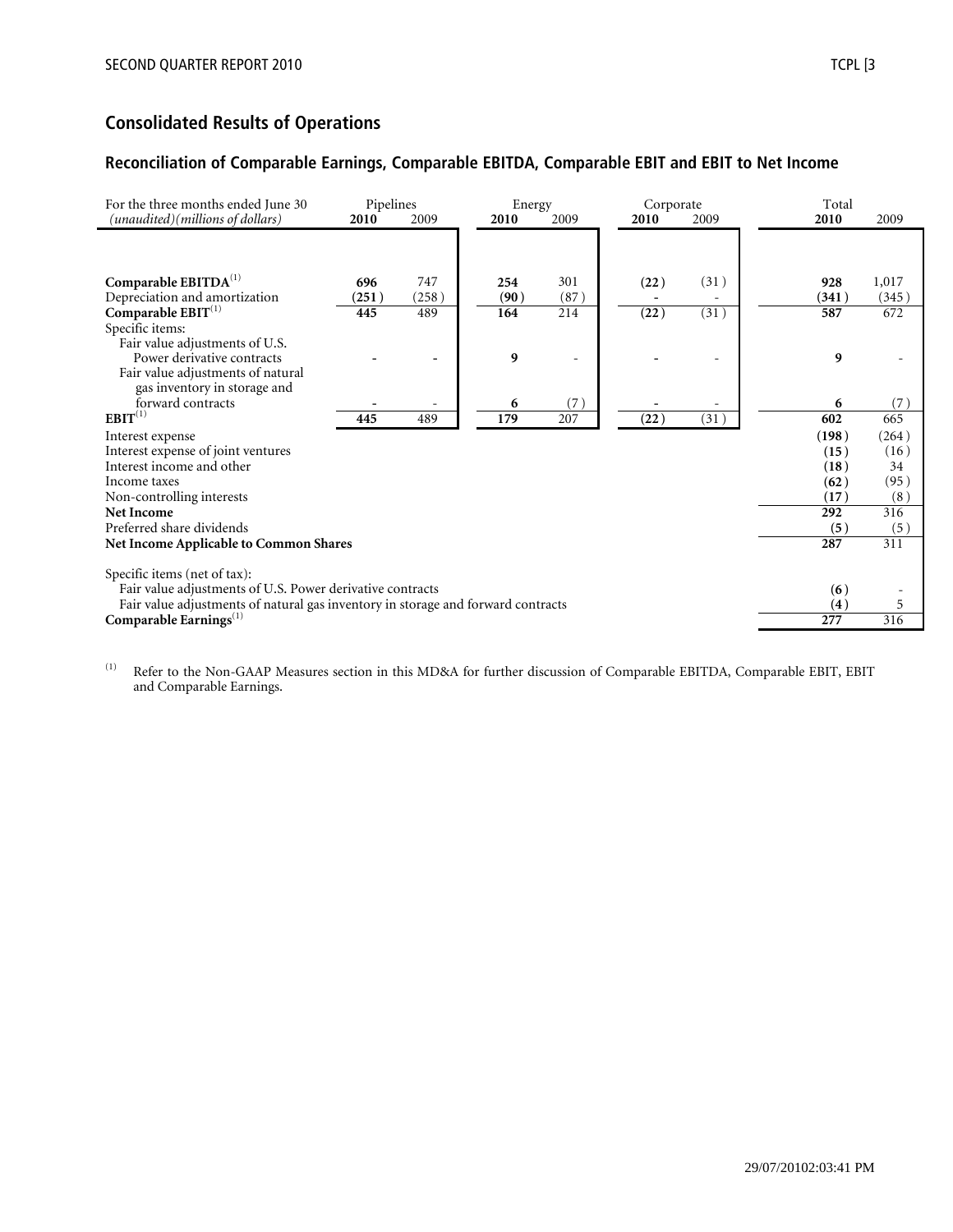## Consolidated Results of Operations

### Reconciliation of Comparable Earnings, Comparable EBITDA, Comparable EBIT and EBIT to Net Income

| For the three months ended June 30 | Pipelines | | Energy | | Corporate | | Total | |
|---|---|---|---|---|---|---|---|---|
| *(unaudited)(millions of dollars)* | **2010** | 2009 | **2010** | 2009 | **2010** | 2009 | **2010** | 2009 |
| **Comparable EBITDA**[1] | **696** | 747 | **254** | 301 | **(22)** | (31) | **928** | 1,017 |
| Depreciation and amortization | **(251)** | (258) | **(90)** | (87) | **-** | - | **(341)** | (345) |
| **Comparable EBIT**[1] | **445** | 489 | **164** | 214 | **(22)** | (31) | **587** | 672 |
| Specific items: | | | | | | | | |
| Fair value adjustments of U.S. Power derivative contracts | **-** | - | **9** | - | **-** | - | **9** | - |
| Fair value adjustments of natural gas inventory in storage and forward contracts | **-** | - | **6** | (7) | **-** | - | **6** | (7) |
| **EBIT**[1] | **445** | 489 | **179** | 207 | **(22)** | (31) | **602** | 665 |
| Interest expense | | | | | | | **(198)** | (264) |
| Interest expense of joint ventures | | | | | | | **(15)** | (16) |
| Interest income and other | | | | | | | **(18)** | 34 |
| Income taxes | | | | | | | **(62)** | (95) |
| Non-controlling interests | | | | | | | **(17)** | (8) |
| **Net Income** | | | | | | | **292** | 316 |
| Preferred share dividends | | | | | | | **(5)** | (5) |
| **Net Income Applicable to Common Shares** | | | | | | | **287** | 311 |
| Specific items (net of tax): | | | | | | | | |
| Fair value adjustments of U.S. Power derivative contracts | | | | | | | **(6)** | - |
| Fair value adjustments of natural gas inventory in storage and forward contracts | | | | | | | **(4)** | 5 |
| **Comparable Earnings**[1] | | | | | | | **277** | 316 |

(1) Refer to the Non-GAAP Measures section in this MD&A for further discussion of Comparable EBITDA, Comparable EBIT, EBIT and Comparable Earnings.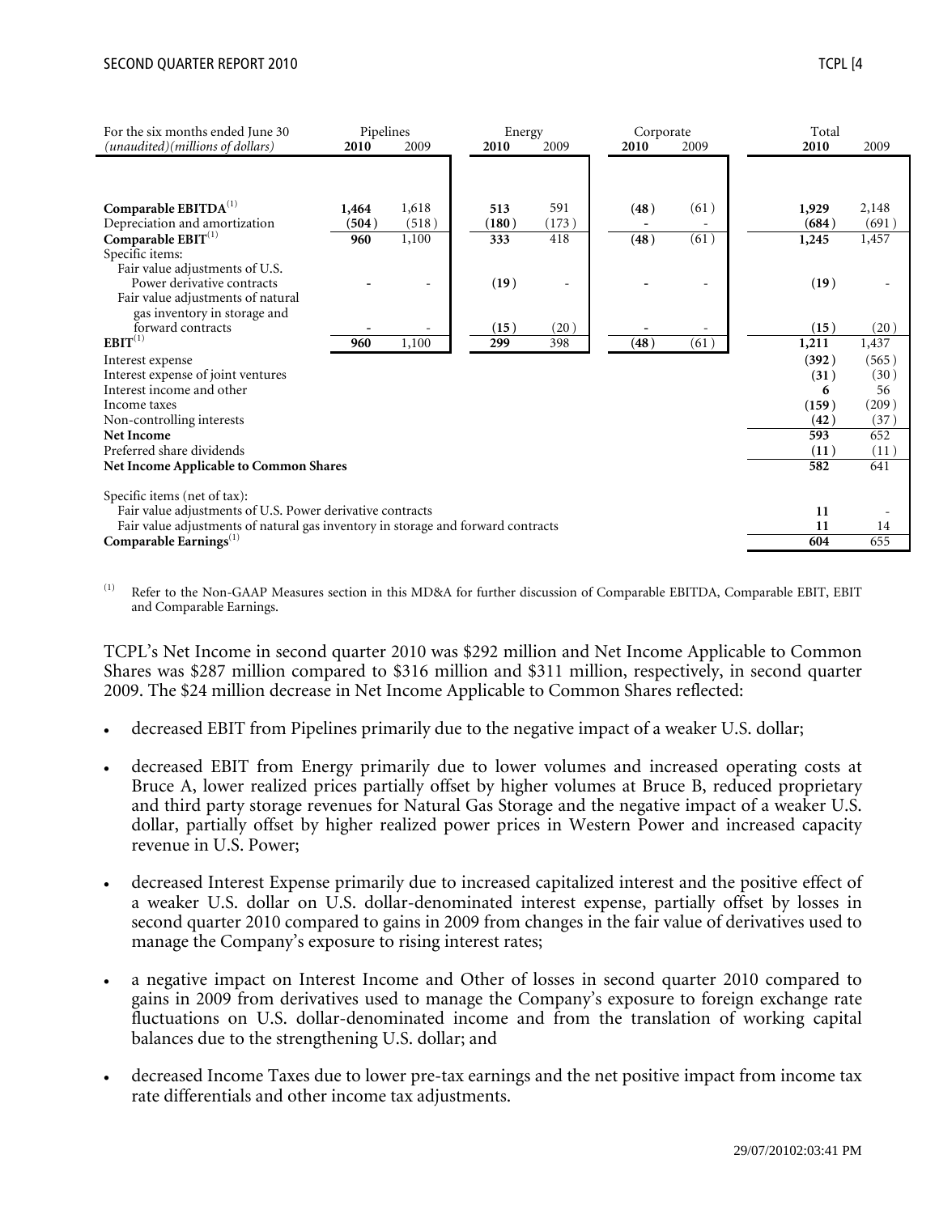| For the six months ended June 30 (unaudited)(millions of dollars) | Pipelines | | Energy | | Corporate | | Total | |
|---|---|---|---|---|---|---|---|---|
| | **2010** | 2009 | **2010** | 2009 | **2010** | 2009 | **2010** | 2009 |
| **Comparable EBITDA**[(1)] | **1,464** | 1,618 | **513** | 591 | **(48)** | (61) | **1,929** | 2,148 |
| Depreciation and amortization | **(504)** | (518) | **(180)** | (173) | **-** | - | **(684)** | (691) |
| **Comparable EBIT**[(1)] | **960** | 1,100 | **333** | 418 | **(48)** | (61) | **1,245** | 1,457 |
| Specific items: | | | | | | | | |
| Fair value adjustments of U.S. Power derivative contracts | **-** | - | **(19)** | - | **-** | - | **(19)** | - |
| Fair value adjustments of natural gas inventory in storage and forward contracts | **-** | - | **(15)** | (20) | **-** | - | **(15)** | (20) |
| **EBIT**[(1)] | **960** | 1,100 | **299** | 398 | **(48)** | (61) | **1,211** | 1,437 |
| Interest expense | | | | | | | **(392)** | (565) |
| Interest expense of joint ventures | | | | | | | **(31)** | (30) |
| Interest income and other | | | | | | | **6** | 56 |
| Income taxes | | | | | | | **(159)** | (209) |
| Non-controlling interests | | | | | | | **(42)** | (37) |
| **Net Income** | | | | | | | **593** | 652 |
| Preferred share dividends | | | | | | | **(11)** | (11) |
| **Net Income Applicable to Common Shares** | | | | | | | **582** | 641 |
| Specific items (net of tax): | | | | | | | | |
| Fair value adjustments of U.S. Power derivative contracts | | | | | | | **11** | - |
| Fair value adjustments of natural gas inventory in storage and forward contracts | | | | | | | **11** | 14 |
| **Comparable Earnings**[(1)] | | | | | | | **604** | 655 |

(1) Refer to the Non-GAAP Measures section in this MD&A for further discussion of Comparable EBITDA, Comparable EBIT, EBIT and Comparable Earnings.

TCPL's Net Income in second quarter 2010 was $292 million and Net Income Applicable to Common Shares was $287 million compared to $316 million and $311 million, respectively, in second quarter 2009. The $24 million decrease in Net Income Applicable to Common Shares reflected:

- decreased EBIT from Pipelines primarily due to the negative impact of a weaker U.S. dollar;
- decreased EBIT from Energy primarily due to lower volumes and increased operating costs at Bruce A, lower realized prices partially offset by higher volumes at Bruce B, reduced proprietary and third party storage revenues for Natural Gas Storage and the negative impact of a weaker U.S. dollar, partially offset by higher realized power prices in Western Power and increased capacity revenue in U.S. Power;
- decreased Interest Expense primarily due to increased capitalized interest and the positive effect of a weaker U.S. dollar on U.S. dollar-denominated interest expense, partially offset by losses in second quarter 2010 compared to gains in 2009 from changes in the fair value of derivatives used to manage the Company's exposure to rising interest rates;
- a negative impact on Interest Income and Other of losses in second quarter 2010 compared to gains in 2009 from derivatives used to manage the Company's exposure to foreign exchange rate fluctuations on U.S. dollar-denominated income and from the translation of working capital balances due to the strengthening U.S. dollar; and
- decreased Income Taxes due to lower pre-tax earnings and the net positive impact from income tax rate differentials and other income tax adjustments.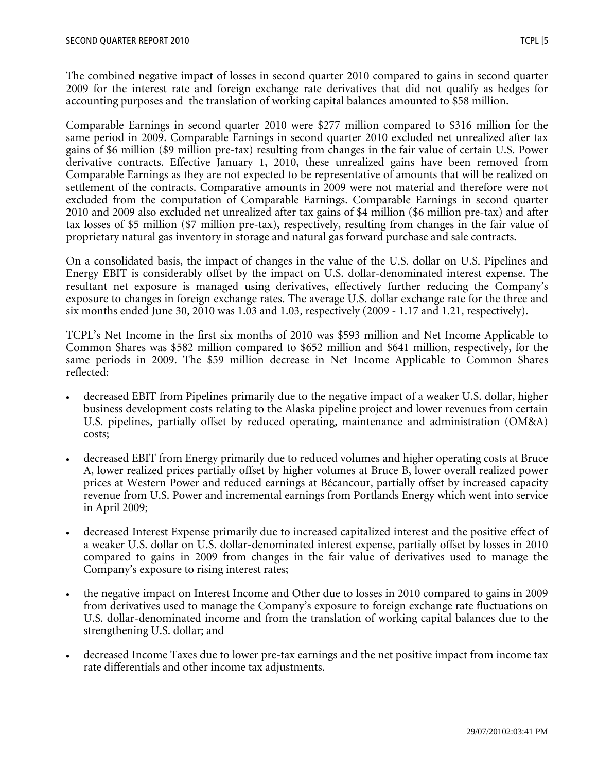The combined negative impact of losses in second quarter 2010 compared to gains in second quarter 2009 for the interest rate and foreign exchange rate derivatives that did not qualify as hedges for accounting purposes and the translation of working capital balances amounted to $58 million.

Comparable Earnings in second quarter 2010 were $277 million compared to $316 million for the same period in 2009. Comparable Earnings in second quarter 2010 excluded net unrealized after tax gains of $6 million ($9 million pre-tax) resulting from changes in the fair value of certain U.S. Power derivative contracts. Effective January 1, 2010, these unrealized gains have been removed from Comparable Earnings as they are not expected to be representative of amounts that will be realized on settlement of the contracts. Comparative amounts in 2009 were not material and therefore were not excluded from the computation of Comparable Earnings. Comparable Earnings in second quarter 2010 and 2009 also excluded net unrealized after tax gains of $4 million ($6 million pre-tax) and after tax losses of $5 million ($7 million pre-tax), respectively, resulting from changes in the fair value of proprietary natural gas inventory in storage and natural gas forward purchase and sale contracts.

On a consolidated basis, the impact of changes in the value of the U.S. dollar on U.S. Pipelines and Energy EBIT is considerably offset by the impact on U.S. dollar-denominated interest expense. The resultant net exposure is managed using derivatives, effectively further reducing the Company's exposure to changes in foreign exchange rates. The average U.S. dollar exchange rate for the three and six months ended June 30, 2010 was 1.03 and 1.03, respectively (2009 - 1.17 and 1.21, respectively).

TCPL's Net Income in the first six months of 2010 was $593 million and Net Income Applicable to Common Shares was $582 million compared to $652 million and $641 million, respectively, for the same periods in 2009. The $59 million decrease in Net Income Applicable to Common Shares reflected:

- decreased EBIT from Pipelines primarily due to the negative impact of a weaker U.S. dollar, higher business development costs relating to the Alaska pipeline project and lower revenues from certain U.S. pipelines, partially offset by reduced operating, maintenance and administration (OM&A) costs;
- decreased EBIT from Energy primarily due to reduced volumes and higher operating costs at Bruce A, lower realized prices partially offset by higher volumes at Bruce B, lower overall realized power prices at Western Power and reduced earnings at Bécancour, partially offset by increased capacity revenue from U.S. Power and incremental earnings from Portlands Energy which went into service in April 2009;
- decreased Interest Expense primarily due to increased capitalized interest and the positive effect of a weaker U.S. dollar on U.S. dollar-denominated interest expense, partially offset by losses in 2010 compared to gains in 2009 from changes in the fair value of derivatives used to manage the Company's exposure to rising interest rates;
- the negative impact on Interest Income and Other due to losses in 2010 compared to gains in 2009 from derivatives used to manage the Company's exposure to foreign exchange rate fluctuations on U.S. dollar-denominated income and from the translation of working capital balances due to the strengthening U.S. dollar; and
- decreased Income Taxes due to lower pre-tax earnings and the net positive impact from income tax rate differentials and other income tax adjustments.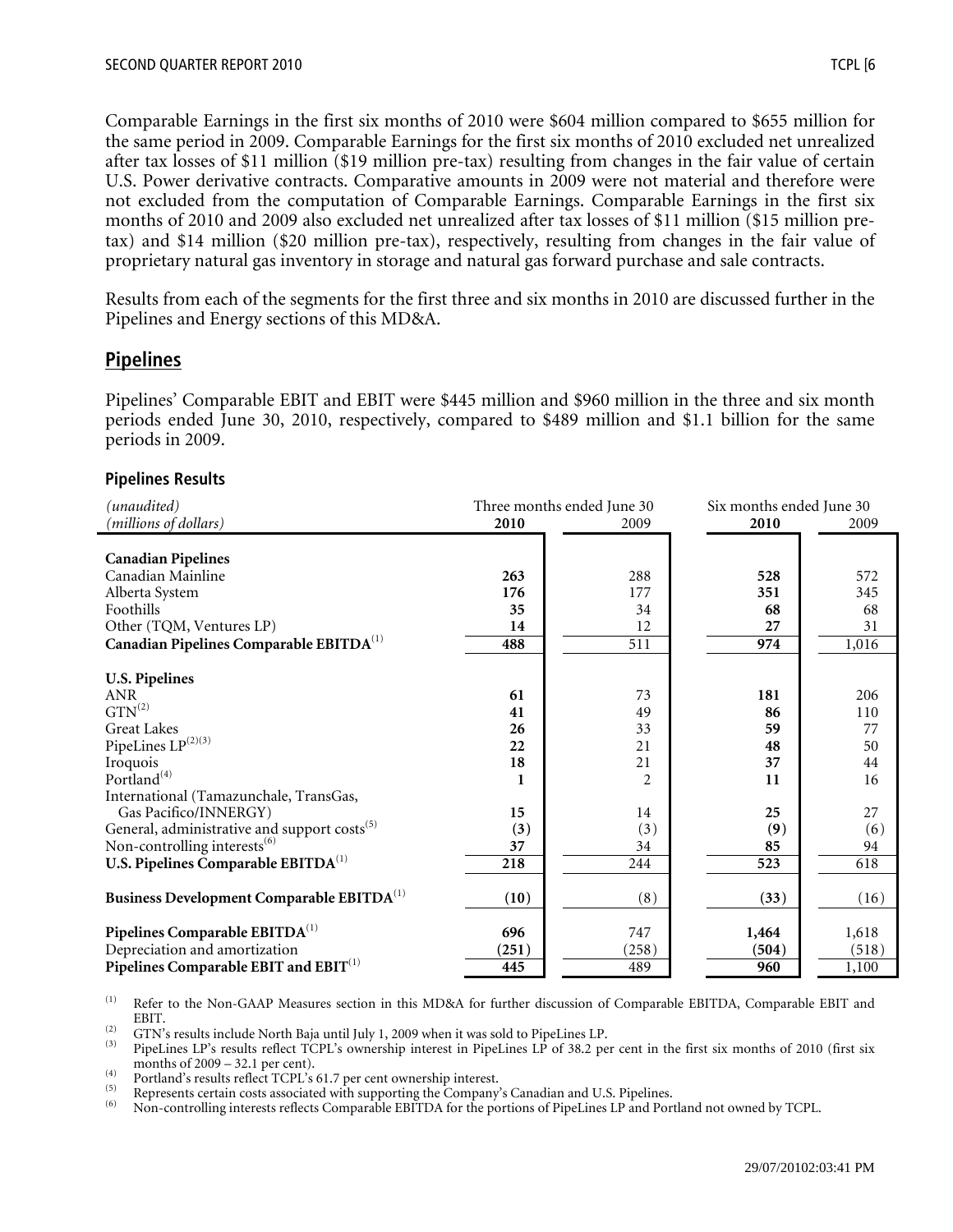Comparable Earnings in the first six months of 2010 were $604 million compared to $655 million for the same period in 2009. Comparable Earnings for the first six months of 2010 excluded net unrealized after tax losses of $11 million ($19 million pre-tax) resulting from changes in the fair value of certain U.S. Power derivative contracts. Comparative amounts in 2009 were not material and therefore were not excluded from the computation of Comparable Earnings. Comparable Earnings in the first six months of 2010 and 2009 also excluded net unrealized after tax losses of $11 million ($15 million pre-tax) and $14 million ($20 million pre-tax), respectively, resulting from changes in the fair value of proprietary natural gas inventory in storage and natural gas forward purchase and sale contracts.

Results from each of the segments for the first three and six months in 2010 are discussed further in the Pipelines and Energy sections of this MD&A.

## Pipelines

Pipelines' Comparable EBIT and EBIT were $445 million and $960 million in the three and six month periods ended June 30, 2010, respectively, compared to $489 million and $1.1 billion for the same periods in 2009.

### Pipelines Results

| *(unaudited)* | Three months ended June 30 | | Six months ended June 30 | |
|---|---|---|---|---|
| *(millions of dollars)* | **2010** | 2009 | **2010** | 2009 |
| **Canadian Pipelines** | | | | |
| Canadian Mainline | **263** | 288 | **528** | 572 |
| Alberta System | **176** | 177 | **351** | 345 |
| Foothills | **35** | 34 | **68** | 68 |
| Other (TQM, Ventures LP) | **14** | 12 | **27** | 31 |
| **Canadian Pipelines Comparable EBITDA**[(1)] | **488** | 511 | **974** | 1,016 |
| **U.S. Pipelines** | | | | |
| ANR | **61** | 73 | **181** | 206 |
| GTN[(2)] | **41** | 49 | **86** | 110 |
| Great Lakes | **26** | 33 | **59** | 77 |
| PipeLines LP[(2)(3)] | **22** | 21 | **48** | 50 |
| Iroquois | **18** | 21 | **37** | 44 |
| Portland[(4)] | **1** | 2 | **11** | 16 |
| International (Tamazunchale, TransGas, Gas Pacifico/INNERGY) | **15** | 14 | **25** | 27 |
| General, administrative and support costs[(5)] | **(3)** | (3) | **(9)** | (6) |
| Non-controlling interests[(6)] | **37** | 34 | **85** | 94 |
| **U.S. Pipelines Comparable EBITDA**[(1)] | **218** | 244 | **523** | 618 |
| **Business Development Comparable EBITDA**[(1)] | **(10)** | (8) | **(33)** | (16) |
| **Pipelines Comparable EBITDA**[(1)] | **696** | 747 | **1,464** | 1,618 |
| Depreciation and amortization | **(251)** | (258) | **(504)** | (518) |
| **Pipelines Comparable EBIT and EBIT**[(1)] | **445** | 489 | **960** | 1,100 |

(1) Refer to the Non-GAAP Measures section in this MD&A for further discussion of Comparable EBITDA, Comparable EBIT and EBIT.
(2) GTN's results include North Baja until July 1, 2009 when it was sold to PipeLines LP.
(3) PipeLines LP's results reflect TCPL's ownership interest in PipeLines LP of 38.2 per cent in the first six months of 2010 (first six months of 2009 – 32.1 per cent).
(4) Portland's results reflect TCPL's 61.7 per cent ownership interest.
(5) Represents certain costs associated with supporting the Company's Canadian and U.S. Pipelines.
(6) Non-controlling interests reflects Comparable EBITDA for the portions of PipeLines LP and Portland not owned by TCPL.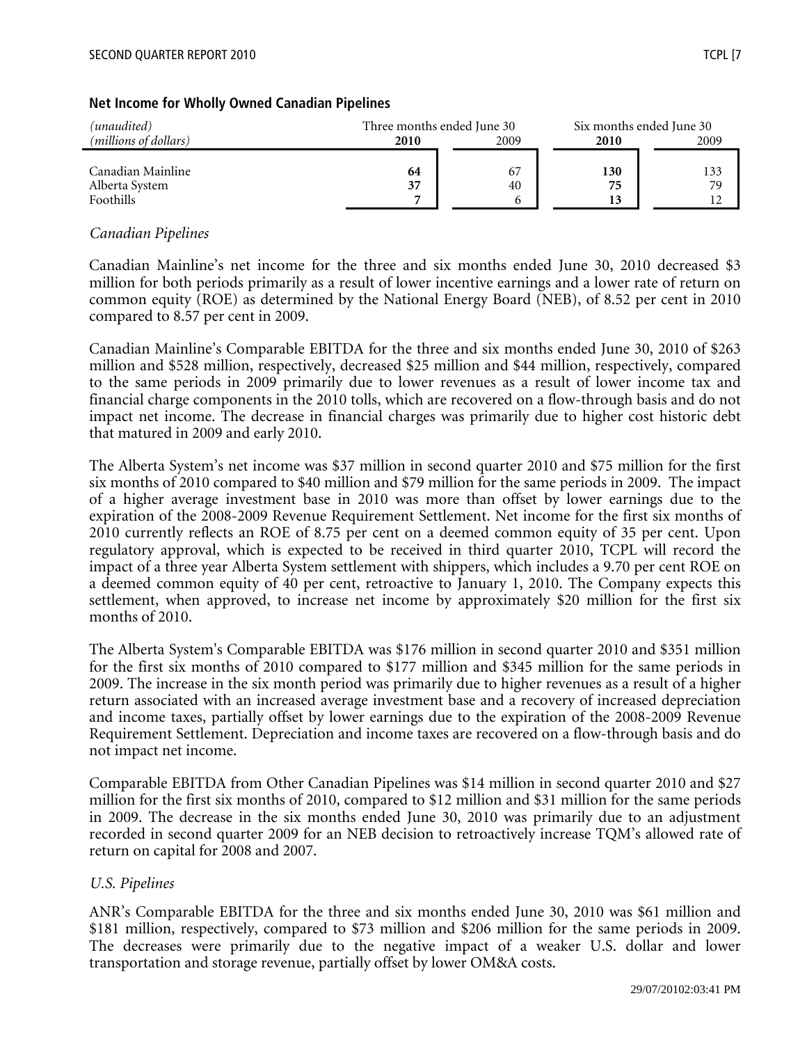### Net Income for Wholly Owned Canadian Pipelines

| *(unaudited)* | Three months ended June 30 | | Six months ended June 30 | |
|---|---|---|---|---|
| *(millions of dollars)* | **2010** | 2009 | **2010** | 2009 |
| Canadian Mainline | **64** | 67 | **130** | 133 |
| Alberta System | **37** | 40 | **75** | 79 |
| Foothills | **7** | 6 | **13** | 12 |

*Canadian Pipelines*

Canadian Mainline's net income for the three and six months ended June 30, 2010 decreased $3 million for both periods primarily as a result of lower incentive earnings and a lower rate of return on common equity (ROE) as determined by the National Energy Board (NEB), of 8.52 per cent in 2010 compared to 8.57 per cent in 2009.

Canadian Mainline's Comparable EBITDA for the three and six months ended June 30, 2010 of $263 million and $528 million, respectively, decreased $25 million and $44 million, respectively, compared to the same periods in 2009 primarily due to lower revenues as a result of lower income tax and financial charge components in the 2010 tolls, which are recovered on a flow-through basis and do not impact net income. The decrease in financial charges was primarily due to higher cost historic debt that matured in 2009 and early 2010.

The Alberta System's net income was $37 million in second quarter 2010 and $75 million for the first six months of 2010 compared to $40 million and $79 million for the same periods in 2009. The impact of a higher average investment base in 2010 was more than offset by lower earnings due to the expiration of the 2008-2009 Revenue Requirement Settlement. Net income for the first six months of 2010 currently reflects an ROE of 8.75 per cent on a deemed common equity of 35 per cent. Upon regulatory approval, which is expected to be received in third quarter 2010, TCPL will record the impact of a three year Alberta System settlement with shippers, which includes a 9.70 per cent ROE on a deemed common equity of 40 per cent, retroactive to January 1, 2010. The Company expects this settlement, when approved, to increase net income by approximately $20 million for the first six months of 2010.

The Alberta System's Comparable EBITDA was $176 million in second quarter 2010 and $351 million for the first six months of 2010 compared to $177 million and $345 million for the same periods in 2009. The increase in the six month period was primarily due to higher revenues as a result of a higher return associated with an increased average investment base and a recovery of increased depreciation and income taxes, partially offset by lower earnings due to the expiration of the 2008-2009 Revenue Requirement Settlement. Depreciation and income taxes are recovered on a flow-through basis and do not impact net income.

Comparable EBITDA from Other Canadian Pipelines was $14 million in second quarter 2010 and $27 million for the first six months of 2010, compared to $12 million and $31 million for the same periods in 2009. The decrease in the six months ended June 30, 2010 was primarily due to an adjustment recorded in second quarter 2009 for an NEB decision to retroactively increase TQM's allowed rate of return on capital for 2008 and 2007.

*U.S. Pipelines*

ANR's Comparable EBITDA for the three and six months ended June 30, 2010 was $61 million and $181 million, respectively, compared to $73 million and $206 million for the same periods in 2009. The decreases were primarily due to the negative impact of a weaker U.S. dollar and lower transportation and storage revenue, partially offset by lower OM&A costs.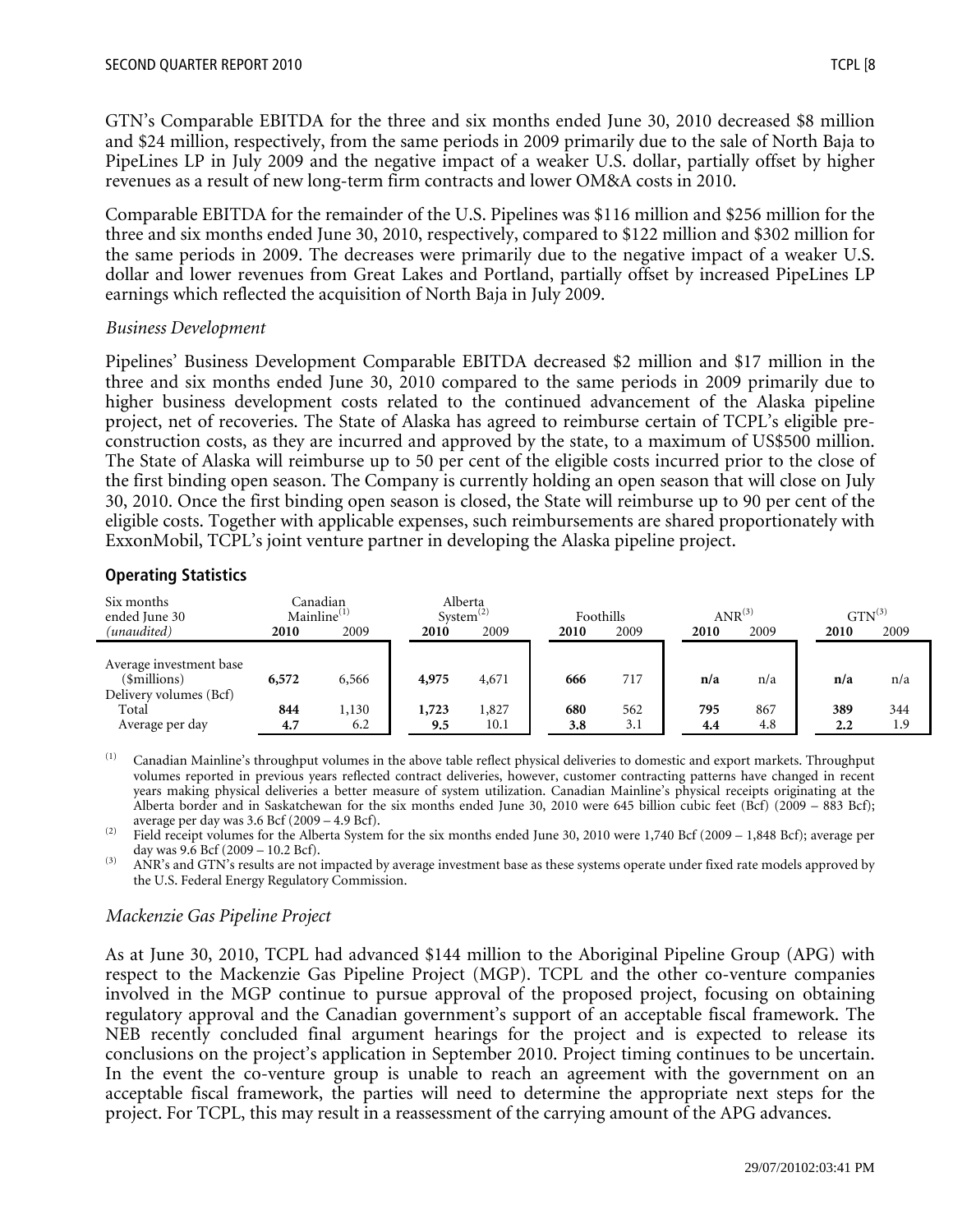GTN's Comparable EBITDA for the three and six months ended June 30, 2010 decreased \$8 million and \$24 million, respectively, from the same periods in 2009 primarily due to the sale of North Baja to PipeLines LP in July 2009 and the negative impact of a weaker U.S. dollar, partially offset by higher revenues as a result of new long-term firm contracts and lower OM&A costs in 2010.

Comparable EBITDA for the remainder of the U.S. Pipelines was \$116 million and \$256 million for the three and six months ended June 30, 2010, respectively, compared to \$122 million and \$302 million for the same periods in 2009. The decreases were primarily due to the negative impact of a weaker U.S. dollar and lower revenues from Great Lakes and Portland, partially offset by increased PipeLines LP earnings which reflected the acquisition of North Baja in July 2009.

*Business Development*

Pipelines' Business Development Comparable EBITDA decreased \$2 million and \$17 million in the three and six months ended June 30, 2010 compared to the same periods in 2009 primarily due to higher business development costs related to the continued advancement of the Alaska pipeline project, net of recoveries. The State of Alaska has agreed to reimburse certain of TCPL's eligible pre-construction costs, as they are incurred and approved by the state, to a maximum of US\$500 million. The State of Alaska will reimburse up to 50 per cent of the eligible costs incurred prior to the close of the first binding open season. The Company is currently holding an open season that will close on July 30, 2010. Once the first binding open season is closed, the State will reimburse up to 90 per cent of the eligible costs. Together with applicable expenses, such reimbursements are shared proportionately with ExxonMobil, TCPL's joint venture partner in developing the Alaska pipeline project.

## Operating Statistics

| Six months ended June 30 *(unaudited)* | Canadian Mainline[1] 2010 | Canadian Mainline[1] 2009 | Alberta System[2] 2010 | Alberta System[2] 2009 | Foothills 2010 | Foothills 2009 | ANR[3] 2010 | ANR[3] 2009 | GTN[3] 2010 | GTN[3] 2009 |
|---|---|---|---|---|---|---|---|---|---|---|
| Average investment base (\$millions) | **6,572** | 6,566 | **4,975** | 4,671 | **666** | 717 | **n/a** | n/a | **n/a** | n/a |
| Delivery volumes (Bcf) | | | | | | | | | | |
| Total | **844** | 1,130 | **1,723** | 1,827 | **680** | 562 | **795** | 867 | **389** | 344 |
| Average per day | **4.7** | 6.2 | **9.5** | 10.1 | **3.8** | 3.1 | **4.4** | 4.8 | **2.2** | 1.9 |

(1) Canadian Mainline's throughput volumes in the above table reflect physical deliveries to domestic and export markets. Throughput volumes reported in previous years reflected contract deliveries, however, customer contracting patterns have changed in recent years making physical deliveries a better measure of system utilization. Canadian Mainline's physical receipts originating at the Alberta border and in Saskatchewan for the six months ended June 30, 2010 were 645 billion cubic feet (Bcf) (2009 – 883 Bcf); average per day was 3.6 Bcf (2009 – 4.9 Bcf).

(2) Field receipt volumes for the Alberta System for the six months ended June 30, 2010 were 1,740 Bcf (2009 – 1,848 Bcf); average per day was 9.6 Bcf (2009 – 10.2 Bcf).

(3) ANR's and GTN's results are not impacted by average investment base as these systems operate under fixed rate models approved by the U.S. Federal Energy Regulatory Commission.

*Mackenzie Gas Pipeline Project*

As at June 30, 2010, TCPL had advanced \$144 million to the Aboriginal Pipeline Group (APG) with respect to the Mackenzie Gas Pipeline Project (MGP). TCPL and the other co-venture companies involved in the MGP continue to pursue approval of the proposed project, focusing on obtaining regulatory approval and the Canadian government's support of an acceptable fiscal framework. The NEB recently concluded final argument hearings for the project and is expected to release its conclusions on the project's application in September 2010. Project timing continues to be uncertain. In the event the co-venture group is unable to reach an agreement with the government on an acceptable fiscal framework, the parties will need to determine the appropriate next steps for the project. For TCPL, this may result in a reassessment of the carrying amount of the APG advances.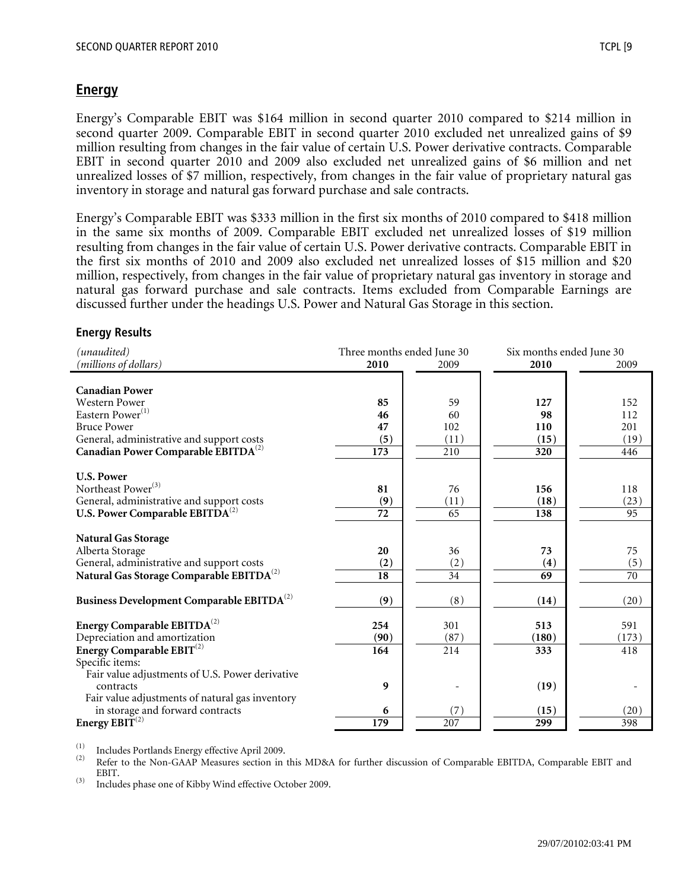## Energy

Energy's Comparable EBIT was $164 million in second quarter 2010 compared to $214 million in second quarter 2009. Comparable EBIT in second quarter 2010 excluded net unrealized gains of $9 million resulting from changes in the fair value of certain U.S. Power derivative contracts. Comparable EBIT in second quarter 2010 and 2009 also excluded net unrealized gains of $6 million and net unrealized losses of $7 million, respectively, from changes in the fair value of proprietary natural gas inventory in storage and natural gas forward purchase and sale contracts.

Energy's Comparable EBIT was $333 million in the first six months of 2010 compared to $418 million in the same six months of 2009. Comparable EBIT excluded net unrealized losses of $19 million resulting from changes in the fair value of certain U.S. Power derivative contracts. Comparable EBIT in the first six months of 2010 and 2009 also excluded net unrealized losses of $15 million and $20 million, respectively, from changes in the fair value of proprietary natural gas inventory in storage and natural gas forward purchase and sale contracts. Items excluded from Comparable Earnings are discussed further under the headings U.S. Power and Natural Gas Storage in this section.

### Energy Results

| *(unaudited)* | Three months ended June 30 | | Six months ended June 30 | |
|---|---|---|---|---|
| *(millions of dollars)* | **2010** | 2009 | **2010** | 2009 |
| **Canadian Power** | | | | |
| Western Power | **85** | 59 | **127** | 152 |
| Eastern Power[(1)] | **46** | 60 | **98** | 112 |
| Bruce Power | **47** | 102 | **110** | 201 |
| General, administrative and support costs | **(5)** | (11) | **(15)** | (19) |
| **Canadian Power Comparable EBITDA**[(2)] | **173** | 210 | **320** | 446 |
| **U.S. Power** | | | | |
| Northeast Power[(3)] | **81** | 76 | **156** | 118 |
| General, administrative and support costs | **(9)** | (11) | **(18)** | (23) |
| **U.S. Power Comparable EBITDA**[(2)] | **72** | 65 | **138** | 95 |
| **Natural Gas Storage** | | | | |
| Alberta Storage | **20** | 36 | **73** | 75 |
| General, administrative and support costs | **(2)** | (2) | **(4)** | (5) |
| **Natural Gas Storage Comparable EBITDA**[(2)] | **18** | 34 | **69** | 70 |
| **Business Development Comparable EBITDA**[(2)] | **(9)** | (8) | **(14)** | (20) |
| **Energy Comparable EBITDA**[(2)] | **254** | 301 | **513** | 591 |
| Depreciation and amortization | **(90)** | (87) | **(180)** | (173) |
| **Energy Comparable EBIT**[(2)] | **164** | 214 | **333** | 418 |
| Specific items: | | | | |
| Fair value adjustments of U.S. Power derivative contracts | **9** | - | **(19)** | - |
| Fair value adjustments of natural gas inventory in storage and forward contracts | **6** | (7) | **(15)** | (20) |
| **Energy EBIT**[(2)] | **179** | 207 | **299** | 398 |

(1) Includes Portlands Energy effective April 2009.

(2) Refer to the Non-GAAP Measures section in this MD&A for further discussion of Comparable EBITDA, Comparable EBIT and EBIT.

(3) Includes phase one of Kibby Wind effective October 2009.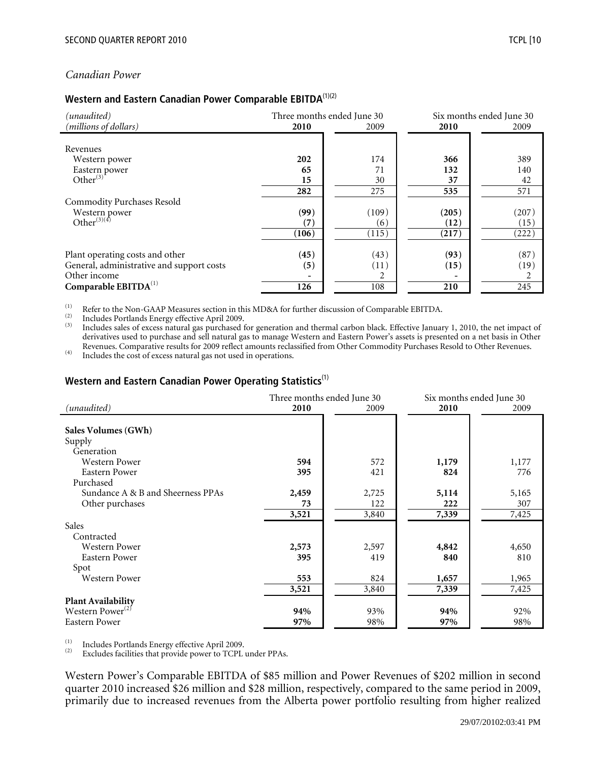*Canadian Power*

### Western and Eastern Canadian Power Comparable EBITDA[(1)(2)]

| *(unaudited)* *(millions of dollars)* | Three months ended June 30 **2010** | 2009 | Six months ended June 30 **2010** | 2009 |
|---|---|---|---|---|
| Revenues | | | | |
| Western power | **202** | 174 | **366** | 389 |
| Eastern power | **65** | 71 | **132** | 140 |
| Other[(3)] | **15** | 30 | **37** | 42 |
| | **282** | 275 | **535** | 571 |
| Commodity Purchases Resold | | | | |
| Western power | **(99)** | (109) | **(205)** | (207) |
| Other[(3)(4)] | **(7)** | (6) | **(12)** | (15) |
| | **(106)** | (115) | **(217)** | (222) |
| Plant operating costs and other | **(45)** | (43) | **(93)** | (87) |
| General, administrative and support costs | **(5)** | (11) | **(15)** | (19) |
| Other income | **-** | 2 | **-** | 2 |
| **Comparable EBITDA**[(1)] | **126** | 108 | **210** | 245 |

(1) Refer to the Non-GAAP Measures section in this MD&A for further discussion of Comparable EBITDA.
(2) Includes Portlands Energy effective April 2009.
(3) Includes sales of excess natural gas purchased for generation and thermal carbon black. Effective January 1, 2010, the net impact of derivatives used to purchase and sell natural gas to manage Western and Eastern Power's assets is presented on a net basis in Other Revenues. Comparative results for 2009 reflect amounts reclassified from Other Commodity Purchases Resold to Other Revenues.
(4) Includes the cost of excess natural gas not used in operations.

### Western and Eastern Canadian Power Operating Statistics[(1)]

| *(unaudited)* | Three months ended June 30 **2010** | 2009 | Six months ended June 30 **2010** | 2009 |
|---|---|---|---|---|
| **Sales Volumes (GWh)** | | | | |
| Supply | | | | |
| Generation | | | | |
| Western Power | **594** | 572 | **1,179** | 1,177 |
| Eastern Power | **395** | 421 | **824** | 776 |
| Purchased | | | | |
| Sundance A & B and Sheerness PPAs | **2,459** | 2,725 | **5,114** | 5,165 |
| Other purchases | **73** | 122 | **222** | 307 |
| | **3,521** | 3,840 | **7,339** | 7,425 |
| Sales | | | | |
| Contracted | | | | |
| Western Power | **2,573** | 2,597 | **4,842** | 4,650 |
| Eastern Power | **395** | 419 | **840** | 810 |
| Spot | | | | |
| Western Power | **553** | 824 | **1,657** | 1,965 |
| | **3,521** | 3,840 | **7,339** | 7,425 |
| **Plant Availability** | | | | |
| Western Power[(2)] | **94%** | 93% | **94%** | 92% |
| Eastern Power | **97%** | 98% | **97%** | 98% |

(1) Includes Portlands Energy effective April 2009.
(2) Excludes facilities that provide power to TCPL under PPAs.

Western Power's Comparable EBITDA of $85 million and Power Revenues of $202 million in second quarter 2010 increased $26 million and $28 million, respectively, compared to the same period in 2009, primarily due to increased revenues from the Alberta power portfolio resulting from higher realized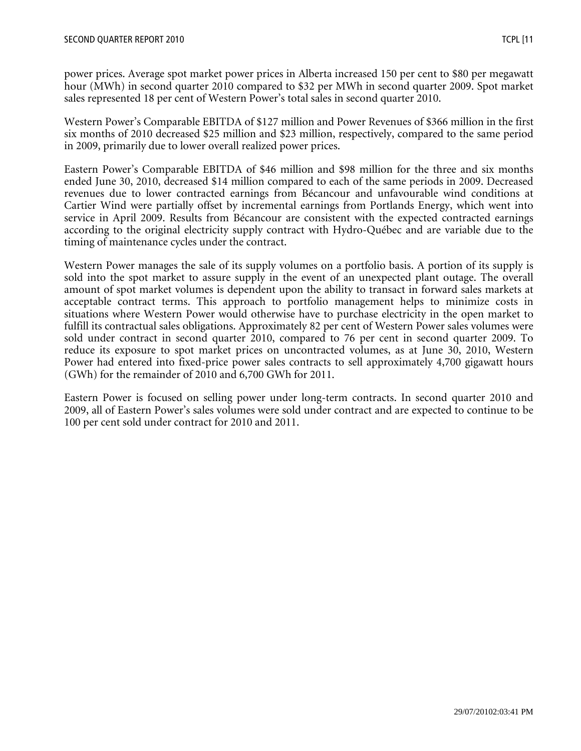power prices. Average spot market power prices in Alberta increased 150 per cent to $80 per megawatt hour (MWh) in second quarter 2010 compared to $32 per MWh in second quarter 2009. Spot market sales represented 18 per cent of Western Power's total sales in second quarter 2010.

Western Power's Comparable EBITDA of $127 million and Power Revenues of $366 million in the first six months of 2010 decreased $25 million and $23 million, respectively, compared to the same period in 2009, primarily due to lower overall realized power prices.

Eastern Power's Comparable EBITDA of $46 million and $98 million for the three and six months ended June 30, 2010, decreased $14 million compared to each of the same periods in 2009. Decreased revenues due to lower contracted earnings from Bécancour and unfavourable wind conditions at Cartier Wind were partially offset by incremental earnings from Portlands Energy, which went into service in April 2009. Results from Bécancour are consistent with the expected contracted earnings according to the original electricity supply contract with Hydro-Québec and are variable due to the timing of maintenance cycles under the contract.

Western Power manages the sale of its supply volumes on a portfolio basis. A portion of its supply is sold into the spot market to assure supply in the event of an unexpected plant outage. The overall amount of spot market volumes is dependent upon the ability to transact in forward sales markets at acceptable contract terms. This approach to portfolio management helps to minimize costs in situations where Western Power would otherwise have to purchase electricity in the open market to fulfill its contractual sales obligations. Approximately 82 per cent of Western Power sales volumes were sold under contract in second quarter 2010, compared to 76 per cent in second quarter 2009. To reduce its exposure to spot market prices on uncontracted volumes, as at June 30, 2010, Western Power had entered into fixed-price power sales contracts to sell approximately 4,700 gigawatt hours (GWh) for the remainder of 2010 and 6,700 GWh for 2011.

Eastern Power is focused on selling power under long-term contracts. In second quarter 2010 and 2009, all of Eastern Power's sales volumes were sold under contract and are expected to continue to be 100 per cent sold under contract for 2010 and 2011.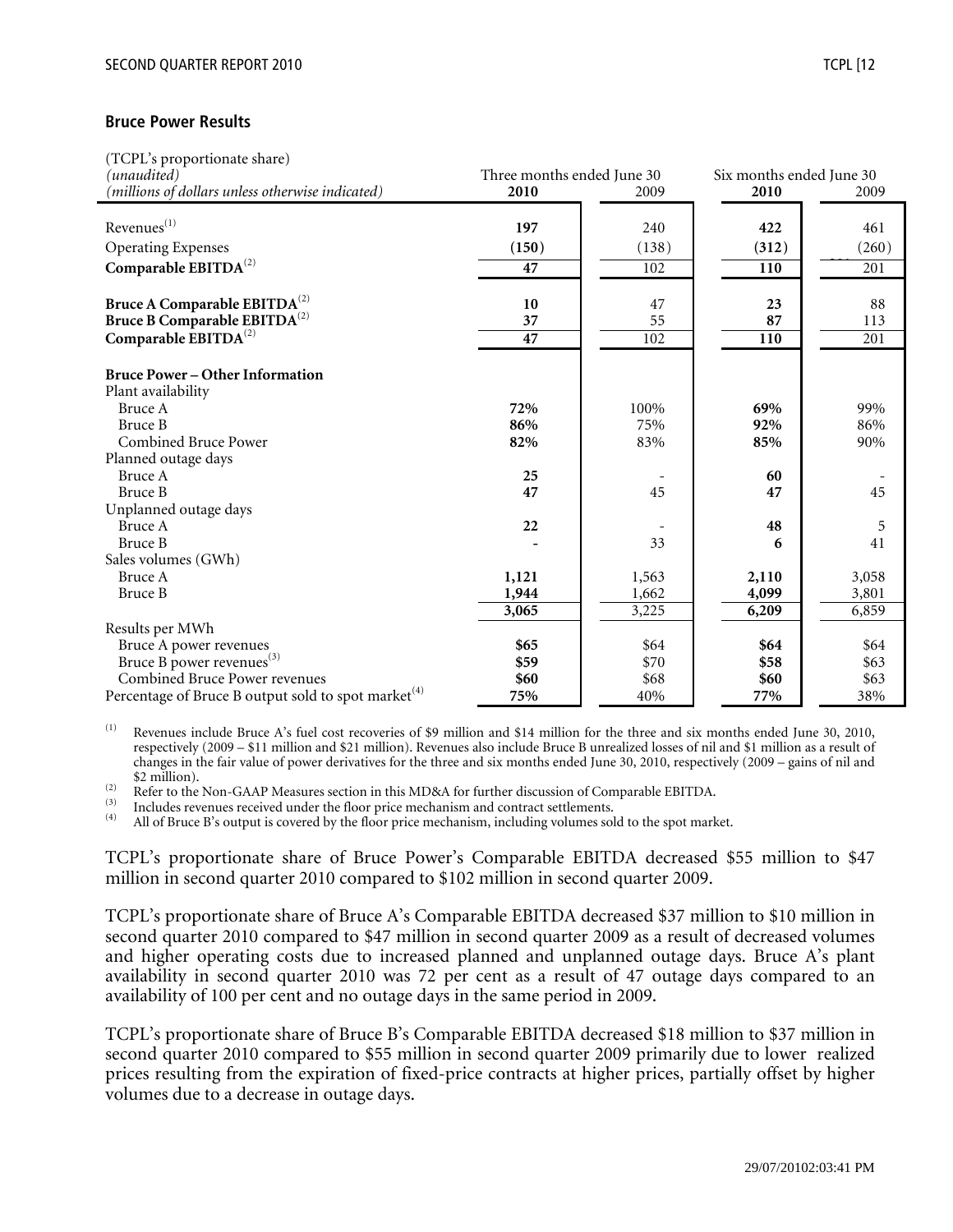## Bruce Power Results

| (TCPL's proportionate share)<br>*(unaudited)*<br>*(millions of dollars unless otherwise indicated)* | Three months ended June 30 | | Six months ended June 30 | |
|---|---|---|---|---|
| | **2010** | 2009 | **2010** | 2009 |
| Revenues[(1)] | **197** | 240 | **422** | 461 |
| Operating Expenses | **(150)** | (138) | **(312)** | (260) |
| **Comparable EBITDA**[(2)] | **47** | 102 | **110** | 201 |
| **Bruce A Comparable EBITDA**[(2)] | **10** | 47 | **23** | 88 |
| **Bruce B Comparable EBITDA**[(2)] | **37** | 55 | **87** | 113 |
| **Comparable EBITDA**[(2)] | **47** | 102 | **110** | 201 |
| **Bruce Power – Other Information** | | | | |
| Plant availability | | | | |
| Bruce A | **72%** | 100% | **69%** | 99% |
| Bruce B | **86%** | 75% | **92%** | 86% |
| Combined Bruce Power | **82%** | 83% | **85%** | 90% |
| Planned outage days | | | | |
| Bruce A | **25** | - | **60** | - |
| Bruce B | **47** | 45 | **47** | 45 |
| Unplanned outage days | | | | |
| Bruce A | **22** | - | **48** | 5 |
| Bruce B | **-** | 33 | **6** | 41 |
| Sales volumes (GWh) | | | | |
| Bruce A | **1,121** | 1,563 | **2,110** | 3,058 |
| Bruce B | **1,944** | 1,662 | **4,099** | 3,801 |
| | **3,065** | 3,225 | **6,209** | 6,859 |
| Results per MWh | | | | |
| Bruce A power revenues | **$65** | $64 | **$64** | $64 |
| Bruce B power revenues[(3)] | **$59** | $70 | **$58** | $63 |
| Combined Bruce Power revenues | **$60** | $68 | **$60** | $63 |
| Percentage of Bruce B output sold to spot market[(4)] | **75%** | 40% | **77%** | 38% |

(1) Revenues include Bruce A's fuel cost recoveries of $9 million and $14 million for the three and six months ended June 30, 2010, respectively (2009 – $11 million and $21 million). Revenues also include Bruce B unrealized losses of nil and $1 million as a result of changes in the fair value of power derivatives for the three and six months ended June 30, 2010, respectively (2009 – gains of nil and $2 million).

(2) Refer to the Non-GAAP Measures section in this MD&A for further discussion of Comparable EBITDA.

(3) Includes revenues received under the floor price mechanism and contract settlements.

(4) All of Bruce B's output is covered by the floor price mechanism, including volumes sold to the spot market.

TCPL's proportionate share of Bruce Power's Comparable EBITDA decreased $55 million to $47 million in second quarter 2010 compared to $102 million in second quarter 2009.

TCPL's proportionate share of Bruce A's Comparable EBITDA decreased $37 million to $10 million in second quarter 2010 compared to $47 million in second quarter 2009 as a result of decreased volumes and higher operating costs due to increased planned and unplanned outage days. Bruce A's plant availability in second quarter 2010 was 72 per cent as a result of 47 outage days compared to an availability of 100 per cent and no outage days in the same period in 2009.

TCPL's proportionate share of Bruce B's Comparable EBITDA decreased $18 million to $37 million in second quarter 2010 compared to $55 million in second quarter 2009 primarily due to lower realized prices resulting from the expiration of fixed-price contracts at higher prices, partially offset by higher volumes due to a decrease in outage days.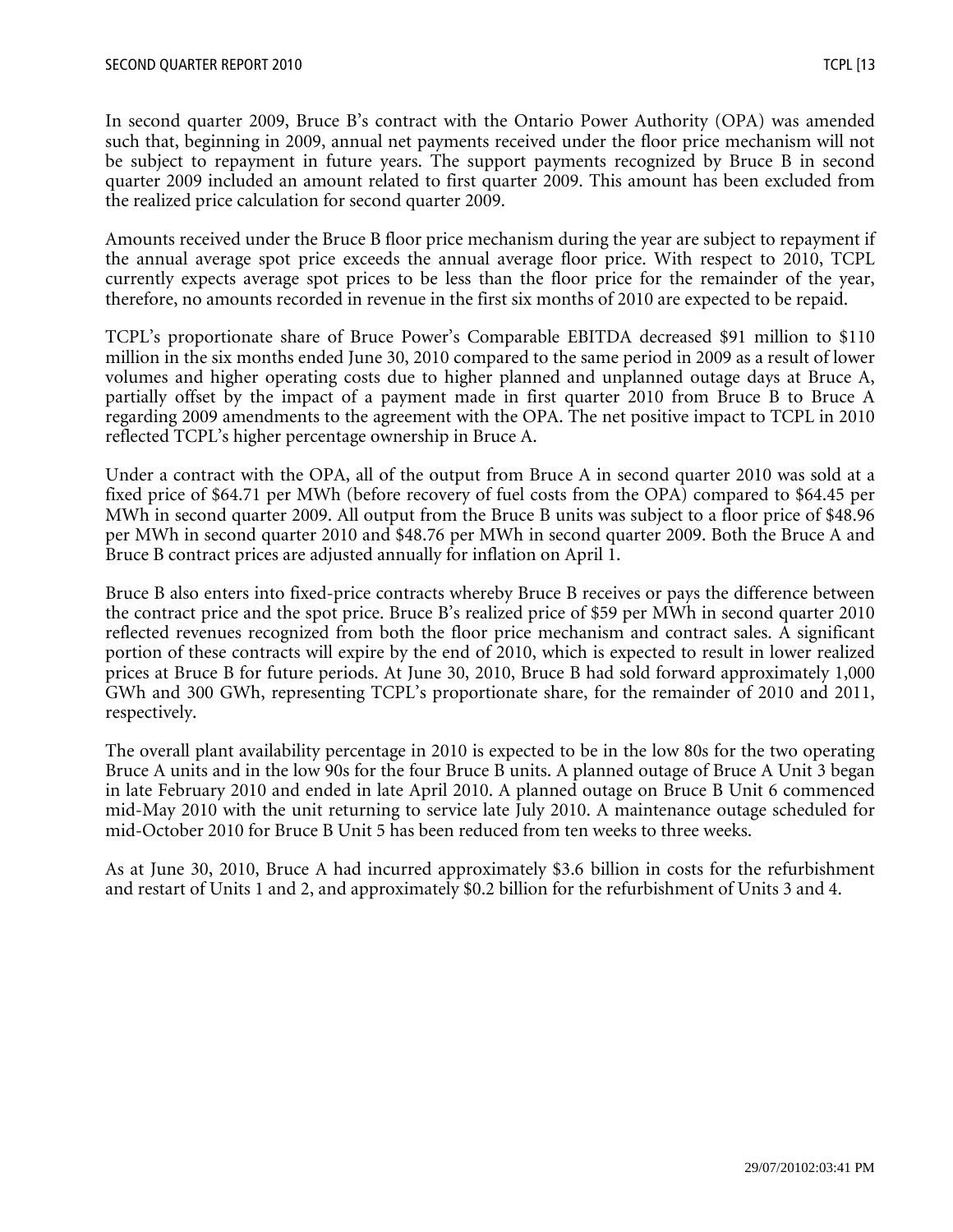In second quarter 2009, Bruce B's contract with the Ontario Power Authority (OPA) was amended such that, beginning in 2009, annual net payments received under the floor price mechanism will not be subject to repayment in future years. The support payments recognized by Bruce B in second quarter 2009 included an amount related to first quarter 2009. This amount has been excluded from the realized price calculation for second quarter 2009.

Amounts received under the Bruce B floor price mechanism during the year are subject to repayment if the annual average spot price exceeds the annual average floor price. With respect to 2010, TCPL currently expects average spot prices to be less than the floor price for the remainder of the year, therefore, no amounts recorded in revenue in the first six months of 2010 are expected to be repaid.

TCPL's proportionate share of Bruce Power's Comparable EBITDA decreased $91 million to $110 million in the six months ended June 30, 2010 compared to the same period in 2009 as a result of lower volumes and higher operating costs due to higher planned and unplanned outage days at Bruce A, partially offset by the impact of a payment made in first quarter 2010 from Bruce B to Bruce A regarding 2009 amendments to the agreement with the OPA. The net positive impact to TCPL in 2010 reflected TCPL's higher percentage ownership in Bruce A.

Under a contract with the OPA, all of the output from Bruce A in second quarter 2010 was sold at a fixed price of $64.71 per MWh (before recovery of fuel costs from the OPA) compared to $64.45 per MWh in second quarter 2009. All output from the Bruce B units was subject to a floor price of $48.96 per MWh in second quarter 2010 and $48.76 per MWh in second quarter 2009. Both the Bruce A and Bruce B contract prices are adjusted annually for inflation on April 1.

Bruce B also enters into fixed-price contracts whereby Bruce B receives or pays the difference between the contract price and the spot price. Bruce B's realized price of $59 per MWh in second quarter 2010 reflected revenues recognized from both the floor price mechanism and contract sales. A significant portion of these contracts will expire by the end of 2010, which is expected to result in lower realized prices at Bruce B for future periods. At June 30, 2010, Bruce B had sold forward approximately 1,000 GWh and 300 GWh, representing TCPL's proportionate share, for the remainder of 2010 and 2011, respectively.

The overall plant availability percentage in 2010 is expected to be in the low 80s for the two operating Bruce A units and in the low 90s for the four Bruce B units. A planned outage of Bruce A Unit 3 began in late February 2010 and ended in late April 2010. A planned outage on Bruce B Unit 6 commenced mid-May 2010 with the unit returning to service late July 2010. A maintenance outage scheduled for mid-October 2010 for Bruce B Unit 5 has been reduced from ten weeks to three weeks.

As at June 30, 2010, Bruce A had incurred approximately $3.6 billion in costs for the refurbishment and restart of Units 1 and 2, and approximately $0.2 billion for the refurbishment of Units 3 and 4.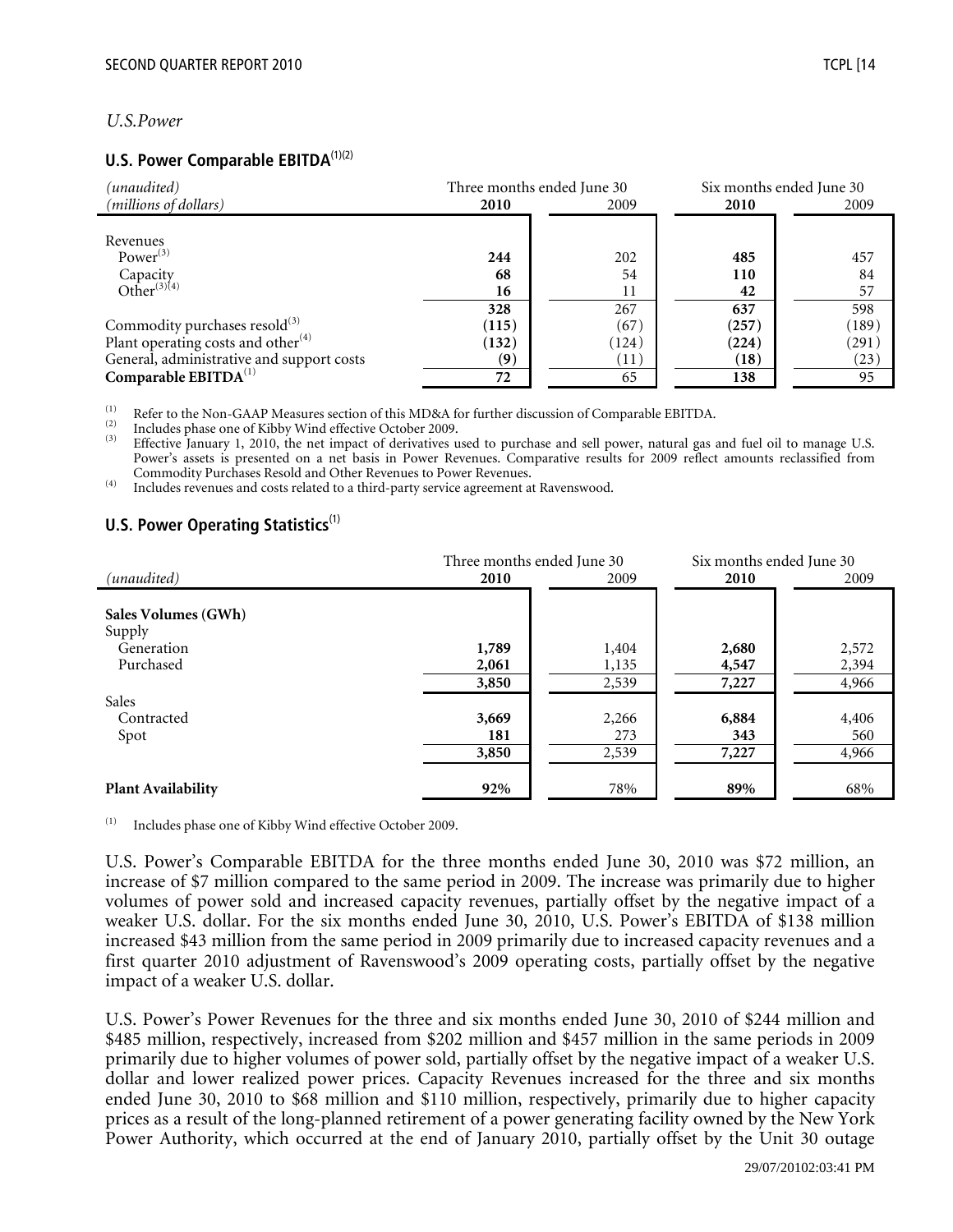*U.S.Power*

### U.S. Power Comparable EBITDA[(1)(2)]

| *(unaudited)* *(millions of dollars)* | Three months ended June 30 **2010** | 2009 | Six months ended June 30 **2010** | 2009 |
|---|---|---|---|---|
| Revenues | | | | |
| Power[(3)] | **244** | 202 | **485** | 457 |
| Capacity | **68** | 54 | **110** | 84 |
| Other[(3)(4)] | **16** | 11 | **42** | 57 |
| | **328** | 267 | **637** | 598 |
| Commodity purchases resold[(3)] | **(115)** | (67) | **(257)** | (189) |
| Plant operating costs and other[(4)] | **(132)** | (124) | **(224)** | (291) |
| General, administrative and support costs | **(9)** | (11) | **(18)** | (23) |
| **Comparable EBITDA**[(1)] | **72** | 65 | **138** | 95 |

(1) Refer to the Non-GAAP Measures section of this MD&A for further discussion of Comparable EBITDA.
(2) Includes phase one of Kibby Wind effective October 2009.
(3) Effective January 1, 2010, the net impact of derivatives used to purchase and sell power, natural gas and fuel oil to manage U.S. Power's assets is presented on a net basis in Power Revenues. Comparative results for 2009 reflect amounts reclassified from Commodity Purchases Resold and Other Revenues to Power Revenues.
(4) Includes revenues and costs related to a third-party service agreement at Ravenswood.

### U.S. Power Operating Statistics[(1)]

| *(unaudited)* | Three months ended June 30 **2010** | 2009 | Six months ended June 30 **2010** | 2009 |
|---|---|---|---|---|
| **Sales Volumes (GWh)** | | | | |
| Supply | | | | |
| Generation | **1,789** | 1,404 | **2,680** | 2,572 |
| Purchased | **2,061** | 1,135 | **4,547** | 2,394 |
| | **3,850** | 2,539 | **7,227** | 4,966 |
| Sales | | | | |
| Contracted | **3,669** | 2,266 | **6,884** | 4,406 |
| Spot | **181** | 273 | **343** | 560 |
| | **3,850** | 2,539 | **7,227** | 4,966 |
| **Plant Availability** | **92%** | 78% | **89%** | 68% |

(1) Includes phase one of Kibby Wind effective October 2009.

U.S. Power's Comparable EBITDA for the three months ended June 30, 2010 was $72 million, an increase of $7 million compared to the same period in 2009. The increase was primarily due to higher volumes of power sold and increased capacity revenues, partially offset by the negative impact of a weaker U.S. dollar. For the six months ended June 30, 2010, U.S. Power's EBITDA of $138 million increased $43 million from the same period in 2009 primarily due to increased capacity revenues and a first quarter 2010 adjustment of Ravenswood's 2009 operating costs, partially offset by the negative impact of a weaker U.S. dollar.

U.S. Power's Power Revenues for the three and six months ended June 30, 2010 of $244 million and $485 million, respectively, increased from $202 million and $457 million in the same periods in 2009 primarily due to higher volumes of power sold, partially offset by the negative impact of a weaker U.S. dollar and lower realized power prices. Capacity Revenues increased for the three and six months ended June 30, 2010 to $68 million and $110 million, respectively, primarily due to higher capacity prices as a result of the long-planned retirement of a power generating facility owned by the New York Power Authority, which occurred at the end of January 2010, partially offset by the Unit 30 outage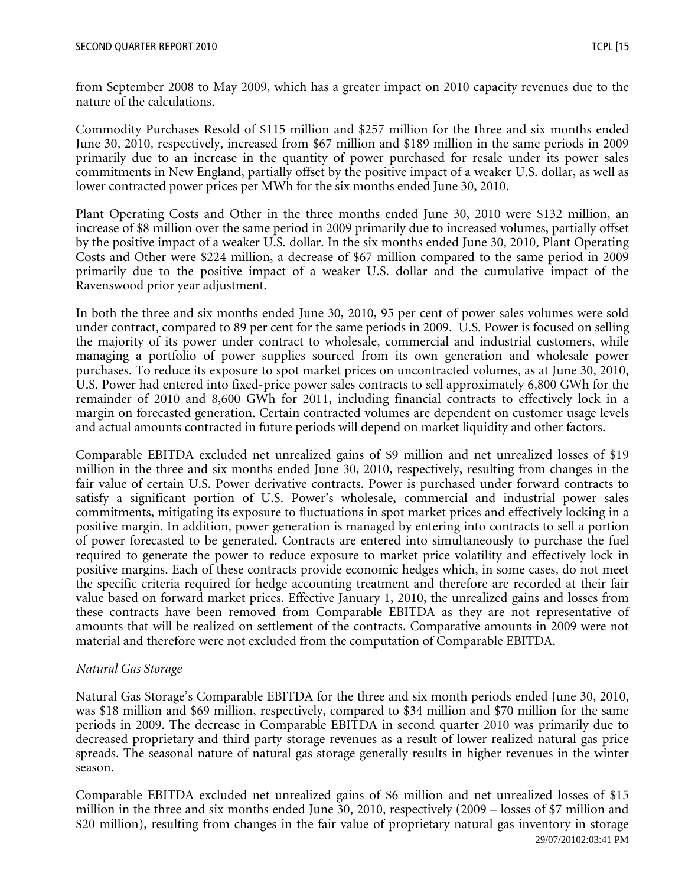from September 2008 to May 2009, which has a greater impact on 2010 capacity revenues due to the nature of the calculations.

Commodity Purchases Resold of $115 million and $257 million for the three and six months ended June 30, 2010, respectively, increased from $67 million and $189 million in the same periods in 2009 primarily due to an increase in the quantity of power purchased for resale under its power sales commitments in New England, partially offset by the positive impact of a weaker U.S. dollar, as well as lower contracted power prices per MWh for the six months ended June 30, 2010.

Plant Operating Costs and Other in the three months ended June 30, 2010 were $132 million, an increase of $8 million over the same period in 2009 primarily due to increased volumes, partially offset by the positive impact of a weaker U.S. dollar. In the six months ended June 30, 2010, Plant Operating Costs and Other were $224 million, a decrease of $67 million compared to the same period in 2009 primarily due to the positive impact of a weaker U.S. dollar and the cumulative impact of the Ravenswood prior year adjustment.

In both the three and six months ended June 30, 2010, 95 per cent of power sales volumes were sold under contract, compared to 89 per cent for the same periods in 2009. U.S. Power is focused on selling the majority of its power under contract to wholesale, commercial and industrial customers, while managing a portfolio of power supplies sourced from its own generation and wholesale power purchases. To reduce its exposure to spot market prices on uncontracted volumes, as at June 30, 2010, U.S. Power had entered into fixed-price power sales contracts to sell approximately 6,800 GWh for the remainder of 2010 and 8,600 GWh for 2011, including financial contracts to effectively lock in a margin on forecasted generation. Certain contracted volumes are dependent on customer usage levels and actual amounts contracted in future periods will depend on market liquidity and other factors.

Comparable EBITDA excluded net unrealized gains of $9 million and net unrealized losses of $19 million in the three and six months ended June 30, 2010, respectively, resulting from changes in the fair value of certain U.S. Power derivative contracts. Power is purchased under forward contracts to satisfy a significant portion of U.S. Power's wholesale, commercial and industrial power sales commitments, mitigating its exposure to fluctuations in spot market prices and effectively locking in a positive margin. In addition, power generation is managed by entering into contracts to sell a portion of power forecasted to be generated. Contracts are entered into simultaneously to purchase the fuel required to generate the power to reduce exposure to market price volatility and effectively lock in positive margins. Each of these contracts provide economic hedges which, in some cases, do not meet the specific criteria required for hedge accounting treatment and therefore are recorded at their fair value based on forward market prices. Effective January 1, 2010, the unrealized gains and losses from these contracts have been removed from Comparable EBITDA as they are not representative of amounts that will be realized on settlement of the contracts. Comparative amounts in 2009 were not material and therefore were not excluded from the computation of Comparable EBITDA.

*Natural Gas Storage*

Natural Gas Storage's Comparable EBITDA for the three and six month periods ended June 30, 2010, was $18 million and $69 million, respectively, compared to $34 million and $70 million for the same periods in 2009. The decrease in Comparable EBITDA in second quarter 2010 was primarily due to decreased proprietary and third party storage revenues as a result of lower realized natural gas price spreads. The seasonal nature of natural gas storage generally results in higher revenues in the winter season.

Comparable EBITDA excluded net unrealized gains of $6 million and net unrealized losses of $15 million in the three and six months ended June 30, 2010, respectively (2009 – losses of $7 million and $20 million), resulting from changes in the fair value of proprietary natural gas inventory in storage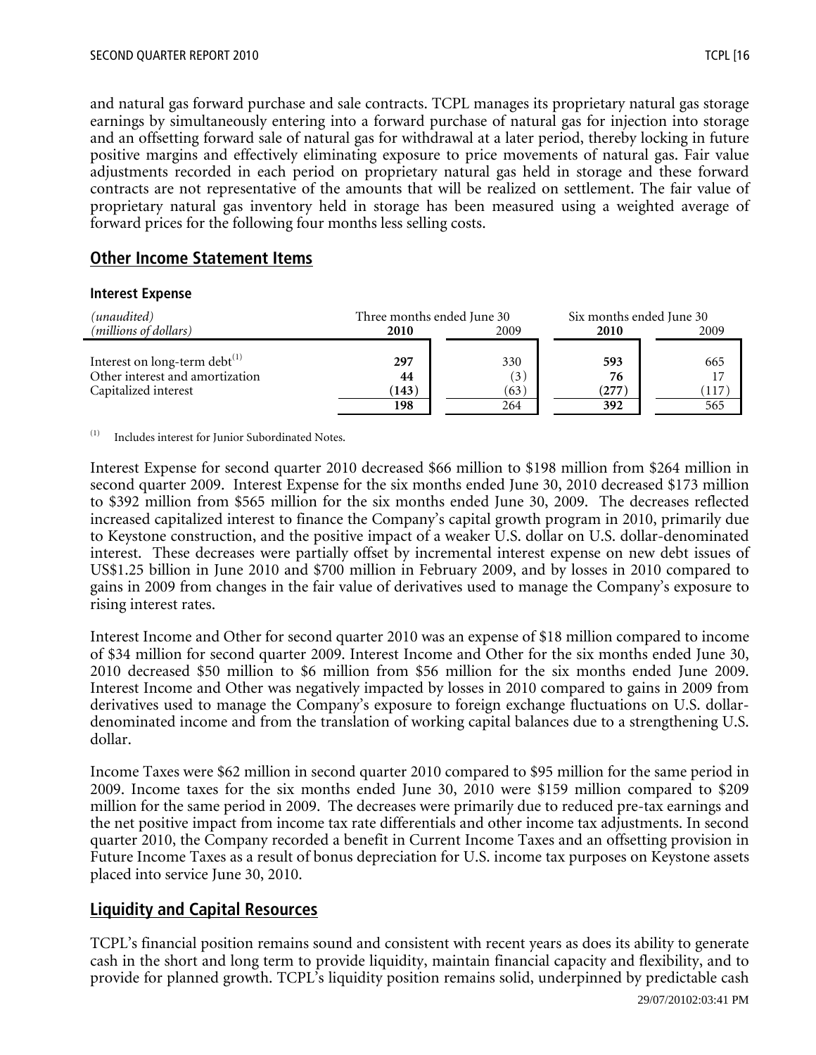and natural gas forward purchase and sale contracts. TCPL manages its proprietary natural gas storage earnings by simultaneously entering into a forward purchase of natural gas for injection into storage and an offsetting forward sale of natural gas for withdrawal at a later period, thereby locking in future positive margins and effectively eliminating exposure to price movements of natural gas. Fair value adjustments recorded in each period on proprietary natural gas held in storage and these forward contracts are not representative of the amounts that will be realized on settlement. The fair value of proprietary natural gas inventory held in storage has been measured using a weighted average of forward prices for the following four months less selling costs.

## Other Income Statement Items

### Interest Expense

| *(unaudited)* | Three months ended June 30 | | Six months ended June 30 | |
|---|---|---|---|---|
| *(millions of dollars)* | **2010** | 2009 | **2010** | 2009 |
| Interest on long-term debt[1] | **297** | 330 | **593** | 665 |
| Other interest and amortization | **44** | (3) | **76** | 17 |
| Capitalized interest | **(143)** | (63) | **(277)** | (117) |
| | **198** | 264 | **392** | 565 |

(1) Includes interest for Junior Subordinated Notes.

Interest Expense for second quarter 2010 decreased $66 million to $198 million from $264 million in second quarter 2009. Interest Expense for the six months ended June 30, 2010 decreased $173 million to $392 million from $565 million for the six months ended June 30, 2009. The decreases reflected increased capitalized interest to finance the Company's capital growth program in 2010, primarily due to Keystone construction, and the positive impact of a weaker U.S. dollar on U.S. dollar-denominated interest. These decreases were partially offset by incremental interest expense on new debt issues of US$1.25 billion in June 2010 and $700 million in February 2009, and by losses in 2010 compared to gains in 2009 from changes in the fair value of derivatives used to manage the Company's exposure to rising interest rates.

Interest Income and Other for second quarter 2010 was an expense of $18 million compared to income of $34 million for second quarter 2009. Interest Income and Other for the six months ended June 30, 2010 decreased $50 million to $6 million from $56 million for the six months ended June 2009. Interest Income and Other was negatively impacted by losses in 2010 compared to gains in 2009 from derivatives used to manage the Company's exposure to foreign exchange fluctuations on U.S. dollar-denominated income and from the translation of working capital balances due to a strengthening U.S. dollar.

Income Taxes were $62 million in second quarter 2010 compared to $95 million for the same period in 2009. Income taxes for the six months ended June 30, 2010 were $159 million compared to $209 million for the same period in 2009. The decreases were primarily due to reduced pre-tax earnings and the net positive impact from income tax rate differentials and other income tax adjustments. In second quarter 2010, the Company recorded a benefit in Current Income Taxes and an offsetting provision in Future Income Taxes as a result of bonus depreciation for U.S. income tax purposes on Keystone assets placed into service June 30, 2010.

## Liquidity and Capital Resources

TCPL's financial position remains sound and consistent with recent years as does its ability to generate cash in the short and long term to provide liquidity, maintain financial capacity and flexibility, and to provide for planned growth. TCPL's liquidity position remains solid, underpinned by predictable cash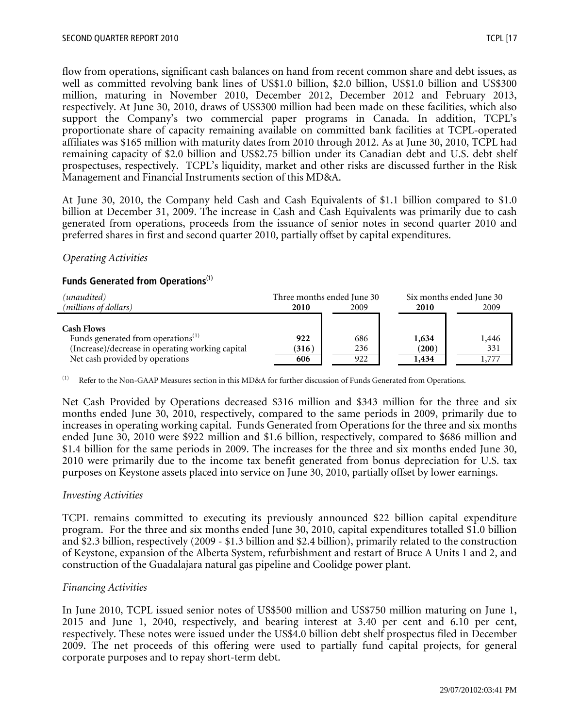flow from operations, significant cash balances on hand from recent common share and debt issues, as well as committed revolving bank lines of US$1.0 billion, $2.0 billion, US$1.0 billion and US$300 million, maturing in November 2010, December 2012, December 2012 and February 2013, respectively. At June 30, 2010, draws of US$300 million had been made on these facilities, which also support the Company's two commercial paper programs in Canada. In addition, TCPL's proportionate share of capacity remaining available on committed bank facilities at TCPL-operated affiliates was $165 million with maturity dates from 2010 through 2012. As at June 30, 2010, TCPL had remaining capacity of $2.0 billion and US$2.75 billion under its Canadian debt and U.S. debt shelf prospectuses, respectively. TCPL's liquidity, market and other risks are discussed further in the Risk Management and Financial Instruments section of this MD&A.

At June 30, 2010, the Company held Cash and Cash Equivalents of $1.1 billion compared to $1.0 billion at December 31, 2009. The increase in Cash and Cash Equivalents was primarily due to cash generated from operations, proceeds from the issuance of senior notes in second quarter 2010 and preferred shares in first and second quarter 2010, partially offset by capital expenditures.

*Operating Activities*

**Funds Generated from Operations**[1]

| *(unaudited)* | Three months ended June 30 | | Six months ended June 30 | |
|---|---|---|---|---|
| *(millions of dollars)* | **2010** | 2009 | **2010** | 2009 |
| **Cash Flows** | | | | |
| Funds generated from operations[1] | **922** | 686 | **1,634** | 1,446 |
| (Increase)/decrease in operating working capital | **(316)** | 236 | **(200)** | 331 |
| Net cash provided by operations | **606** | 922 | **1,434** | 1,777 |

[1] Refer to the Non-GAAP Measures section in this MD&A for further discussion of Funds Generated from Operations.

Net Cash Provided by Operations decreased $316 million and $343 million for the three and six months ended June 30, 2010, respectively, compared to the same periods in 2009, primarily due to increases in operating working capital. Funds Generated from Operations for the three and six months ended June 30, 2010 were $922 million and $1.6 billion, respectively, compared to $686 million and $1.4 billion for the same periods in 2009. The increases for the three and six months ended June 30, 2010 were primarily due to the income tax benefit generated from bonus depreciation for U.S. tax purposes on Keystone assets placed into service on June 30, 2010, partially offset by lower earnings.

*Investing Activities*

TCPL remains committed to executing its previously announced $22 billion capital expenditure program. For the three and six months ended June 30, 2010, capital expenditures totalled $1.0 billion and $2.3 billion, respectively (2009 - $1.3 billion and $2.4 billion), primarily related to the construction of Keystone, expansion of the Alberta System, refurbishment and restart of Bruce A Units 1 and 2, and construction of the Guadalajara natural gas pipeline and Coolidge power plant.

*Financing Activities*

In June 2010, TCPL issued senior notes of US$500 million and US$750 million maturing on June 1, 2015 and June 1, 2040, respectively, and bearing interest at 3.40 per cent and 6.10 per cent, respectively. These notes were issued under the US$4.0 billion debt shelf prospectus filed in December 2009. The net proceeds of this offering were used to partially fund capital projects, for general corporate purposes and to repay short-term debt.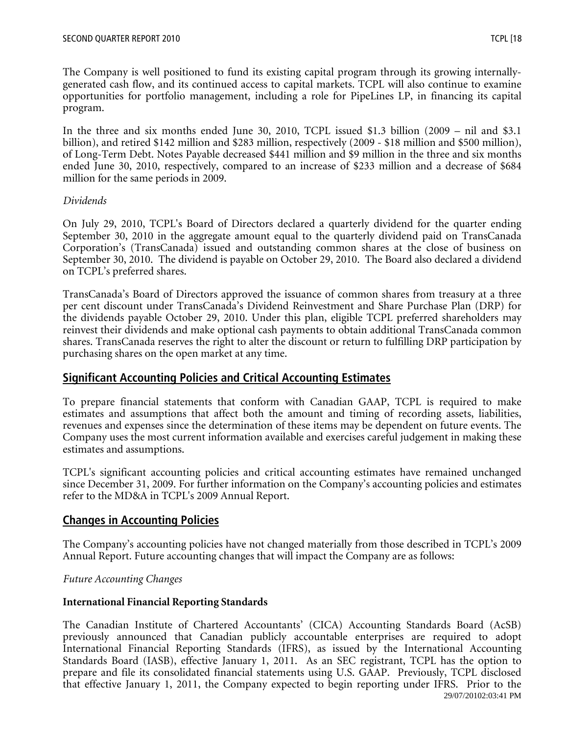The Company is well positioned to fund its existing capital program through its growing internally-generated cash flow, and its continued access to capital markets. TCPL will also continue to examine opportunities for portfolio management, including a role for PipeLines LP, in financing its capital program.

In the three and six months ended June 30, 2010, TCPL issued $1.3 billion (2009 – nil and $3.1 billion), and retired $142 million and $283 million, respectively (2009 - $18 million and $500 million), of Long-Term Debt. Notes Payable decreased $441 million and $9 million in the three and six months ended June 30, 2010, respectively, compared to an increase of $233 million and a decrease of $684 million for the same periods in 2009.

*Dividends*

On July 29, 2010, TCPL's Board of Directors declared a quarterly dividend for the quarter ending September 30, 2010 in the aggregate amount equal to the quarterly dividend paid on TransCanada Corporation's (TransCanada) issued and outstanding common shares at the close of business on September 30, 2010. The dividend is payable on October 29, 2010. The Board also declared a dividend on TCPL's preferred shares.

TransCanada's Board of Directors approved the issuance of common shares from treasury at a three per cent discount under TransCanada's Dividend Reinvestment and Share Purchase Plan (DRP) for the dividends payable October 29, 2010. Under this plan, eligible TCPL preferred shareholders may reinvest their dividends and make optional cash payments to obtain additional TransCanada common shares. TransCanada reserves the right to alter the discount or return to fulfilling DRP participation by purchasing shares on the open market at any time.

## Significant Accounting Policies and Critical Accounting Estimates

To prepare financial statements that conform with Canadian GAAP, TCPL is required to make estimates and assumptions that affect both the amount and timing of recording assets, liabilities, revenues and expenses since the determination of these items may be dependent on future events. The Company uses the most current information available and exercises careful judgement in making these estimates and assumptions.

TCPL's significant accounting policies and critical accounting estimates have remained unchanged since December 31, 2009. For further information on the Company's accounting policies and estimates refer to the MD&A in TCPL's 2009 Annual Report.

## Changes in Accounting Policies

The Company's accounting policies have not changed materially from those described in TCPL's 2009 Annual Report. Future accounting changes that will impact the Company are as follows:

*Future Accounting Changes*

**International Financial Reporting Standards**

The Canadian Institute of Chartered Accountants' (CICA) Accounting Standards Board (AcSB) previously announced that Canadian publicly accountable enterprises are required to adopt International Financial Reporting Standards (IFRS), as issued by the International Accounting Standards Board (IASB), effective January 1, 2011. As an SEC registrant, TCPL has the option to prepare and file its consolidated financial statements using U.S. GAAP. Previously, TCPL disclosed that effective January 1, 2011, the Company expected to begin reporting under IFRS. Prior to the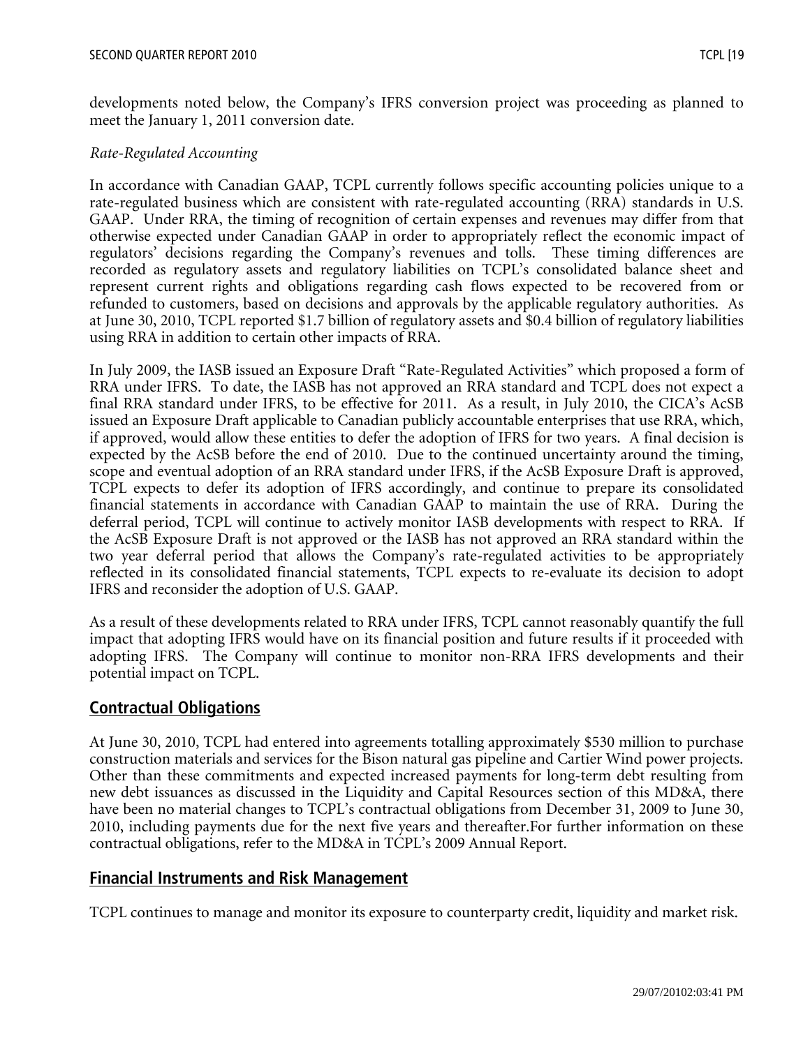developments noted below, the Company's IFRS conversion project was proceeding as planned to meet the January 1, 2011 conversion date.

*Rate-Regulated Accounting*

In accordance with Canadian GAAP, TCPL currently follows specific accounting policies unique to a rate-regulated business which are consistent with rate-regulated accounting (RRA) standards in U.S. GAAP. Under RRA, the timing of recognition of certain expenses and revenues may differ from that otherwise expected under Canadian GAAP in order to appropriately reflect the economic impact of regulators' decisions regarding the Company's revenues and tolls. These timing differences are recorded as regulatory assets and regulatory liabilities on TCPL's consolidated balance sheet and represent current rights and obligations regarding cash flows expected to be recovered from or refunded to customers, based on decisions and approvals by the applicable regulatory authorities. As at June 30, 2010, TCPL reported $1.7 billion of regulatory assets and $0.4 billion of regulatory liabilities using RRA in addition to certain other impacts of RRA.

In July 2009, the IASB issued an Exposure Draft "Rate-Regulated Activities" which proposed a form of RRA under IFRS. To date, the IASB has not approved an RRA standard and TCPL does not expect a final RRA standard under IFRS, to be effective for 2011. As a result, in July 2010, the CICA's AcSB issued an Exposure Draft applicable to Canadian publicly accountable enterprises that use RRA, which, if approved, would allow these entities to defer the adoption of IFRS for two years. A final decision is expected by the AcSB before the end of 2010. Due to the continued uncertainty around the timing, scope and eventual adoption of an RRA standard under IFRS, if the AcSB Exposure Draft is approved, TCPL expects to defer its adoption of IFRS accordingly, and continue to prepare its consolidated financial statements in accordance with Canadian GAAP to maintain the use of RRA. During the deferral period, TCPL will continue to actively monitor IASB developments with respect to RRA. If the AcSB Exposure Draft is not approved or the IASB has not approved an RRA standard within the two year deferral period that allows the Company's rate-regulated activities to be appropriately reflected in its consolidated financial statements, TCPL expects to re-evaluate its decision to adopt IFRS and reconsider the adoption of U.S. GAAP.

As a result of these developments related to RRA under IFRS, TCPL cannot reasonably quantify the full impact that adopting IFRS would have on its financial position and future results if it proceeded with adopting IFRS. The Company will continue to monitor non-RRA IFRS developments and their potential impact on TCPL.

## Contractual Obligations

At June 30, 2010, TCPL had entered into agreements totalling approximately $530 million to purchase construction materials and services for the Bison natural gas pipeline and Cartier Wind power projects. Other than these commitments and expected increased payments for long-term debt resulting from new debt issuances as discussed in the Liquidity and Capital Resources section of this MD&A, there have been no material changes to TCPL's contractual obligations from December 31, 2009 to June 30, 2010, including payments due for the next five years and thereafter.For further information on these contractual obligations, refer to the MD&A in TCPL's 2009 Annual Report.

## Financial Instruments and Risk Management

TCPL continues to manage and monitor its exposure to counterparty credit, liquidity and market risk.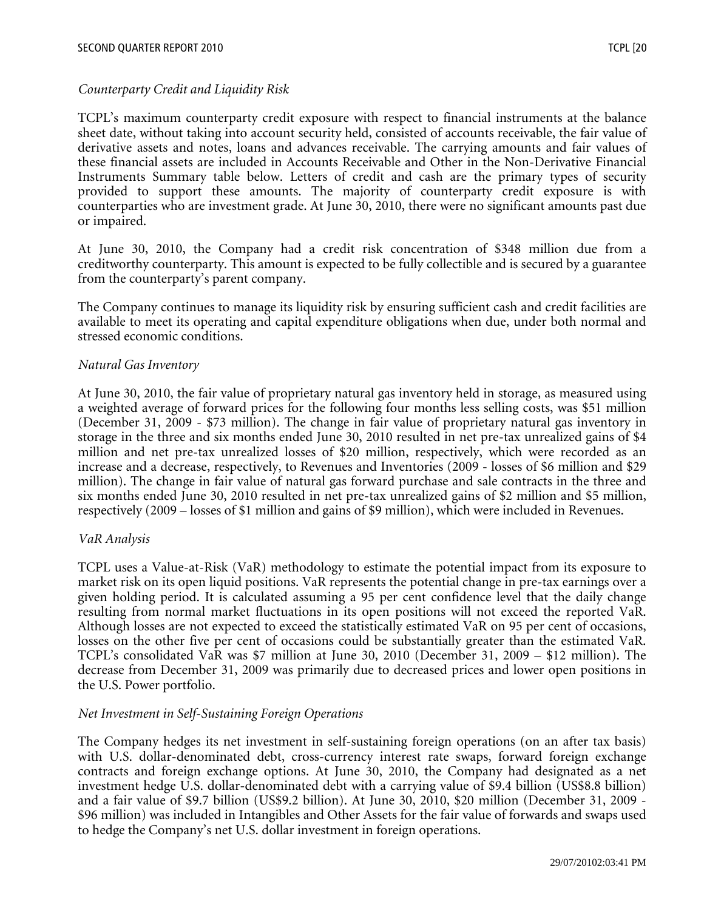*Counterparty Credit and Liquidity Risk*

TCPL's maximum counterparty credit exposure with respect to financial instruments at the balance sheet date, without taking into account security held, consisted of accounts receivable, the fair value of derivative assets and notes, loans and advances receivable. The carrying amounts and fair values of these financial assets are included in Accounts Receivable and Other in the Non-Derivative Financial Instruments Summary table below. Letters of credit and cash are the primary types of security provided to support these amounts. The majority of counterparty credit exposure is with counterparties who are investment grade. At June 30, 2010, there were no significant amounts past due or impaired.

At June 30, 2010, the Company had a credit risk concentration of $348 million due from a creditworthy counterparty. This amount is expected to be fully collectible and is secured by a guarantee from the counterparty's parent company.

The Company continues to manage its liquidity risk by ensuring sufficient cash and credit facilities are available to meet its operating and capital expenditure obligations when due, under both normal and stressed economic conditions.

*Natural Gas Inventory*

At June 30, 2010, the fair value of proprietary natural gas inventory held in storage, as measured using a weighted average of forward prices for the following four months less selling costs, was $51 million (December 31, 2009 - $73 million). The change in fair value of proprietary natural gas inventory in storage in the three and six months ended June 30, 2010 resulted in net pre-tax unrealized gains of $4 million and net pre-tax unrealized losses of $20 million, respectively, which were recorded as an increase and a decrease, respectively, to Revenues and Inventories (2009 - losses of $6 million and $29 million). The change in fair value of natural gas forward purchase and sale contracts in the three and six months ended June 30, 2010 resulted in net pre-tax unrealized gains of $2 million and $5 million, respectively (2009 – losses of $1 million and gains of $9 million), which were included in Revenues.

*VaR Analysis*

TCPL uses a Value-at-Risk (VaR) methodology to estimate the potential impact from its exposure to market risk on its open liquid positions. VaR represents the potential change in pre-tax earnings over a given holding period. It is calculated assuming a 95 per cent confidence level that the daily change resulting from normal market fluctuations in its open positions will not exceed the reported VaR. Although losses are not expected to exceed the statistically estimated VaR on 95 per cent of occasions, losses on the other five per cent of occasions could be substantially greater than the estimated VaR. TCPL's consolidated VaR was $7 million at June 30, 2010 (December 31, 2009 – $12 million). The decrease from December 31, 2009 was primarily due to decreased prices and lower open positions in the U.S. Power portfolio.

*Net Investment in Self-Sustaining Foreign Operations*

The Company hedges its net investment in self-sustaining foreign operations (on an after tax basis) with U.S. dollar-denominated debt, cross-currency interest rate swaps, forward foreign exchange contracts and foreign exchange options. At June 30, 2010, the Company had designated as a net investment hedge U.S. dollar-denominated debt with a carrying value of $9.4 billion (US$8.8 billion) and a fair value of $9.7 billion (US$9.2 billion). At June 30, 2010, $20 million (December 31, 2009 - $96 million) was included in Intangibles and Other Assets for the fair value of forwards and swaps used to hedge the Company's net U.S. dollar investment in foreign operations.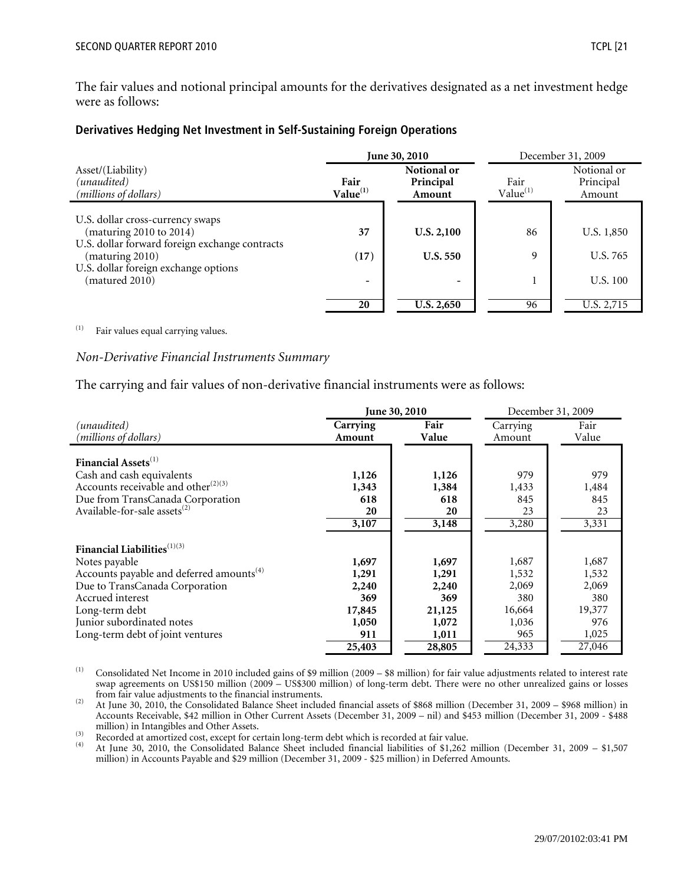The fair values and notional principal amounts for the derivatives designated as a net investment hedge were as follows:

### Derivatives Hedging Net Investment in Self-Sustaining Foreign Operations

| Asset/(Liability) *(unaudited)* *(millions of dollars)* | **June 30, 2010** | | December 31, 2009 | |
|---|---|---|---|---|
| | **Fair Value**[(1)] | **Notional or Principal Amount** | Fair Value[(1)] | Notional or Principal Amount |
| U.S. dollar cross-currency swaps (maturing 2010 to 2014) | **37** | **U.S. 2,100** | 86 | U.S. 1,850 |
| U.S. dollar forward foreign exchange contracts (maturing 2010) | **(17)** | **U.S. 550** | 9 | U.S. 765 |
| U.S. dollar foreign exchange options (matured 2010) | **-** | **-** | 1 | U.S. 100 |
| | **20** | **U.S. 2,650** | 96 | U.S. 2,715 |

(1) Fair values equal carrying values.

*Non-Derivative Financial Instruments Summary*

The carrying and fair values of non-derivative financial instruments were as follows:

| *(unaudited)* *(millions of dollars)* | **June 30, 2010** | | December 31, 2009 | |
|---|---|---|---|---|
| | **Carrying Amount** | **Fair Value** | Carrying Amount | Fair Value |
| **Financial Assets**[(1)] | | | | |
| Cash and cash equivalents | **1,126** | **1,126** | 979 | 979 |
| Accounts receivable and other[(2)(3)] | **1,343** | **1,384** | 1,433 | 1,484 |
| Due from TransCanada Corporation | **618** | **618** | 845 | 845 |
| Available-for-sale assets[(2)] | **20** | **20** | 23 | 23 |
| | **3,107** | **3,148** | 3,280 | 3,331 |
| **Financial Liabilities**[(1)(3)] | | | | |
| Notes payable | **1,697** | **1,697** | 1,687 | 1,687 |
| Accounts payable and deferred amounts[(4)] | **1,291** | **1,291** | 1,532 | 1,532 |
| Due to TransCanada Corporation | **2,240** | **2,240** | 2,069 | 2,069 |
| Accrued interest | **369** | **369** | 380 | 380 |
| Long-term debt | **17,845** | **21,125** | 16,664 | 19,377 |
| Junior subordinated notes | **1,050** | **1,072** | 1,036 | 976 |
| Long-term debt of joint ventures | **911** | **1,011** | 965 | 1,025 |
| | **25,403** | **28,805** | 24,333 | 27,046 |

(1) Consolidated Net Income in 2010 included gains of $9 million (2009 – $8 million) for fair value adjustments related to interest rate swap agreements on US$150 million (2009 – US$300 million) of long-term debt. There were no other unrealized gains or losses from fair value adjustments to the financial instruments.

(2) At June 30, 2010, the Consolidated Balance Sheet included financial assets of $868 million (December 31, 2009 – $968 million) in Accounts Receivable, $42 million in Other Current Assets (December 31, 2009 – nil) and $453 million (December 31, 2009 - $488 million) in Intangibles and Other Assets.

(3) Recorded at amortized cost, except for certain long-term debt which is recorded at fair value.

(4) At June 30, 2010, the Consolidated Balance Sheet included financial liabilities of $1,262 million (December 31, 2009 – $1,507 million) in Accounts Payable and $29 million (December 31, 2009 - $25 million) in Deferred Amounts.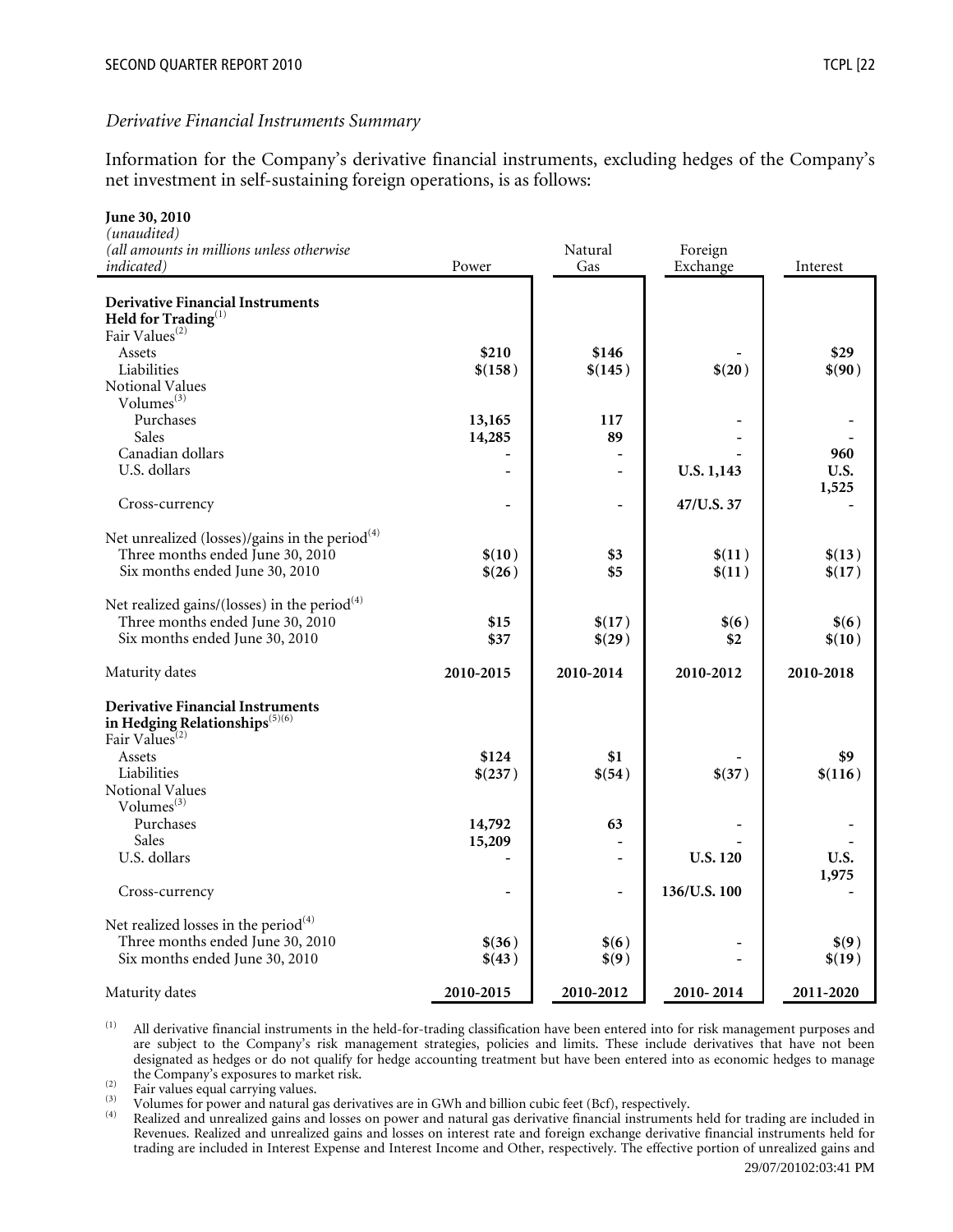*Derivative Financial Instruments Summary*

Information for the Company's derivative financial instruments, excluding hedges of the Company's net investment in self-sustaining foreign operations, is as follows:

| **June 30, 2010**<br>*(unaudited)*<br>*(all amounts in millions unless otherwise indicated)* | Power | Natural Gas | Foreign Exchange | Interest |
|---|---|---|---|---|
| **Derivative Financial Instruments Held for Trading**[(1)] | | | | |
| Fair Values[(2)] | | | | |
| Assets | **$210** | **$146** | - | **$29** |
| Liabilities | **$(158)** | **$(145)** | **$(20)** | **$(90)** |
| Notional Values | | | | |
| Volumes[(3)] | | | | |
| Purchases | **13,165** | **117** | - | - |
| Sales | **14,285** | **89** | - | - |
| Canadian dollars | - | - | - | **960** |
| U.S. dollars | - | - | **U.S. 1,143** | **U.S. 1,525** |
| Cross-currency | - | - | **47/U.S. 37** | - |
| Net unrealized (losses)/gains in the period[(4)] | | | | |
| Three months ended June 30, 2010 | **$(10)** | **$3** | **$(11)** | **$(13)** |
| Six months ended June 30, 2010 | **$(26)** | **$5** | **$(11)** | **$(17)** |
| Net realized gains/(losses) in the period[(4)] | | | | |
| Three months ended June 30, 2010 | **$15** | **$(17)** | **$(6)** | **$(6)** |
| Six months ended June 30, 2010 | **$37** | **$(29)** | **$2** | **$(10)** |
| Maturity dates | **2010-2015** | **2010-2014** | **2010-2012** | **2010-2018** |
| **Derivative Financial Instruments in Hedging Relationships**[(5)(6)] | | | | |
| Fair Values[(2)] | | | | |
| Assets | **$124** | **$1** | - | **$9** |
| Liabilities | **$(237)** | **$(54)** | **$(37)** | **$(116)** |
| Notional Values | | | | |
| Volumes[(3)] | | | | |
| Purchases | **14,792** | **63** | - | - |
| Sales | **15,209** | - | - | - |
| U.S. dollars | - | - | **U.S. 120** | **U.S. 1,975** |
| Cross-currency | - | - | **136/U.S. 100** | - |
| Net realized losses in the period[(4)] | | | | |
| Three months ended June 30, 2010 | **$(36)** | **$(6)** | - | **$(9)** |
| Six months ended June 30, 2010 | **$(43)** | **$(9)** | - | **$(19)** |
| Maturity dates | **2010-2015** | **2010-2012** | **2010- 2014** | **2011-2020** |

(1) All derivative financial instruments in the held-for-trading classification have been entered into for risk management purposes and are subject to the Company's risk management strategies, policies and limits. These include derivatives that have not been designated as hedges or do not qualify for hedge accounting treatment but have been entered into as economic hedges to manage the Company's exposures to market risk.

(2) Fair values equal carrying values.

(3) Volumes for power and natural gas derivatives are in GWh and billion cubic feet (Bcf), respectively.

(4) Realized and unrealized gains and losses on power and natural gas derivative financial instruments held for trading are included in Revenues. Realized and unrealized gains and losses on interest rate and foreign exchange derivative financial instruments held for trading are included in Interest Expense and Interest Income and Other, respectively. The effective portion of unrealized gains and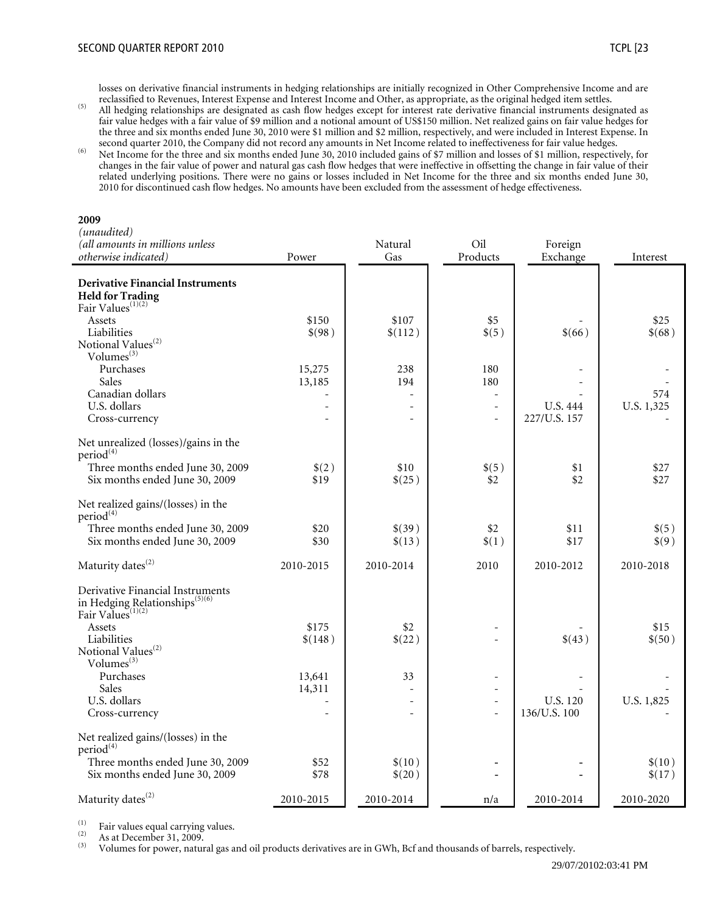losses on derivative financial instruments in hedging relationships are initially recognized in Other Comprehensive Income and are reclassified to Revenues, Interest Expense and Interest Income and Other, as appropriate, as the original hedged item settles.

(5) All hedging relationships are designated as cash flow hedges except for interest rate derivative financial instruments designated as fair value hedges with a fair value of $9 million and a notional amount of US$150 million. Net realized gains on fair value hedges for the three and six months ended June 30, 2010 were $1 million and $2 million, respectively, and were included in Interest Expense. In second quarter 2010, the Company did not record any amounts in Net Income related to ineffectiveness for fair value hedges.

(6) Net Income for the three and six months ended June 30, 2010 included gains of $7 million and losses of $1 million, respectively, for changes in the fair value of power and natural gas cash flow hedges that were ineffective in offsetting the change in fair value of their related underlying positions. There were no gains or losses included in Net Income for the three and six months ended June 30, 2010 for discontinued cash flow hedges. No amounts have been excluded from the assessment of hedge effectiveness.

**2009**

| *(unaudited)* *(all amounts in millions unless otherwise indicated)* | Power | Natural Gas | Oil Products | Foreign Exchange | Interest |
|---|---|---|---|---|---|
| **Derivative Financial Instruments Held for Trading** | | | | | |
| Fair Values[(1)(2)] | | | | | |
| Assets | $150 | $107 | $5 | - | $25 |
| Liabilities | $(98) | $(112) | $(5) | $(66) | $(68) |
| Notional Values[(2)] | | | | | |
| Volumes[(3)] | | | | | |
| Purchases | 15,275 | 238 | 180 | - | - |
| Sales | 13,185 | 194 | 180 | - | - |
| Canadian dollars | - | - | - | - | 574 |
| U.S. dollars | - | - | - | U.S. 444 | U.S. 1,325 |
| Cross-currency | - | - | - | 227/U.S. 157 | - |
| Net unrealized (losses)/gains in the period[(4)] | | | | | |
| Three months ended June 30, 2009 | $(2) | $10 | $(5) | $1 | $27 |
| Six months ended June 30, 2009 | $19 | $(25) | $2 | $2 | $27 |
| Net realized gains/(losses) in the period[(4)] | | | | | |
| Three months ended June 30, 2009 | $20 | $(39) | $2 | $11 | $(5) |
| Six months ended June 30, 2009 | $30 | $(13) | $(1) | $17 | $(9) |
| Maturity dates[(2)] | 2010-2015 | 2010-2014 | 2010 | 2010-2012 | 2010-2018 |
| Derivative Financial Instruments in Hedging Relationships[(5)(6)] | | | | | |
| Fair Values[(1)(2)] | | | | | |
| Assets | $175 | $2 | - | - | $15 |
| Liabilities | $(148) | $(22) | - | $(43) | $(50) |
| Notional Values[(2)] | | | | | |
| Volumes[(3)] | | | | | |
| Purchases | 13,641 | 33 | - | - | - |
| Sales | 14,311 | - | - | - | - |
| U.S. dollars | - | - | - | U.S. 120 | U.S. 1,825 |
| Cross-currency | - | - | - | 136/U.S. 100 | - |
| Net realized gains/(losses) in the period[(4)] | | | | | |
| Three months ended June 30, 2009 | $52 | $(10) | - | - | $(10) |
| Six months ended June 30, 2009 | $78 | $(20) | - | - | $(17) |
| Maturity dates[(2)] | 2010-2015 | 2010-2014 | n/a | 2010-2014 | 2010-2020 |

(1) Fair values equal carrying values.

(2) As at December 31, 2009.

(3) Volumes for power, natural gas and oil products derivatives are in GWh, Bcf and thousands of barrels, respectively.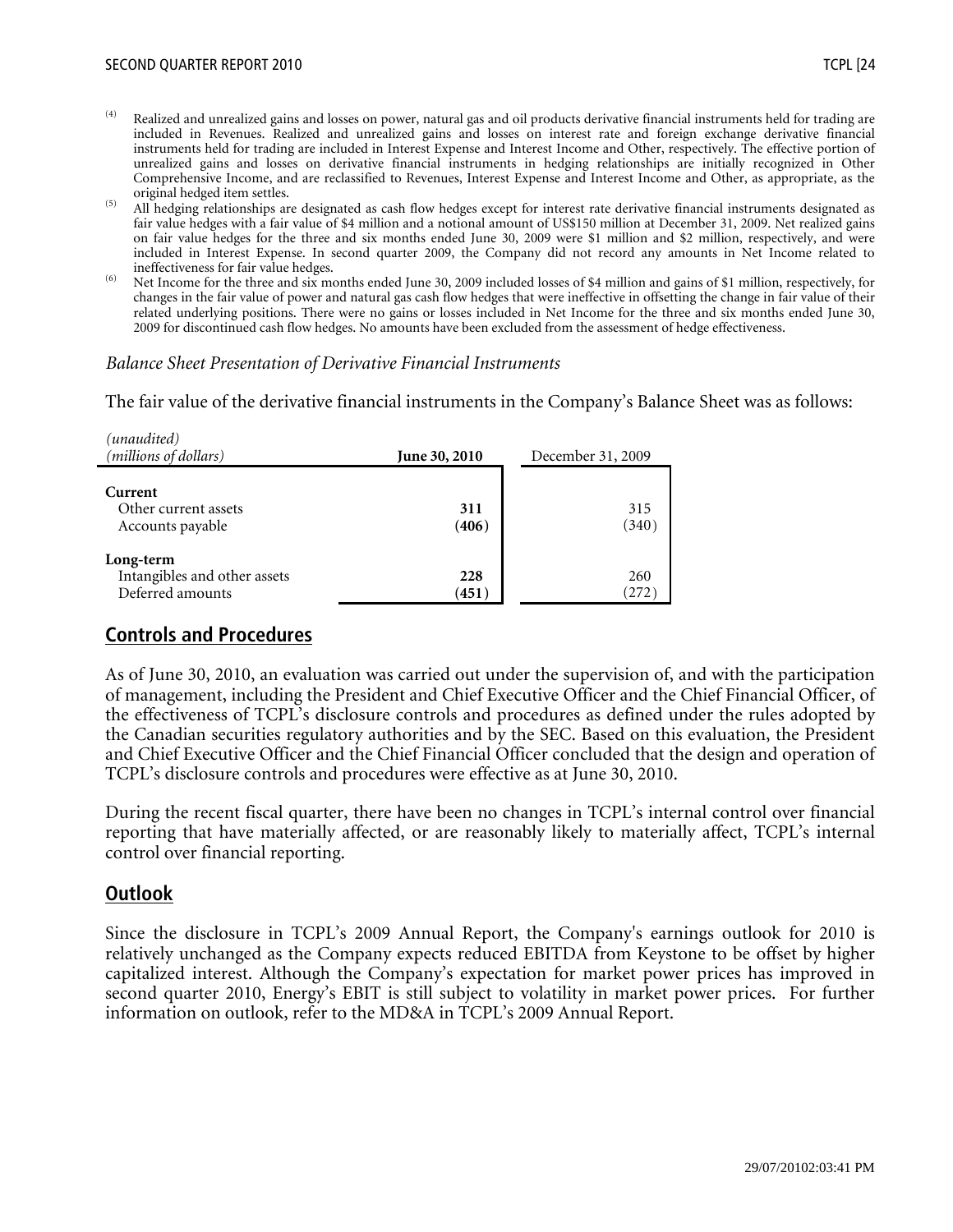(4) Realized and unrealized gains and losses on power, natural gas and oil products derivative financial instruments held for trading are included in Revenues. Realized and unrealized gains and losses on interest rate and foreign exchange derivative financial instruments held for trading are included in Interest Expense and Interest Income and Other, respectively. The effective portion of unrealized gains and losses on derivative financial instruments in hedging relationships are initially recognized in Other Comprehensive Income, and are reclassified to Revenues, Interest Expense and Interest Income and Other, as appropriate, as the original hedged item settles.

(5) All hedging relationships are designated as cash flow hedges except for interest rate derivative financial instruments designated as fair value hedges with a fair value of $4 million and a notional amount of US$150 million at December 31, 2009. Net realized gains on fair value hedges for the three and six months ended June 30, 2009 were $1 million and $2 million, respectively, and were included in Interest Expense. In second quarter 2009, the Company did not record any amounts in Net Income related to ineffectiveness for fair value hedges.

(6) Net Income for the three and six months ended June 30, 2009 included losses of $4 million and gains of $1 million, respectively, for changes in the fair value of power and natural gas cash flow hedges that were ineffective in offsetting the change in fair value of their related underlying positions. There were no gains or losses included in Net Income for the three and six months ended June 30, 2009 for discontinued cash flow hedges. No amounts have been excluded from the assessment of hedge effectiveness.

*Balance Sheet Presentation of Derivative Financial Instruments*

The fair value of the derivative financial instruments in the Company's Balance Sheet was as follows:

| *(unaudited)* *(millions of dollars)* | **June 30, 2010** | December 31, 2009 |
|---|---|---|
| **Current** | | |
| Other current assets | **311** | 315 |
| Accounts payable | **(406)** | (340) |
| **Long-term** | | |
| Intangibles and other assets | **228** | 260 |
| Deferred amounts | **(451)** | (272) |

## Controls and Procedures

As of June 30, 2010, an evaluation was carried out under the supervision of, and with the participation of management, including the President and Chief Executive Officer and the Chief Financial Officer, of the effectiveness of TCPL's disclosure controls and procedures as defined under the rules adopted by the Canadian securities regulatory authorities and by the SEC. Based on this evaluation, the President and Chief Executive Officer and the Chief Financial Officer concluded that the design and operation of TCPL's disclosure controls and procedures were effective as at June 30, 2010.

During the recent fiscal quarter, there have been no changes in TCPL's internal control over financial reporting that have materially affected, or are reasonably likely to materially affect, TCPL's internal control over financial reporting.

## Outlook

Since the disclosure in TCPL's 2009 Annual Report, the Company's earnings outlook for 2010 is relatively unchanged as the Company expects reduced EBITDA from Keystone to be offset by higher capitalized interest. Although the Company's expectation for market power prices has improved in second quarter 2010, Energy's EBIT is still subject to volatility in market power prices. For further information on outlook, refer to the MD&A in TCPL's 2009 Annual Report.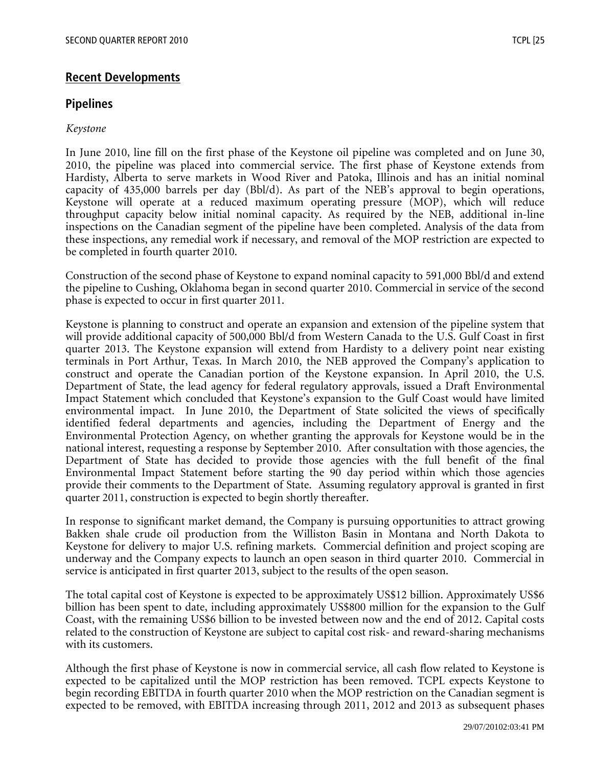## Recent Developments

### Pipelines

*Keystone*

In June 2010, line fill on the first phase of the Keystone oil pipeline was completed and on June 30, 2010, the pipeline was placed into commercial service. The first phase of Keystone extends from Hardisty, Alberta to serve markets in Wood River and Patoka, Illinois and has an initial nominal capacity of 435,000 barrels per day (Bbl/d). As part of the NEB's approval to begin operations, Keystone will operate at a reduced maximum operating pressure (MOP), which will reduce throughput capacity below initial nominal capacity. As required by the NEB, additional in-line inspections on the Canadian segment of the pipeline have been completed. Analysis of the data from these inspections, any remedial work if necessary, and removal of the MOP restriction are expected to be completed in fourth quarter 2010.

Construction of the second phase of Keystone to expand nominal capacity to 591,000 Bbl/d and extend the pipeline to Cushing, Oklahoma began in second quarter 2010. Commercial in service of the second phase is expected to occur in first quarter 2011.

Keystone is planning to construct and operate an expansion and extension of the pipeline system that will provide additional capacity of 500,000 Bbl/d from Western Canada to the U.S. Gulf Coast in first quarter 2013. The Keystone expansion will extend from Hardisty to a delivery point near existing terminals in Port Arthur, Texas. In March 2010, the NEB approved the Company's application to construct and operate the Canadian portion of the Keystone expansion. In April 2010, the U.S. Department of State, the lead agency for federal regulatory approvals, issued a Draft Environmental Impact Statement which concluded that Keystone's expansion to the Gulf Coast would have limited environmental impact. In June 2010, the Department of State solicited the views of specifically identified federal departments and agencies, including the Department of Energy and the Environmental Protection Agency, on whether granting the approvals for Keystone would be in the national interest, requesting a response by September 2010. After consultation with those agencies, the Department of State has decided to provide those agencies with the full benefit of the final Environmental Impact Statement before starting the 90 day period within which those agencies provide their comments to the Department of State. Assuming regulatory approval is granted in first quarter 2011, construction is expected to begin shortly thereafter.

In response to significant market demand, the Company is pursuing opportunities to attract growing Bakken shale crude oil production from the Williston Basin in Montana and North Dakota to Keystone for delivery to major U.S. refining markets. Commercial definition and project scoping are underway and the Company expects to launch an open season in third quarter 2010. Commercial in service is anticipated in first quarter 2013, subject to the results of the open season.

The total capital cost of Keystone is expected to be approximately US$12 billion. Approximately US$6 billion has been spent to date, including approximately US$800 million for the expansion to the Gulf Coast, with the remaining US$6 billion to be invested between now and the end of 2012. Capital costs related to the construction of Keystone are subject to capital cost risk- and reward-sharing mechanisms with its customers.

Although the first phase of Keystone is now in commercial service, all cash flow related to Keystone is expected to be capitalized until the MOP restriction has been removed. TCPL expects Keystone to begin recording EBITDA in fourth quarter 2010 when the MOP restriction on the Canadian segment is expected to be removed, with EBITDA increasing through 2011, 2012 and 2013 as subsequent phases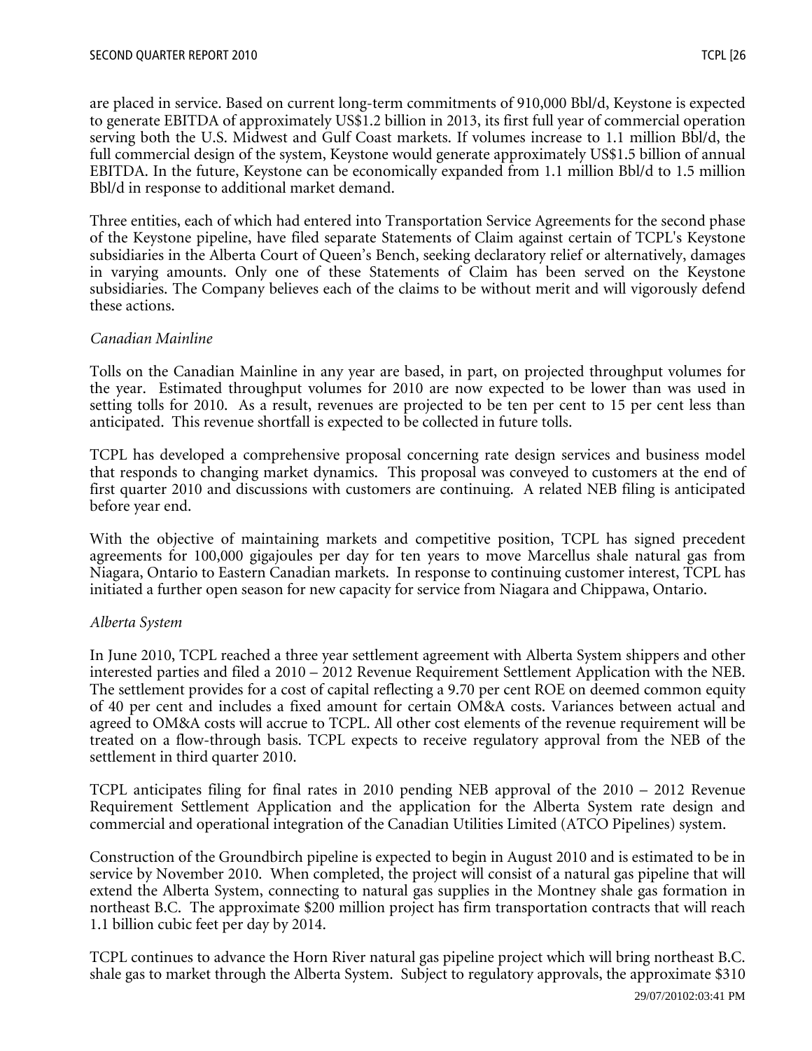are placed in service. Based on current long-term commitments of 910,000 Bbl/d, Keystone is expected to generate EBITDA of approximately US$1.2 billion in 2013, its first full year of commercial operation serving both the U.S. Midwest and Gulf Coast markets. If volumes increase to 1.1 million Bbl/d, the full commercial design of the system, Keystone would generate approximately US$1.5 billion of annual EBITDA. In the future, Keystone can be economically expanded from 1.1 million Bbl/d to 1.5 million Bbl/d in response to additional market demand.

Three entities, each of which had entered into Transportation Service Agreements for the second phase of the Keystone pipeline, have filed separate Statements of Claim against certain of TCPL's Keystone subsidiaries in the Alberta Court of Queen's Bench, seeking declaratory relief or alternatively, damages in varying amounts. Only one of these Statements of Claim has been served on the Keystone subsidiaries. The Company believes each of the claims to be without merit and will vigorously defend these actions.

*Canadian Mainline*

Tolls on the Canadian Mainline in any year are based, in part, on projected throughput volumes for the year. Estimated throughput volumes for 2010 are now expected to be lower than was used in setting tolls for 2010. As a result, revenues are projected to be ten per cent to 15 per cent less than anticipated. This revenue shortfall is expected to be collected in future tolls.

TCPL has developed a comprehensive proposal concerning rate design services and business model that responds to changing market dynamics. This proposal was conveyed to customers at the end of first quarter 2010 and discussions with customers are continuing. A related NEB filing is anticipated before year end.

With the objective of maintaining markets and competitive position, TCPL has signed precedent agreements for 100,000 gigajoules per day for ten years to move Marcellus shale natural gas from Niagara, Ontario to Eastern Canadian markets. In response to continuing customer interest, TCPL has initiated a further open season for new capacity for service from Niagara and Chippawa, Ontario.

*Alberta System*

In June 2010, TCPL reached a three year settlement agreement with Alberta System shippers and other interested parties and filed a 2010 – 2012 Revenue Requirement Settlement Application with the NEB. The settlement provides for a cost of capital reflecting a 9.70 per cent ROE on deemed common equity of 40 per cent and includes a fixed amount for certain OM&A costs. Variances between actual and agreed to OM&A costs will accrue to TCPL. All other cost elements of the revenue requirement will be treated on a flow-through basis. TCPL expects to receive regulatory approval from the NEB of the settlement in third quarter 2010.

TCPL anticipates filing for final rates in 2010 pending NEB approval of the 2010 – 2012 Revenue Requirement Settlement Application and the application for the Alberta System rate design and commercial and operational integration of the Canadian Utilities Limited (ATCO Pipelines) system.

Construction of the Groundbirch pipeline is expected to begin in August 2010 and is estimated to be in service by November 2010. When completed, the project will consist of a natural gas pipeline that will extend the Alberta System, connecting to natural gas supplies in the Montney shale gas formation in northeast B.C. The approximate $200 million project has firm transportation contracts that will reach 1.1 billion cubic feet per day by 2014.

TCPL continues to advance the Horn River natural gas pipeline project which will bring northeast B.C. shale gas to market through the Alberta System. Subject to regulatory approvals, the approximate $310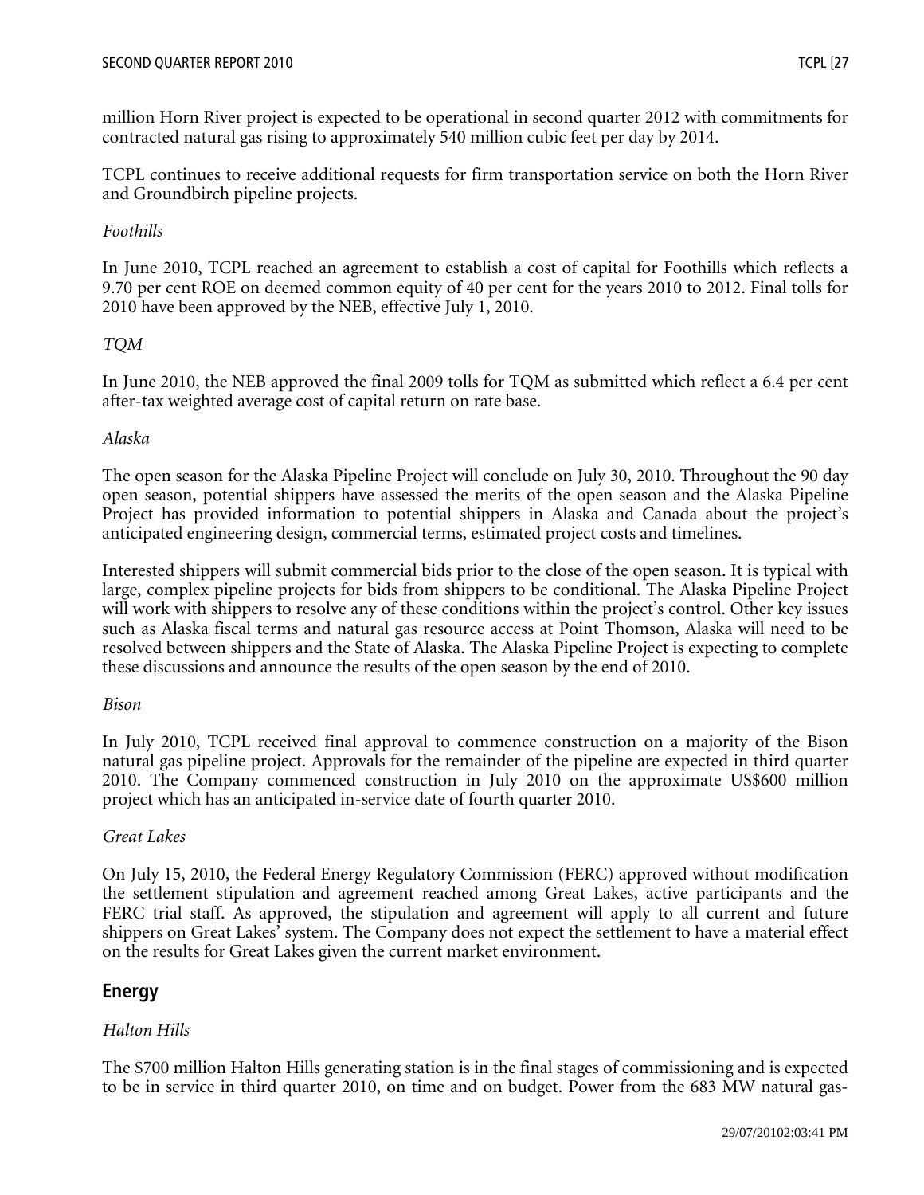million Horn River project is expected to be operational in second quarter 2012 with commitments for contracted natural gas rising to approximately 540 million cubic feet per day by 2014.

TCPL continues to receive additional requests for firm transportation service on both the Horn River and Groundbirch pipeline projects.

*Foothills*

In June 2010, TCPL reached an agreement to establish a cost of capital for Foothills which reflects a 9.70 per cent ROE on deemed common equity of 40 per cent for the years 2010 to 2012. Final tolls for 2010 have been approved by the NEB, effective July 1, 2010.

*TQM*

In June 2010, the NEB approved the final 2009 tolls for TQM as submitted which reflect a 6.4 per cent after-tax weighted average cost of capital return on rate base.

*Alaska*

The open season for the Alaska Pipeline Project will conclude on July 30, 2010. Throughout the 90 day open season, potential shippers have assessed the merits of the open season and the Alaska Pipeline Project has provided information to potential shippers in Alaska and Canada about the project's anticipated engineering design, commercial terms, estimated project costs and timelines.

Interested shippers will submit commercial bids prior to the close of the open season. It is typical with large, complex pipeline projects for bids from shippers to be conditional. The Alaska Pipeline Project will work with shippers to resolve any of these conditions within the project's control. Other key issues such as Alaska fiscal terms and natural gas resource access at Point Thomson, Alaska will need to be resolved between shippers and the State of Alaska. The Alaska Pipeline Project is expecting to complete these discussions and announce the results of the open season by the end of 2010.

*Bison*

In July 2010, TCPL received final approval to commence construction on a majority of the Bison natural gas pipeline project. Approvals for the remainder of the pipeline are expected in third quarter 2010. The Company commenced construction in July 2010 on the approximate US$600 million project which has an anticipated in-service date of fourth quarter 2010.

*Great Lakes*

On July 15, 2010, the Federal Energy Regulatory Commission (FERC) approved without modification the settlement stipulation and agreement reached among Great Lakes, active participants and the FERC trial staff. As approved, the stipulation and agreement will apply to all current and future shippers on Great Lakes' system. The Company does not expect the settlement to have a material effect on the results for Great Lakes given the current market environment.

## Energy

*Halton Hills*

The $700 million Halton Hills generating station is in the final stages of commissioning and is expected to be in service in third quarter 2010, on time and on budget. Power from the 683 MW natural gas-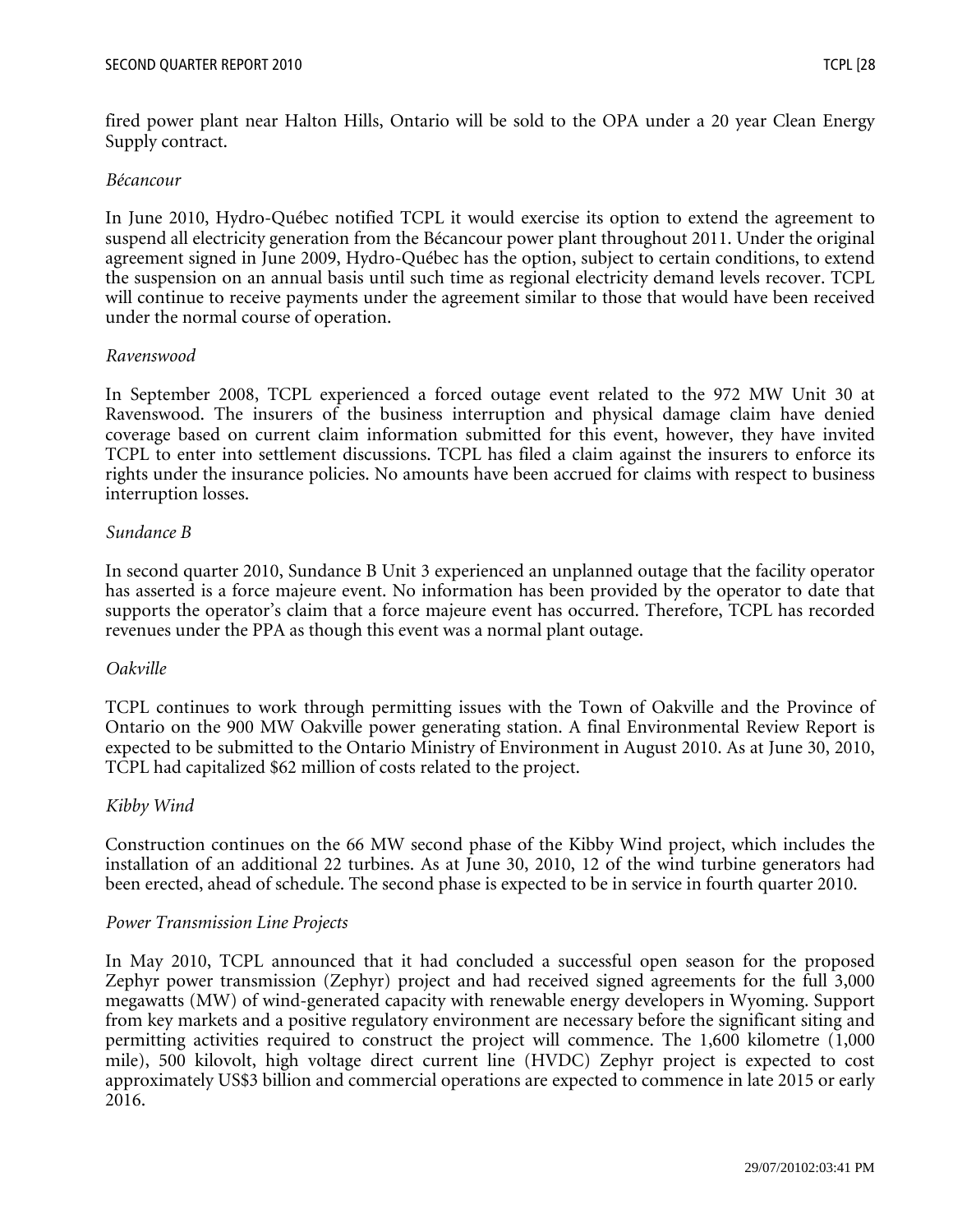fired power plant near Halton Hills, Ontario will be sold to the OPA under a 20 year Clean Energy Supply contract.

*Bécancour*

In June 2010, Hydro-Québec notified TCPL it would exercise its option to extend the agreement to suspend all electricity generation from the Bécancour power plant throughout 2011. Under the original agreement signed in June 2009, Hydro-Québec has the option, subject to certain conditions, to extend the suspension on an annual basis until such time as regional electricity demand levels recover. TCPL will continue to receive payments under the agreement similar to those that would have been received under the normal course of operation.

*Ravenswood*

In September 2008, TCPL experienced a forced outage event related to the 972 MW Unit 30 at Ravenswood. The insurers of the business interruption and physical damage claim have denied coverage based on current claim information submitted for this event, however, they have invited TCPL to enter into settlement discussions. TCPL has filed a claim against the insurers to enforce its rights under the insurance policies. No amounts have been accrued for claims with respect to business interruption losses.

*Sundance B*

In second quarter 2010, Sundance B Unit 3 experienced an unplanned outage that the facility operator has asserted is a force majeure event. No information has been provided by the operator to date that supports the operator's claim that a force majeure event has occurred. Therefore, TCPL has recorded revenues under the PPA as though this event was a normal plant outage.

*Oakville*

TCPL continues to work through permitting issues with the Town of Oakville and the Province of Ontario on the 900 MW Oakville power generating station. A final Environmental Review Report is expected to be submitted to the Ontario Ministry of Environment in August 2010. As at June 30, 2010, TCPL had capitalized $62 million of costs related to the project.

*Kibby Wind*

Construction continues on the 66 MW second phase of the Kibby Wind project, which includes the installation of an additional 22 turbines. As at June 30, 2010, 12 of the wind turbine generators had been erected, ahead of schedule. The second phase is expected to be in service in fourth quarter 2010.

*Power Transmission Line Projects*

In May 2010, TCPL announced that it had concluded a successful open season for the proposed Zephyr power transmission (Zephyr) project and had received signed agreements for the full 3,000 megawatts (MW) of wind-generated capacity with renewable energy developers in Wyoming. Support from key markets and a positive regulatory environment are necessary before the significant siting and permitting activities required to construct the project will commence. The 1,600 kilometre (1,000 mile), 500 kilovolt, high voltage direct current line (HVDC) Zephyr project is expected to cost approximately US$3 billion and commercial operations are expected to commence in late 2015 or early 2016.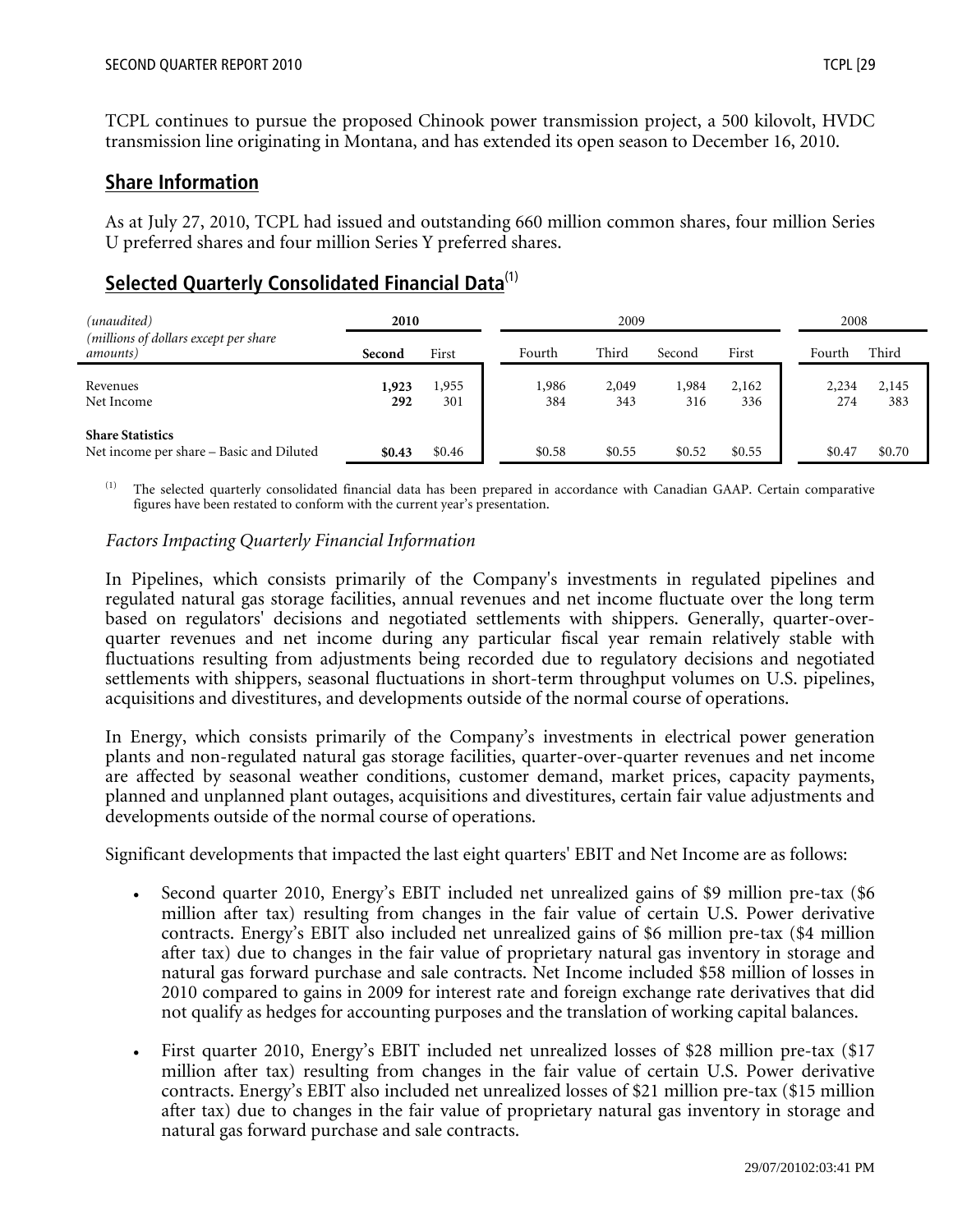TCPL continues to pursue the proposed Chinook power transmission project, a 500 kilovolt, HVDC transmission line originating in Montana, and has extended its open season to December 16, 2010.

## Share Information

As at July 27, 2010, TCPL had issued and outstanding 660 million common shares, four million Series U preferred shares and four million Series Y preferred shares.

## Selected Quarterly Consolidated Financial Data[(1)]

| *(unaudited)* | 2010 | | 2009 | | | | 2008 | |
|---|---|---|---|---|---|---|---|---|
| *(millions of dollars except per share amounts)* | **Second** | First | Fourth | Third | Second | First | Fourth | Third |
| Revenues | **1,923** | 1,955 | 1,986 | 2,049 | 1,984 | 2,162 | 2,234 | 2,145 |
| Net Income | **292** | 301 | 384 | 343 | 316 | 336 | 274 | 383 |
| **Share Statistics** | | | | | | | | |
| Net income per share – Basic and Diluted | **$0.43** | $0.46 | $0.58 | $0.55 | $0.52 | $0.55 | $0.47 | $0.70 |

(1) The selected quarterly consolidated financial data has been prepared in accordance with Canadian GAAP. Certain comparative figures have been restated to conform with the current year's presentation.

*Factors Impacting Quarterly Financial Information*

In Pipelines, which consists primarily of the Company's investments in regulated pipelines and regulated natural gas storage facilities, annual revenues and net income fluctuate over the long term based on regulators' decisions and negotiated settlements with shippers. Generally, quarter-over-quarter revenues and net income during any particular fiscal year remain relatively stable with fluctuations resulting from adjustments being recorded due to regulatory decisions and negotiated settlements with shippers, seasonal fluctuations in short-term throughput volumes on U.S. pipelines, acquisitions and divestitures, and developments outside of the normal course of operations.

In Energy, which consists primarily of the Company's investments in electrical power generation plants and non-regulated natural gas storage facilities, quarter-over-quarter revenues and net income are affected by seasonal weather conditions, customer demand, market prices, capacity payments, planned and unplanned plant outages, acquisitions and divestitures, certain fair value adjustments and developments outside of the normal course of operations.

Significant developments that impacted the last eight quarters' EBIT and Net Income are as follows:

- Second quarter 2010, Energy's EBIT included net unrealized gains of $9 million pre-tax ($6 million after tax) resulting from changes in the fair value of certain U.S. Power derivative contracts. Energy's EBIT also included net unrealized gains of $6 million pre-tax ($4 million after tax) due to changes in the fair value of proprietary natural gas inventory in storage and natural gas forward purchase and sale contracts. Net Income included $58 million of losses in 2010 compared to gains in 2009 for interest rate and foreign exchange rate derivatives that did not qualify as hedges for accounting purposes and the translation of working capital balances.

- First quarter 2010, Energy's EBIT included net unrealized losses of $28 million pre-tax ($17 million after tax) resulting from changes in the fair value of certain U.S. Power derivative contracts. Energy's EBIT also included net unrealized losses of $21 million pre-tax ($15 million after tax) due to changes in the fair value of proprietary natural gas inventory in storage and natural gas forward purchase and sale contracts.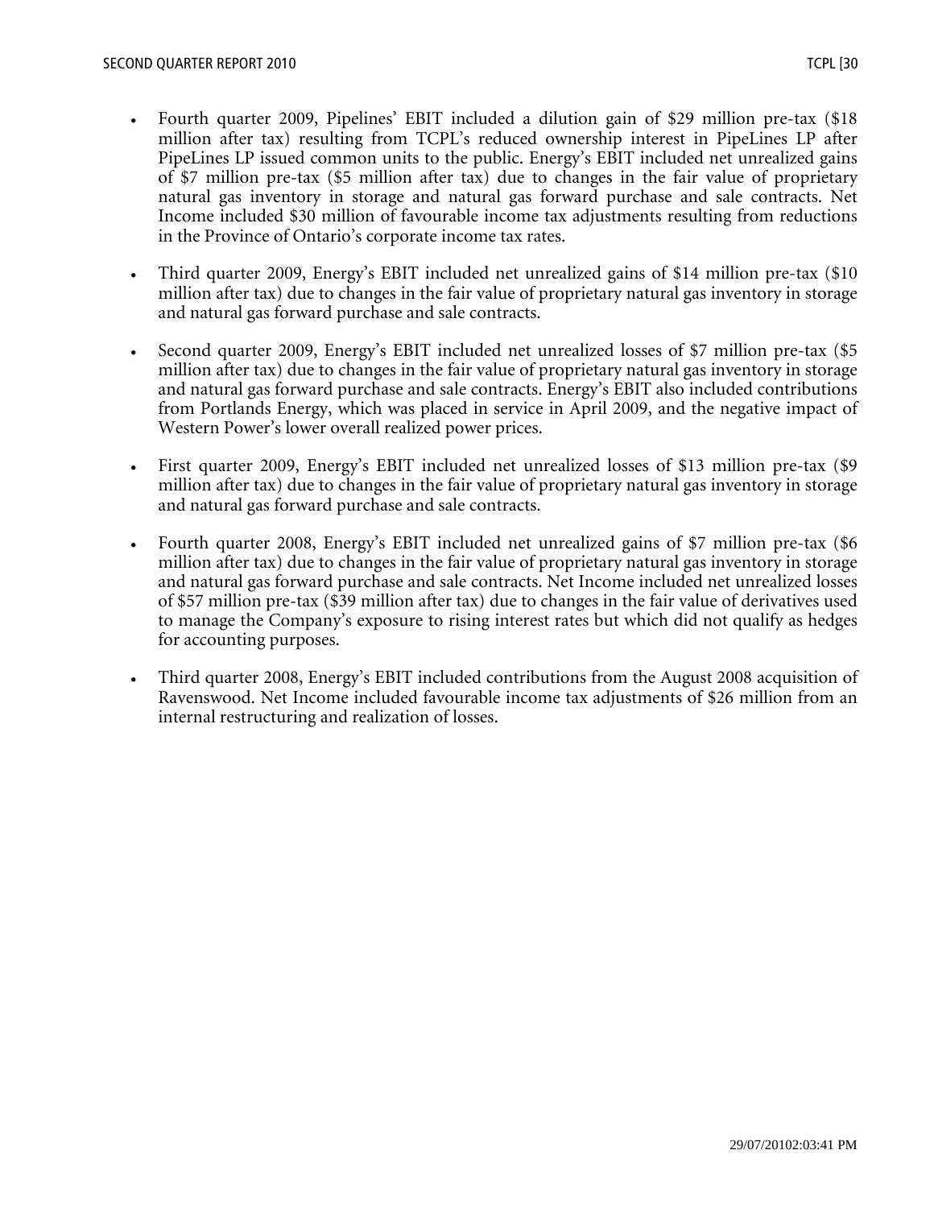- Fourth quarter 2009, Pipelines' EBIT included a dilution gain of $29 million pre-tax ($18 million after tax) resulting from TCPL's reduced ownership interest in PipeLines LP after PipeLines LP issued common units to the public. Energy's EBIT included net unrealized gains of $7 million pre-tax ($5 million after tax) due to changes in the fair value of proprietary natural gas inventory in storage and natural gas forward purchase and sale contracts. Net Income included $30 million of favourable income tax adjustments resulting from reductions in the Province of Ontario's corporate income tax rates.

- Third quarter 2009, Energy's EBIT included net unrealized gains of $14 million pre-tax ($10 million after tax) due to changes in the fair value of proprietary natural gas inventory in storage and natural gas forward purchase and sale contracts.

- Second quarter 2009, Energy's EBIT included net unrealized losses of $7 million pre-tax ($5 million after tax) due to changes in the fair value of proprietary natural gas inventory in storage and natural gas forward purchase and sale contracts. Energy's EBIT also included contributions from Portlands Energy, which was placed in service in April 2009, and the negative impact of Western Power's lower overall realized power prices.

- First quarter 2009, Energy's EBIT included net unrealized losses of $13 million pre-tax ($9 million after tax) due to changes in the fair value of proprietary natural gas inventory in storage and natural gas forward purchase and sale contracts.

- Fourth quarter 2008, Energy's EBIT included net unrealized gains of $7 million pre-tax ($6 million after tax) due to changes in the fair value of proprietary natural gas inventory in storage and natural gas forward purchase and sale contracts. Net Income included net unrealized losses of $57 million pre-tax ($39 million after tax) due to changes in the fair value of derivatives used to manage the Company's exposure to rising interest rates but which did not qualify as hedges for accounting purposes.

- Third quarter 2008, Energy's EBIT included contributions from the August 2008 acquisition of Ravenswood. Net Income included favourable income tax adjustments of $26 million from an internal restructuring and realization of losses.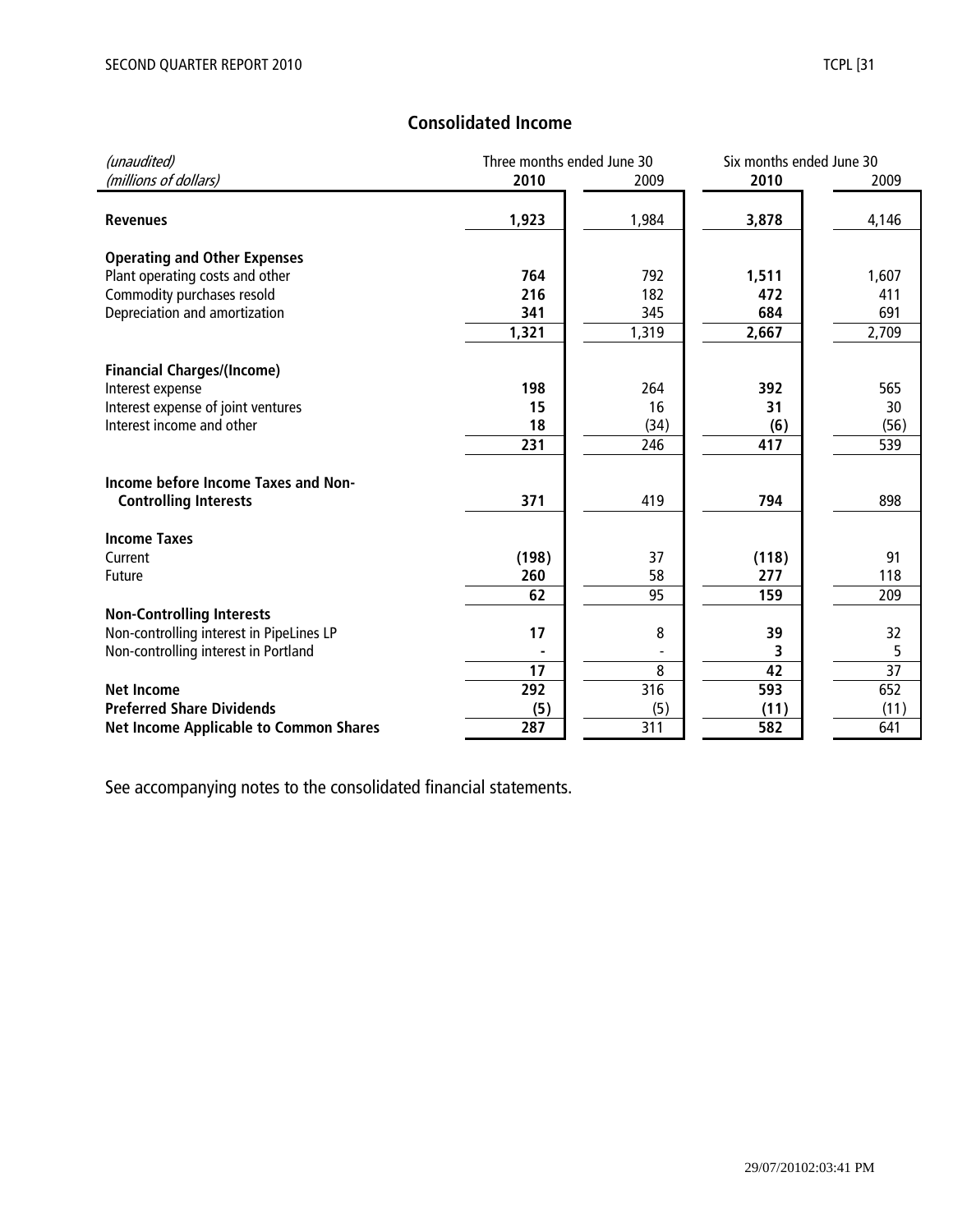## Consolidated Income

| *(unaudited)* | Three months ended June 30 | | Six months ended June 30 | |
|---|---|---|---|---|
| *(millions of dollars)* | **2010** | 2009 | **2010** | 2009 |
| **Revenues** | **1,923** | 1,984 | **3,878** | 4,146 |
| **Operating and Other Expenses** | | | | |
| Plant operating costs and other | **764** | 792 | **1,511** | 1,607 |
| Commodity purchases resold | **216** | 182 | **472** | 411 |
| Depreciation and amortization | **341** | 345 | **684** | 691 |
| | **1,321** | 1,319 | **2,667** | 2,709 |
| **Financial Charges/(Income)** | | | | |
| Interest expense | **198** | 264 | **392** | 565 |
| Interest expense of joint ventures | **15** | 16 | **31** | 30 |
| Interest income and other | **18** | (34) | **(6)** | (56) |
| | **231** | 246 | **417** | 539 |
| **Income before Income Taxes and Non-Controlling Interests** | **371** | 419 | **794** | 898 |
| **Income Taxes** | | | | |
| Current | **(198)** | 37 | **(118)** | 91 |
| Future | **260** | 58 | **277** | 118 |
| | **62** | 95 | **159** | 209 |
| **Non-Controlling Interests** | | | | |
| Non-controlling interest in PipeLines LP | **17** | 8 | **39** | 32 |
| Non-controlling interest in Portland | **-** | - | **3** | 5 |
| | **17** | 8 | **42** | 37 |
| **Net Income** | **292** | 316 | **593** | 652 |
| **Preferred Share Dividends** | **(5)** | (5) | **(11)** | (11) |
| **Net Income Applicable to Common Shares** | **287** | 311 | **582** | 641 |

See accompanying notes to the consolidated financial statements.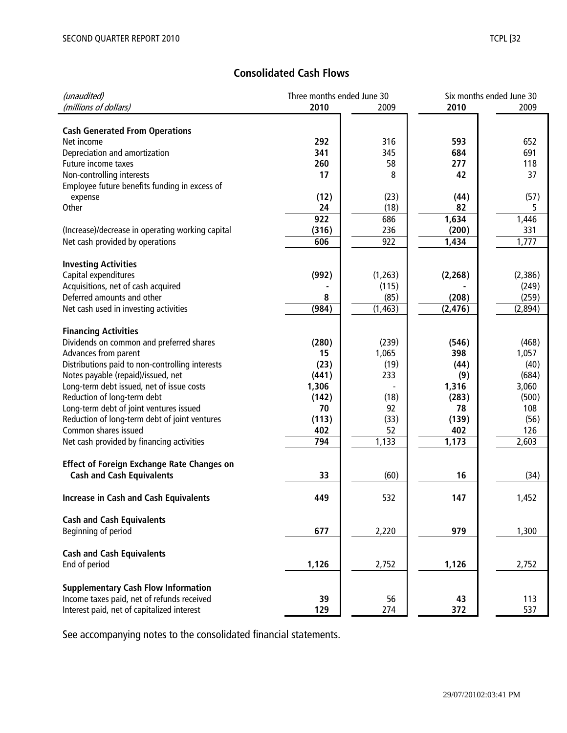## Consolidated Cash Flows

| *(unaudited)* | Three months ended June 30 | | Six months ended June 30 | |
|---|---|---|---|---|
| *(millions of dollars)* | **2010** | 2009 | **2010** | 2009 |
| **Cash Generated From Operations** | | | | |
| Net income | **292** | 316 | **593** | 652 |
| Depreciation and amortization | **341** | 345 | **684** | 691 |
| Future income taxes | **260** | 58 | **277** | 118 |
| Non-controlling interests | **17** | 8 | **42** | 37 |
| Employee future benefits funding in excess of expense | **(12)** | (23) | **(44)** | (57) |
| Other | **24** | (18) | **82** | 5 |
| | **922** | 686 | **1,634** | 1,446 |
| (Increase)/decrease in operating working capital | **(316)** | 236 | **(200)** | 331 |
| Net cash provided by operations | **606** | 922 | **1,434** | 1,777 |
| **Investing Activities** | | | | |
| Capital expenditures | **(992)** | (1,263) | **(2,268)** | (2,386) |
| Acquisitions, net of cash acquired | **-** | (115) | **-** | (249) |
| Deferred amounts and other | **8** | (85) | **(208)** | (259) |
| Net cash used in investing activities | **(984)** | (1,463) | **(2,476)** | (2,894) |
| **Financing Activities** | | | | |
| Dividends on common and preferred shares | **(280)** | (239) | **(546)** | (468) |
| Advances from parent | **15** | 1,065 | **398** | 1,057 |
| Distributions paid to non-controlling interests | **(23)** | (19) | **(44)** | (40) |
| Notes payable (repaid)/issued, net | **(441)** | 233 | **(9)** | (684) |
| Long-term debt issued, net of issue costs | **1,306** | - | **1,316** | 3,060 |
| Reduction of long-term debt | **(142)** | (18) | **(283)** | (500) |
| Long-term debt of joint ventures issued | **70** | 92 | **78** | 108 |
| Reduction of long-term debt of joint ventures | **(113)** | (33) | **(139)** | (56) |
| Common shares issued | **402** | 52 | **402** | 126 |
| Net cash provided by financing activities | **794** | 1,133 | **1,173** | 2,603 |
| **Effect of Foreign Exchange Rate Changes on Cash and Cash Equivalents** | **33** | (60) | **16** | (34) |
| **Increase in Cash and Cash Equivalents** | **449** | 532 | **147** | 1,452 |
| **Cash and Cash Equivalents** | | | | |
| Beginning of period | **677** | 2,220 | **979** | 1,300 |
| **Cash and Cash Equivalents** | | | | |
| End of period | **1,126** | 2,752 | **1,126** | 2,752 |
| **Supplementary Cash Flow Information** | | | | |
| Income taxes paid, net of refunds received | **39** | 56 | **43** | 113 |
| Interest paid, net of capitalized interest | **129** | 274 | **372** | 537 |

See accompanying notes to the consolidated financial statements.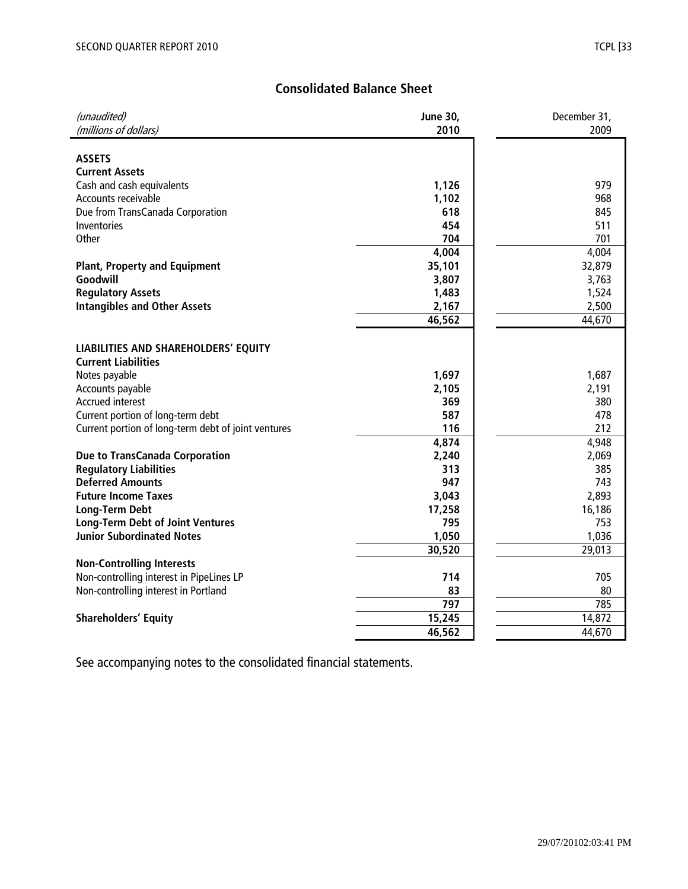## Consolidated Balance Sheet

| *(unaudited)* *(millions of dollars)* | **June 30, 2010** | December 31, 2009 |
|---|---|---|
| **ASSETS** | | |
| **Current Assets** | | |
| Cash and cash equivalents | **1,126** | 979 |
| Accounts receivable | **1,102** | 968 |
| Due from TransCanada Corporation | **618** | 845 |
| Inventories | **454** | 511 |
| Other | **704** | 701 |
| | **4,004** | 4,004 |
| **Plant, Property and Equipment** | **35,101** | 32,879 |
| **Goodwill** | **3,807** | 3,763 |
| **Regulatory Assets** | **1,483** | 1,524 |
| **Intangibles and Other Assets** | **2,167** | 2,500 |
| | **46,562** | 44,670 |
| **LIABILITIES AND SHAREHOLDERS' EQUITY** | | |
| **Current Liabilities** | | |
| Notes payable | **1,697** | 1,687 |
| Accounts payable | **2,105** | 2,191 |
| Accrued interest | **369** | 380 |
| Current portion of long-term debt | **587** | 478 |
| Current portion of long-term debt of joint ventures | **116** | 212 |
| | **4,874** | 4,948 |
| **Due to TransCanada Corporation** | **2,240** | 2,069 |
| **Regulatory Liabilities** | **313** | 385 |
| **Deferred Amounts** | **947** | 743 |
| **Future Income Taxes** | **3,043** | 2,893 |
| **Long-Term Debt** | **17,258** | 16,186 |
| **Long-Term Debt of Joint Ventures** | **795** | 753 |
| **Junior Subordinated Notes** | **1,050** | 1,036 |
| | **30,520** | 29,013 |
| **Non-Controlling Interests** | | |
| Non-controlling interest in PipeLines LP | **714** | 705 |
| Non-controlling interest in Portland | **83** | 80 |
| | **797** | 785 |
| **Shareholders' Equity** | **15,245** | 14,872 |
| | **46,562** | 44,670 |

See accompanying notes to the consolidated financial statements.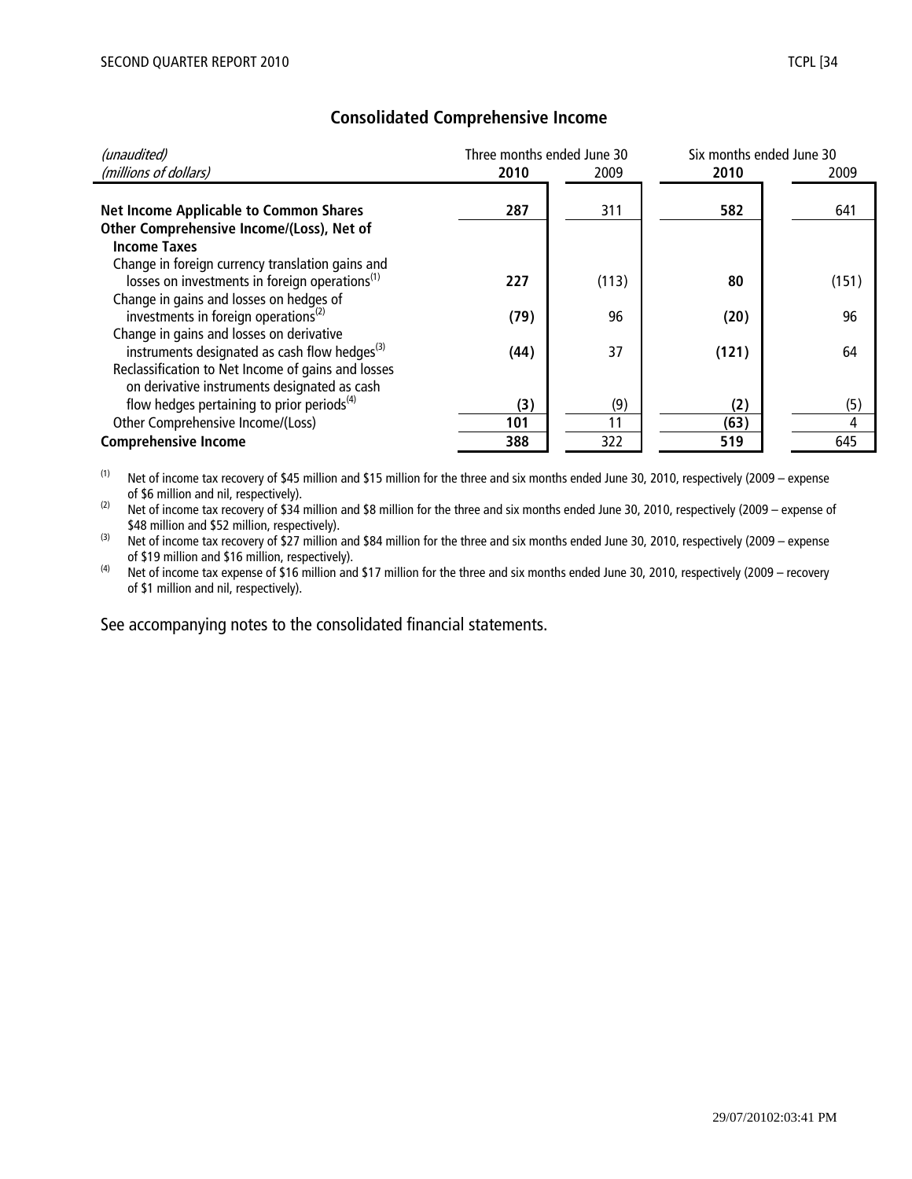## Consolidated Comprehensive Income

| *(unaudited)* | Three months ended June 30 | | Six months ended June 30 | |
|---|---|---|---|---|
| *(millions of dollars)* | **2010** | 2009 | **2010** | 2009 |
| **Net Income Applicable to Common Shares** | **287** | 311 | **582** | 641 |
| **Other Comprehensive Income/(Loss), Net of Income Taxes** | | | | |
| Change in foreign currency translation gains and losses on investments in foreign operations[(1)] | **227** | (113) | **80** | (151) |
| Change in gains and losses on hedges of investments in foreign operations[(2)] | **(79)** | 96 | **(20)** | 96 |
| Change in gains and losses on derivative instruments designated as cash flow hedges[(3)] | **(44)** | 37 | **(121)** | 64 |
| Reclassification to Net Income of gains and losses on derivative instruments designated as cash flow hedges pertaining to prior periods[(4)] | **(3)** | (9) | **(2)** | (5) |
| Other Comprehensive Income/(Loss) | **101** | 11 | **(63)** | 4 |
| **Comprehensive Income** | **388** | 322 | **519** | 645 |

(1) Net of income tax recovery of $45 million and $15 million for the three and six months ended June 30, 2010, respectively (2009 – expense of $6 million and nil, respectively).

(2) Net of income tax recovery of $34 million and $8 million for the three and six months ended June 30, 2010, respectively (2009 – expense of $48 million and $52 million, respectively).

(3) Net of income tax recovery of $27 million and $84 million for the three and six months ended June 30, 2010, respectively (2009 – expense of $19 million and $16 million, respectively).

(4) Net of income tax expense of $16 million and $17 million for the three and six months ended June 30, 2010, respectively (2009 – recovery of $1 million and nil, respectively).

See accompanying notes to the consolidated financial statements.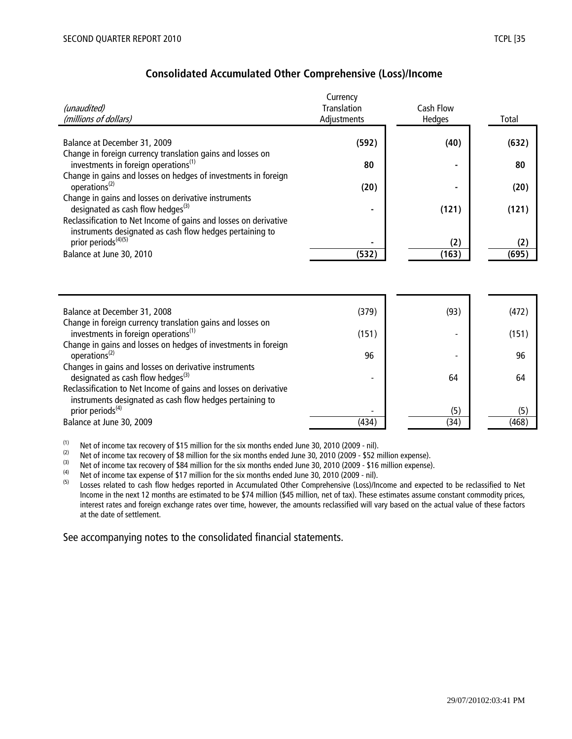## Consolidated Accumulated Other Comprehensive (Loss)/Income

| *(unaudited)* *(millions of dollars)* | Currency Translation Adjustments | Cash Flow Hedges | Total |
|---|---|---|---|
| **Balance at December 31, 2009** | **(592)** | **(40)** | **(632)** |
| Change in foreign currency translation gains and losses on investments in foreign operations[(1)] | **80** | **-** | **80** |
| Change in gains and losses on hedges of investments in foreign operations[(2)] | **(20)** | **-** | **(20)** |
| Change in gains and losses on derivative instruments designated as cash flow hedges[(3)] | **-** | **(121)** | **(121)** |
| Reclassification to Net Income of gains and losses on derivative instruments designated as cash flow hedges pertaining to prior periods[(4)(5)] | **-** | **(2)** | **(2)** |
| **Balance at June 30, 2010** | **(532)** | **(163)** | **(695)** |
| | | | |
| Balance at December 31, 2008 | (379) | (93) | (472) |
| Change in foreign currency translation gains and losses on investments in foreign operations[(1)] | (151) | - | (151) |
| Change in gains and losses on hedges of investments in foreign operations[(2)] | 96 | - | 96 |
| Changes in gains and losses on derivative instruments designated as cash flow hedges[(3)] | - | 64 | 64 |
| Reclassification to Net Income of gains and losses on derivative instruments designated as cash flow hedges pertaining to prior periods[(4)] | - | (5) | (5) |
| Balance at June 30, 2009 | (434) | (34) | (468) |

(1) Net of income tax recovery of $15 million for the six months ended June 30, 2010 (2009 - nil).

(2) Net of income tax recovery of $8 million for the six months ended June 30, 2010 (2009 - $52 million expense).

(3) Net of income tax recovery of $84 million for the six months ended June 30, 2010 (2009 - $16 million expense).

(4) Net of income tax expense of $17 million for the six months ended June 30, 2010 (2009 - nil).

(5) Losses related to cash flow hedges reported in Accumulated Other Comprehensive (Loss)/Income and expected to be reclassified to Net Income in the next 12 months are estimated to be $74 million ($45 million, net of tax). These estimates assume constant commodity prices, interest rates and foreign exchange rates over time, however, the amounts reclassified will vary based on the actual value of these factors at the date of settlement.

See accompanying notes to the consolidated financial statements.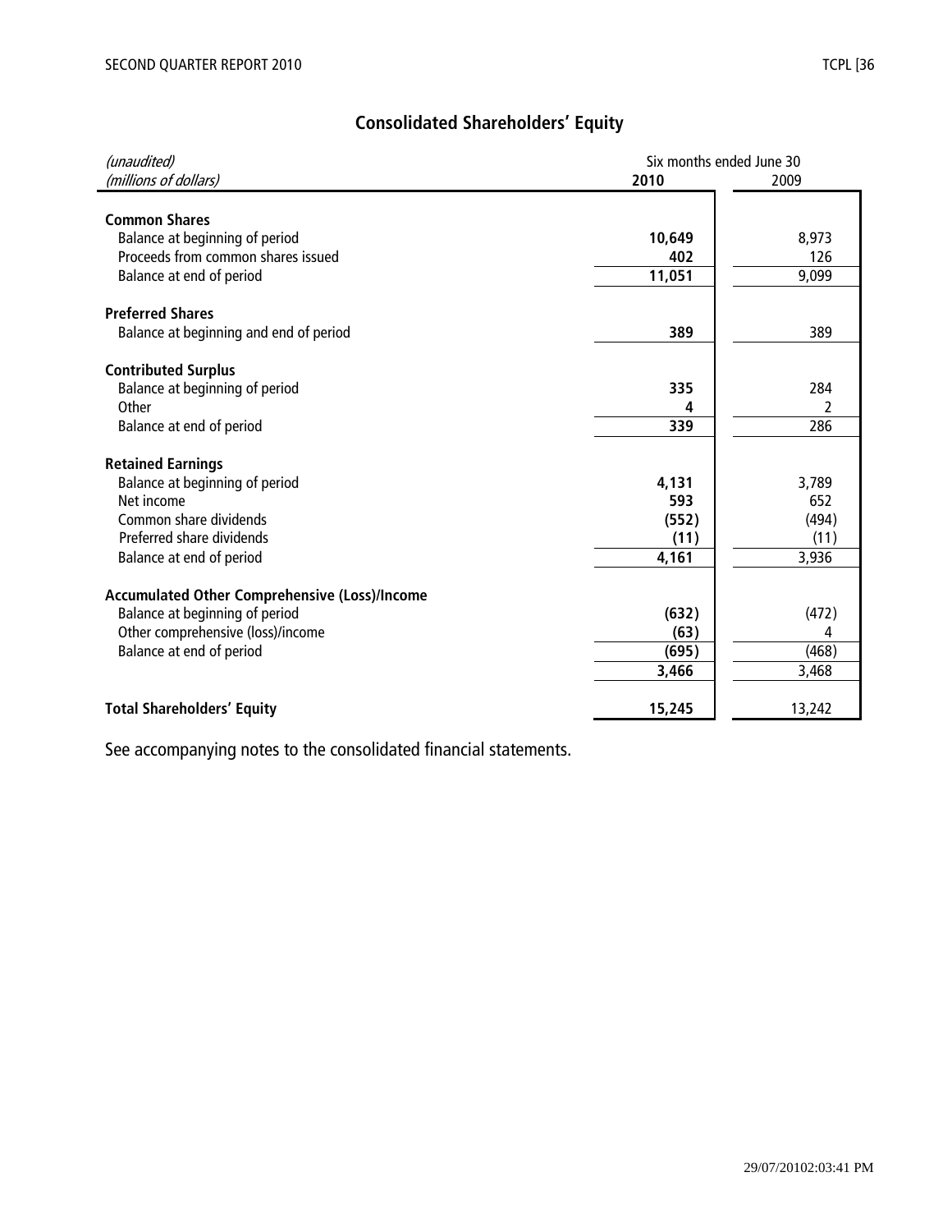## Consolidated Shareholders' Equity

| *(unaudited)* | Six months ended June 30 | |
|---|---|---|
| *(millions of dollars)* | **2010** | 2009 |
| **Common Shares** | | |
| Balance at beginning of period | **10,649** | 8,973 |
| Proceeds from common shares issued | **402** | 126 |
| Balance at end of period | **11,051** | 9,099 |
| **Preferred Shares** | | |
| Balance at beginning and end of period | **389** | 389 |
| **Contributed Surplus** | | |
| Balance at beginning of period | **335** | 284 |
| Other | **4** | 2 |
| Balance at end of period | **339** | 286 |
| **Retained Earnings** | | |
| Balance at beginning of period | **4,131** | 3,789 |
| Net income | **593** | 652 |
| Common share dividends | **(552)** | (494) |
| Preferred share dividends | **(11)** | (11) |
| Balance at end of period | **4,161** | 3,936 |
| **Accumulated Other Comprehensive (Loss)/Income** | | |
| Balance at beginning of period | **(632)** | (472) |
| Other comprehensive (loss)/income | **(63)** | 4 |
| Balance at end of period | **(695)** | (468) |
| | **3,466** | 3,468 |
| **Total Shareholders' Equity** | **15,245** | 13,242 |

See accompanying notes to the consolidated financial statements.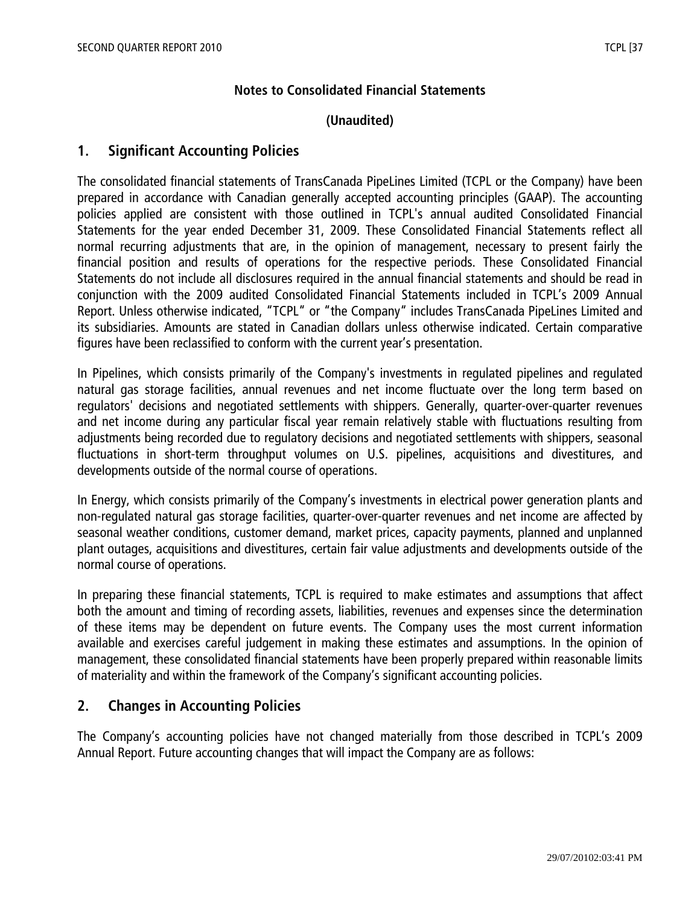## Notes to Consolidated Financial Statements

**(Unaudited)**

## 1. Significant Accounting Policies

The consolidated financial statements of TransCanada PipeLines Limited (TCPL or the Company) have been prepared in accordance with Canadian generally accepted accounting principles (GAAP). The accounting policies applied are consistent with those outlined in TCPL's annual audited Consolidated Financial Statements for the year ended December 31, 2009. These Consolidated Financial Statements reflect all normal recurring adjustments that are, in the opinion of management, necessary to present fairly the financial position and results of operations for the respective periods. These Consolidated Financial Statements do not include all disclosures required in the annual financial statements and should be read in conjunction with the 2009 audited Consolidated Financial Statements included in TCPL's 2009 Annual Report. Unless otherwise indicated, "TCPL" or "the Company" includes TransCanada PipeLines Limited and its subsidiaries. Amounts are stated in Canadian dollars unless otherwise indicated. Certain comparative figures have been reclassified to conform with the current year's presentation.

In Pipelines, which consists primarily of the Company's investments in regulated pipelines and regulated natural gas storage facilities, annual revenues and net income fluctuate over the long term based on regulators' decisions and negotiated settlements with shippers. Generally, quarter-over-quarter revenues and net income during any particular fiscal year remain relatively stable with fluctuations resulting from adjustments being recorded due to regulatory decisions and negotiated settlements with shippers, seasonal fluctuations in short-term throughput volumes on U.S. pipelines, acquisitions and divestitures, and developments outside of the normal course of operations.

In Energy, which consists primarily of the Company's investments in electrical power generation plants and non-regulated natural gas storage facilities, quarter-over-quarter revenues and net income are affected by seasonal weather conditions, customer demand, market prices, capacity payments, planned and unplanned plant outages, acquisitions and divestitures, certain fair value adjustments and developments outside of the normal course of operations.

In preparing these financial statements, TCPL is required to make estimates and assumptions that affect both the amount and timing of recording assets, liabilities, revenues and expenses since the determination of these items may be dependent on future events. The Company uses the most current information available and exercises careful judgement in making these estimates and assumptions. In the opinion of management, these consolidated financial statements have been properly prepared within reasonable limits of materiality and within the framework of the Company's significant accounting policies.

## 2. Changes in Accounting Policies

The Company's accounting policies have not changed materially from those described in TCPL's 2009 Annual Report. Future accounting changes that will impact the Company are as follows: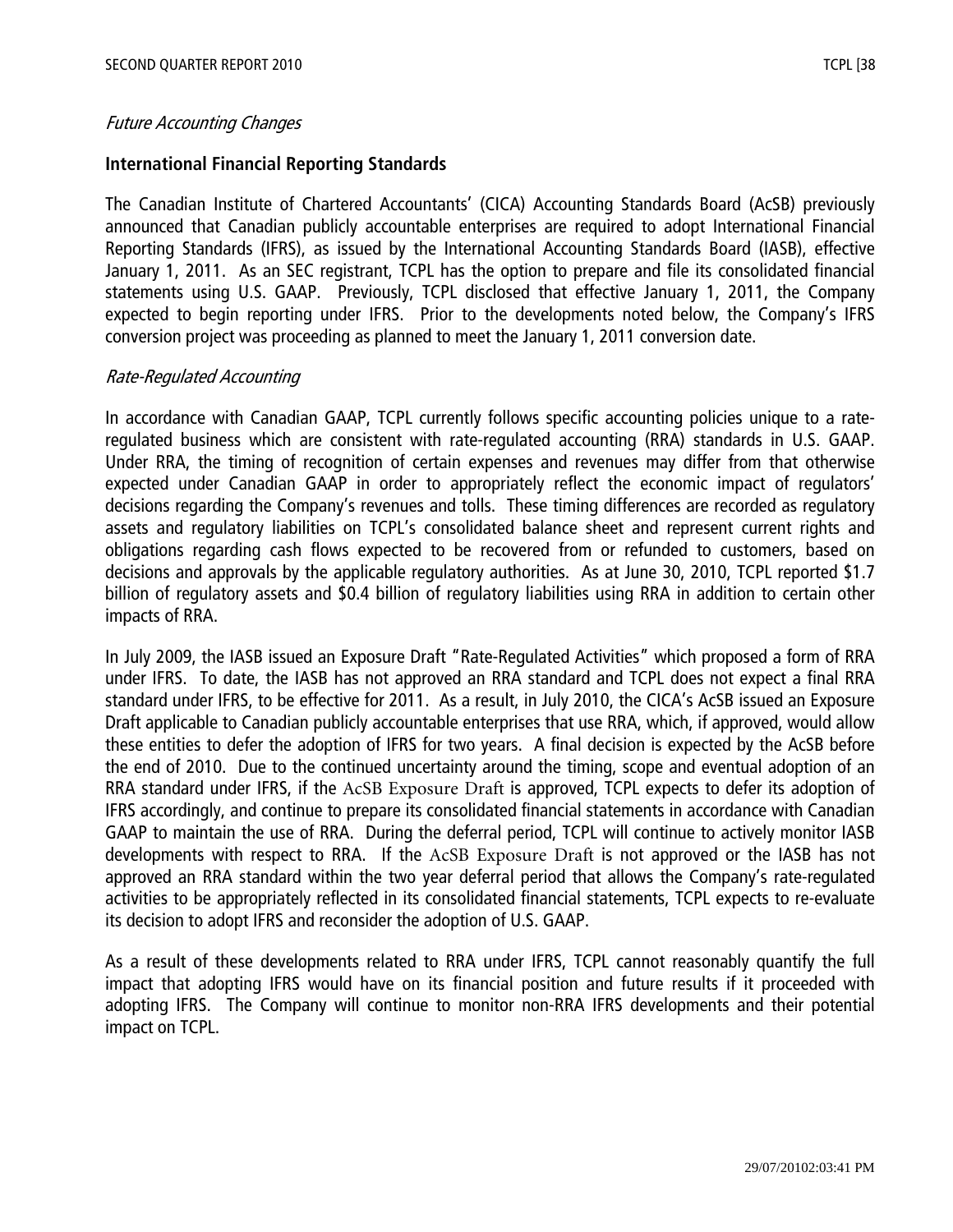*Future Accounting Changes*

**International Financial Reporting Standards**

The Canadian Institute of Chartered Accountants' (CICA) Accounting Standards Board (AcSB) previously announced that Canadian publicly accountable enterprises are required to adopt International Financial Reporting Standards (IFRS), as issued by the International Accounting Standards Board (IASB), effective January 1, 2011. As an SEC registrant, TCPL has the option to prepare and file its consolidated financial statements using U.S. GAAP. Previously, TCPL disclosed that effective January 1, 2011, the Company expected to begin reporting under IFRS. Prior to the developments noted below, the Company's IFRS conversion project was proceeding as planned to meet the January 1, 2011 conversion date.

*Rate-Regulated Accounting*

In accordance with Canadian GAAP, TCPL currently follows specific accounting policies unique to a rate-regulated business which are consistent with rate-regulated accounting (RRA) standards in U.S. GAAP. Under RRA, the timing of recognition of certain expenses and revenues may differ from that otherwise expected under Canadian GAAP in order to appropriately reflect the economic impact of regulators' decisions regarding the Company's revenues and tolls. These timing differences are recorded as regulatory assets and regulatory liabilities on TCPL's consolidated balance sheet and represent current rights and obligations regarding cash flows expected to be recovered from or refunded to customers, based on decisions and approvals by the applicable regulatory authorities. As at June 30, 2010, TCPL reported $1.7 billion of regulatory assets and $0.4 billion of regulatory liabilities using RRA in addition to certain other impacts of RRA.

In July 2009, the IASB issued an Exposure Draft "Rate-Regulated Activities" which proposed a form of RRA under IFRS. To date, the IASB has not approved an RRA standard and TCPL does not expect a final RRA standard under IFRS, to be effective for 2011. As a result, in July 2010, the CICA's AcSB issued an Exposure Draft applicable to Canadian publicly accountable enterprises that use RRA, which, if approved, would allow these entities to defer the adoption of IFRS for two years. A final decision is expected by the AcSB before the end of 2010. Due to the continued uncertainty around the timing, scope and eventual adoption of an RRA standard under IFRS, if the AcSB Exposure Draft is approved, TCPL expects to defer its adoption of IFRS accordingly, and continue to prepare its consolidated financial statements in accordance with Canadian GAAP to maintain the use of RRA. During the deferral period, TCPL will continue to actively monitor IASB developments with respect to RRA. If the AcSB Exposure Draft is not approved or the IASB has not approved an RRA standard within the two year deferral period that allows the Company's rate-regulated activities to be appropriately reflected in its consolidated financial statements, TCPL expects to re-evaluate its decision to adopt IFRS and reconsider the adoption of U.S. GAAP.

As a result of these developments related to RRA under IFRS, TCPL cannot reasonably quantify the full impact that adopting IFRS would have on its financial position and future results if it proceeded with adopting IFRS. The Company will continue to monitor non-RRA IFRS developments and their potential impact on TCPL.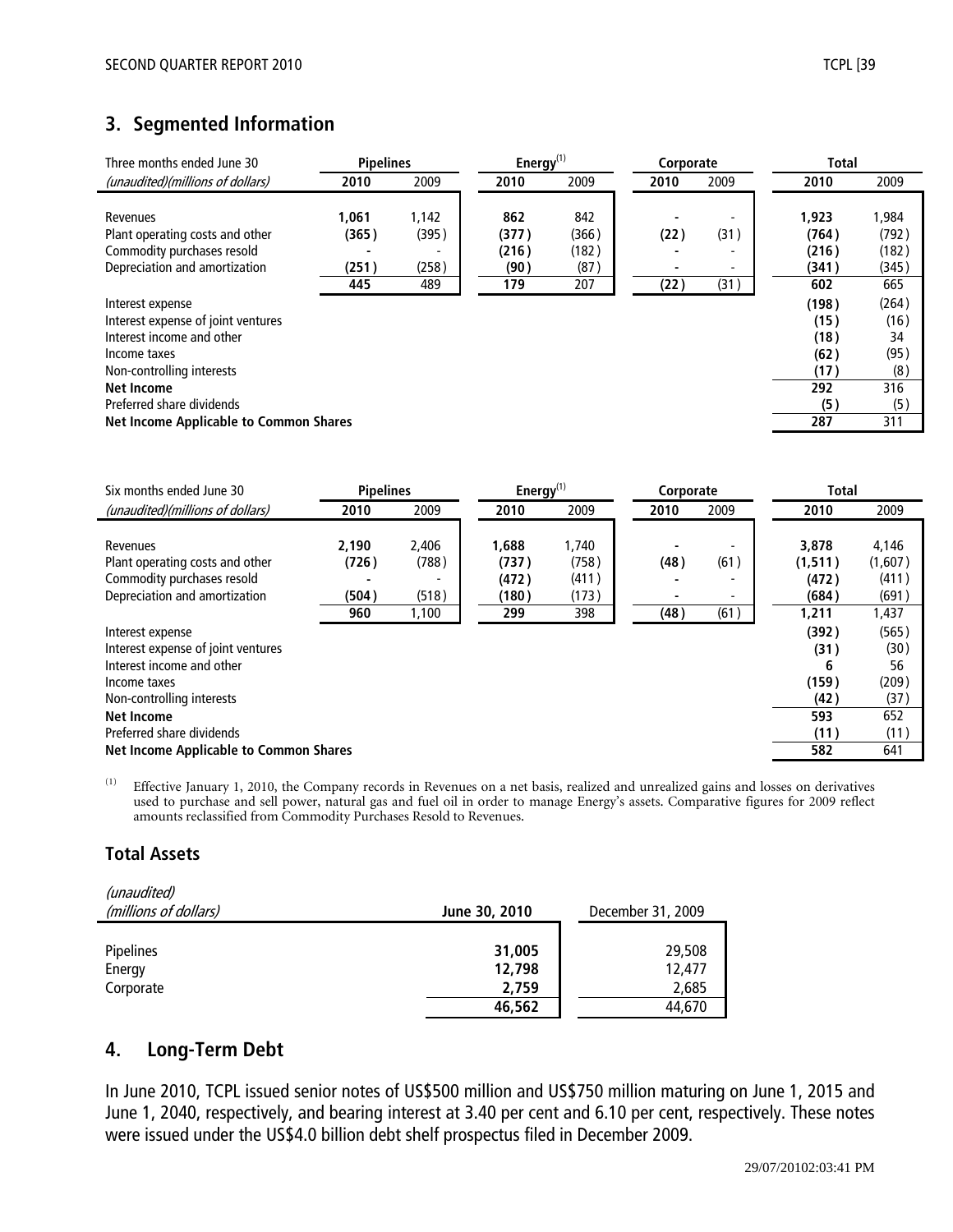## 3. Segmented Information

| Three months ended June 30 | Pipelines | | Energy[1] | | Corporate | | Total | |
|---|---|---|---|---|---|---|---|---|
| *(unaudited)(millions of dollars)* | **2010** | 2009 | **2010** | 2009 | **2010** | 2009 | **2010** | 2009 |
| Revenues | **1,061** | 1,142 | **862** | 842 | **-** | - | **1,923** | 1,984 |
| Plant operating costs and other | **(365)** | (395) | **(377)** | (366) | **(22)** | (31) | **(764)** | (792) |
| Commodity purchases resold | **-** | - | **(216)** | (182) | **-** | - | **(216)** | (182) |
| Depreciation and amortization | **(251)** | (258) | **(90)** | (87) | **-** | - | **(341)** | (345) |
| | **445** | 489 | **179** | 207 | **(22)** | (31) | **602** | 665 |
| Interest expense | | | | | | | **(198)** | (264) |
| Interest expense of joint ventures | | | | | | | **(15)** | (16) |
| Interest income and other | | | | | | | **(18)** | 34 |
| Income taxes | | | | | | | **(62)** | (95) |
| Non-controlling interests | | | | | | | **(17)** | (8) |
| **Net Income** | | | | | | | **292** | 316 |
| Preferred share dividends | | | | | | | **(5)** | (5) |
| **Net Income Applicable to Common Shares** | | | | | | | **287** | 311 |

| Six months ended June 30 | Pipelines | | Energy[1] | | Corporate | | Total | |
|---|---|---|---|---|---|---|---|---|
| *(unaudited)(millions of dollars)* | **2010** | 2009 | **2010** | 2009 | **2010** | 2009 | **2010** | 2009 |
| Revenues | **2,190** | 2,406 | **1,688** | 1,740 | **-** | - | **3,878** | 4,146 |
| Plant operating costs and other | **(726)** | (788) | **(737)** | (758) | **(48)** | (61) | **(1,511)** | (1,607) |
| Commodity purchases resold | **-** | - | **(472)** | (411) | **-** | - | **(472)** | (411) |
| Depreciation and amortization | **(504)** | (518) | **(180)** | (173) | **-** | - | **(684)** | (691) |
| | **960** | 1,100 | **299** | 398 | **(48)** | (61) | **1,211** | 1,437 |
| Interest expense | | | | | | | **(392)** | (565) |
| Interest expense of joint ventures | | | | | | | **(31)** | (30) |
| Interest income and other | | | | | | | **6** | 56 |
| Income taxes | | | | | | | **(159)** | (209) |
| Non-controlling interests | | | | | | | **(42)** | (37) |
| **Net Income** | | | | | | | **593** | 652 |
| Preferred share dividends | | | | | | | **(11)** | (11) |
| **Net Income Applicable to Common Shares** | | | | | | | **582** | 641 |

[1] Effective January 1, 2010, the Company records in Revenues on a net basis, realized and unrealized gains and losses on derivatives used to purchase and sell power, natural gas and fuel oil in order to manage Energy's assets. Comparative figures for 2009 reflect amounts reclassified from Commodity Purchases Resold to Revenues.

### Total Assets

| *(unaudited)*<br>*(millions of dollars)* | **June 30, 2010** | December 31, 2009 |
|---|---|---|
| Pipelines | **31,005** | 29,508 |
| Energy | **12,798** | 12,477 |
| Corporate | **2,759** | 2,685 |
| | **46,562** | 44,670 |

## 4. Long-Term Debt

In June 2010, TCPL issued senior notes of US$500 million and US$750 million maturing on June 1, 2015 and June 1, 2040, respectively, and bearing interest at 3.40 per cent and 6.10 per cent, respectively. These notes were issued under the US$4.0 billion debt shelf prospectus filed in December 2009.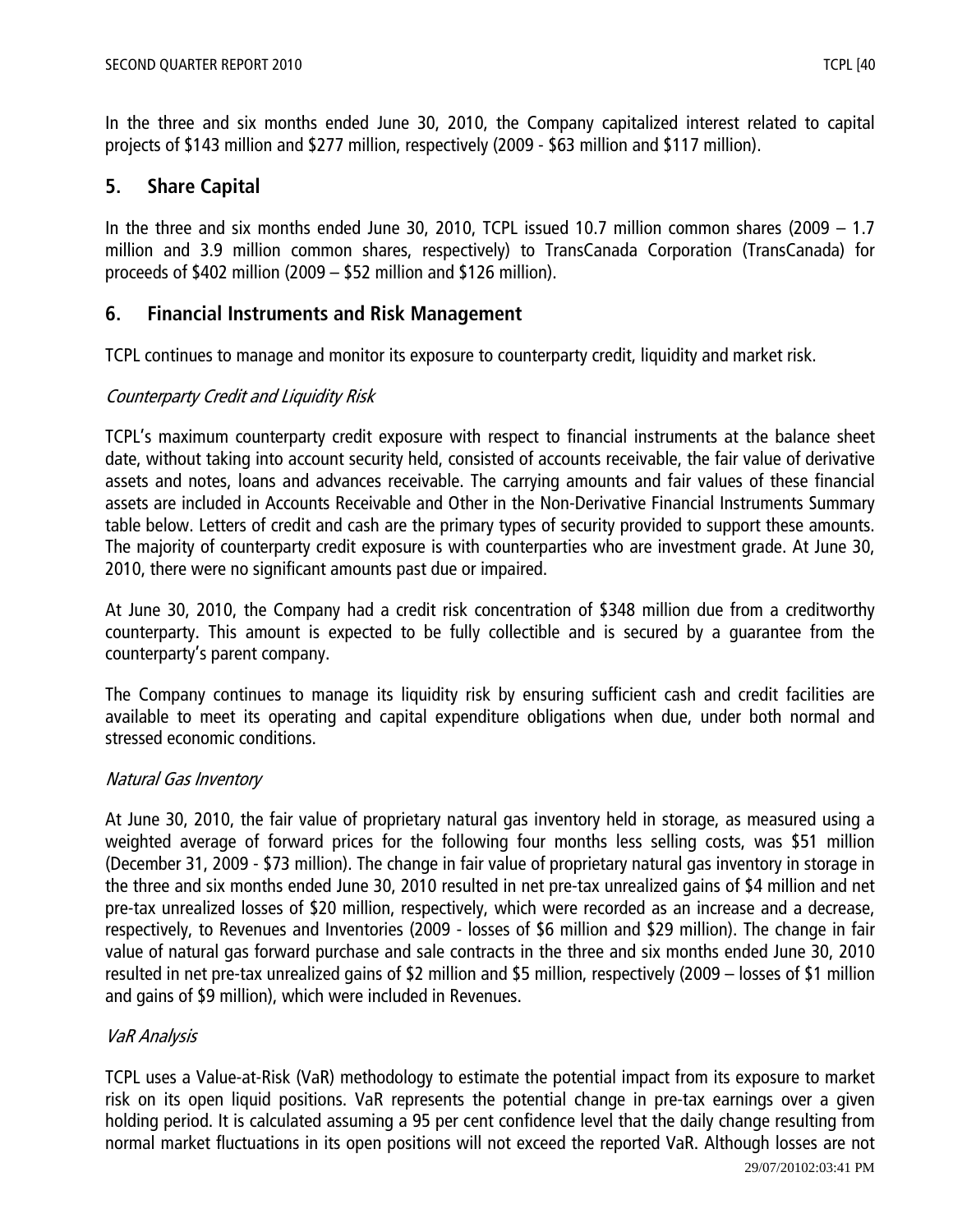In the three and six months ended June 30, 2010, the Company capitalized interest related to capital projects of $143 million and $277 million, respectively (2009 - $63 million and $117 million).

## 5. Share Capital

In the three and six months ended June 30, 2010, TCPL issued 10.7 million common shares (2009 – 1.7 million and 3.9 million common shares, respectively) to TransCanada Corporation (TransCanada) for proceeds of $402 million (2009 – $52 million and $126 million).

## 6. Financial Instruments and Risk Management

TCPL continues to manage and monitor its exposure to counterparty credit, liquidity and market risk.

*Counterparty Credit and Liquidity Risk*

TCPL's maximum counterparty credit exposure with respect to financial instruments at the balance sheet date, without taking into account security held, consisted of accounts receivable, the fair value of derivative assets and notes, loans and advances receivable. The carrying amounts and fair values of these financial assets are included in Accounts Receivable and Other in the Non-Derivative Financial Instruments Summary table below. Letters of credit and cash are the primary types of security provided to support these amounts. The majority of counterparty credit exposure is with counterparties who are investment grade. At June 30, 2010, there were no significant amounts past due or impaired.

At June 30, 2010, the Company had a credit risk concentration of $348 million due from a creditworthy counterparty. This amount is expected to be fully collectible and is secured by a guarantee from the counterparty's parent company.

The Company continues to manage its liquidity risk by ensuring sufficient cash and credit facilities are available to meet its operating and capital expenditure obligations when due, under both normal and stressed economic conditions.

*Natural Gas Inventory*

At June 30, 2010, the fair value of proprietary natural gas inventory held in storage, as measured using a weighted average of forward prices for the following four months less selling costs, was $51 million (December 31, 2009 - $73 million). The change in fair value of proprietary natural gas inventory in storage in the three and six months ended June 30, 2010 resulted in net pre-tax unrealized gains of $4 million and net pre-tax unrealized losses of $20 million, respectively, which were recorded as an increase and a decrease, respectively, to Revenues and Inventories (2009 - losses of $6 million and $29 million). The change in fair value of natural gas forward purchase and sale contracts in the three and six months ended June 30, 2010 resulted in net pre-tax unrealized gains of $2 million and $5 million, respectively (2009 – losses of $1 million and gains of $9 million), which were included in Revenues.

*VaR Analysis*

TCPL uses a Value-at-Risk (VaR) methodology to estimate the potential impact from its exposure to market risk on its open liquid positions. VaR represents the potential change in pre-tax earnings over a given holding period. It is calculated assuming a 95 per cent confidence level that the daily change resulting from normal market fluctuations in its open positions will not exceed the reported VaR. Although losses are not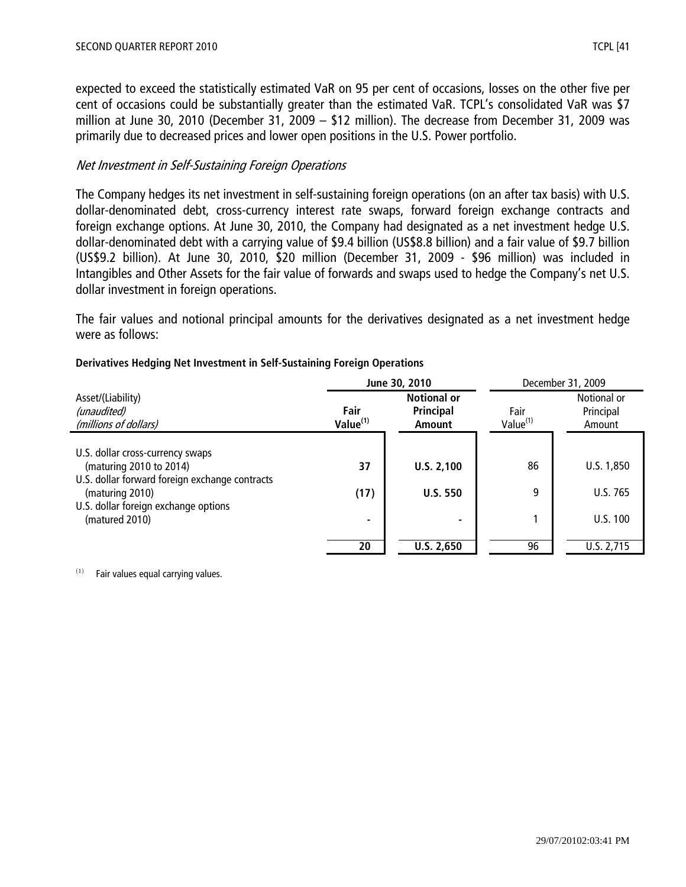expected to exceed the statistically estimated VaR on 95 per cent of occasions, losses on the other five per cent of occasions could be substantially greater than the estimated VaR. TCPL's consolidated VaR was $7 million at June 30, 2010 (December 31, 2009 – $12 million). The decrease from December 31, 2009 was primarily due to decreased prices and lower open positions in the U.S. Power portfolio.

*Net Investment in Self-Sustaining Foreign Operations*

The Company hedges its net investment in self-sustaining foreign operations (on an after tax basis) with U.S. dollar-denominated debt, cross-currency interest rate swaps, forward foreign exchange contracts and foreign exchange options. At June 30, 2010, the Company had designated as a net investment hedge U.S. dollar-denominated debt with a carrying value of $9.4 billion (US$8.8 billion) and a fair value of $9.7 billion (US$9.2 billion). At June 30, 2010, $20 million (December 31, 2009 - $96 million) was included in Intangibles and Other Assets for the fair value of forwards and swaps used to hedge the Company's net U.S. dollar investment in foreign operations.

The fair values and notional principal amounts for the derivatives designated as a net investment hedge were as follows:

**Derivatives Hedging Net Investment in Self-Sustaining Foreign Operations**

| Asset/(Liability)<br>*(unaudited)*<br>*(millions of dollars)* | **June 30, 2010** | | December 31, 2009 | |
|---|---|---|---|---|
| | **Fair Value[(1)]** | **Notional or Principal Amount** | Fair Value[(1)] | Notional or Principal Amount |
| U.S. dollar cross-currency swaps (maturing 2010 to 2014) | **37** | **U.S. 2,100** | 86 | U.S. 1,850 |
| U.S. dollar forward foreign exchange contracts (maturing 2010) | **(17)** | **U.S. 550** | 9 | U.S. 765 |
| U.S. dollar foreign exchange options (matured 2010) | **-** | **-** | 1 | U.S. 100 |
| | **20** | **U.S. 2,650** | 96 | U.S. 2,715 |

(1) Fair values equal carrying values.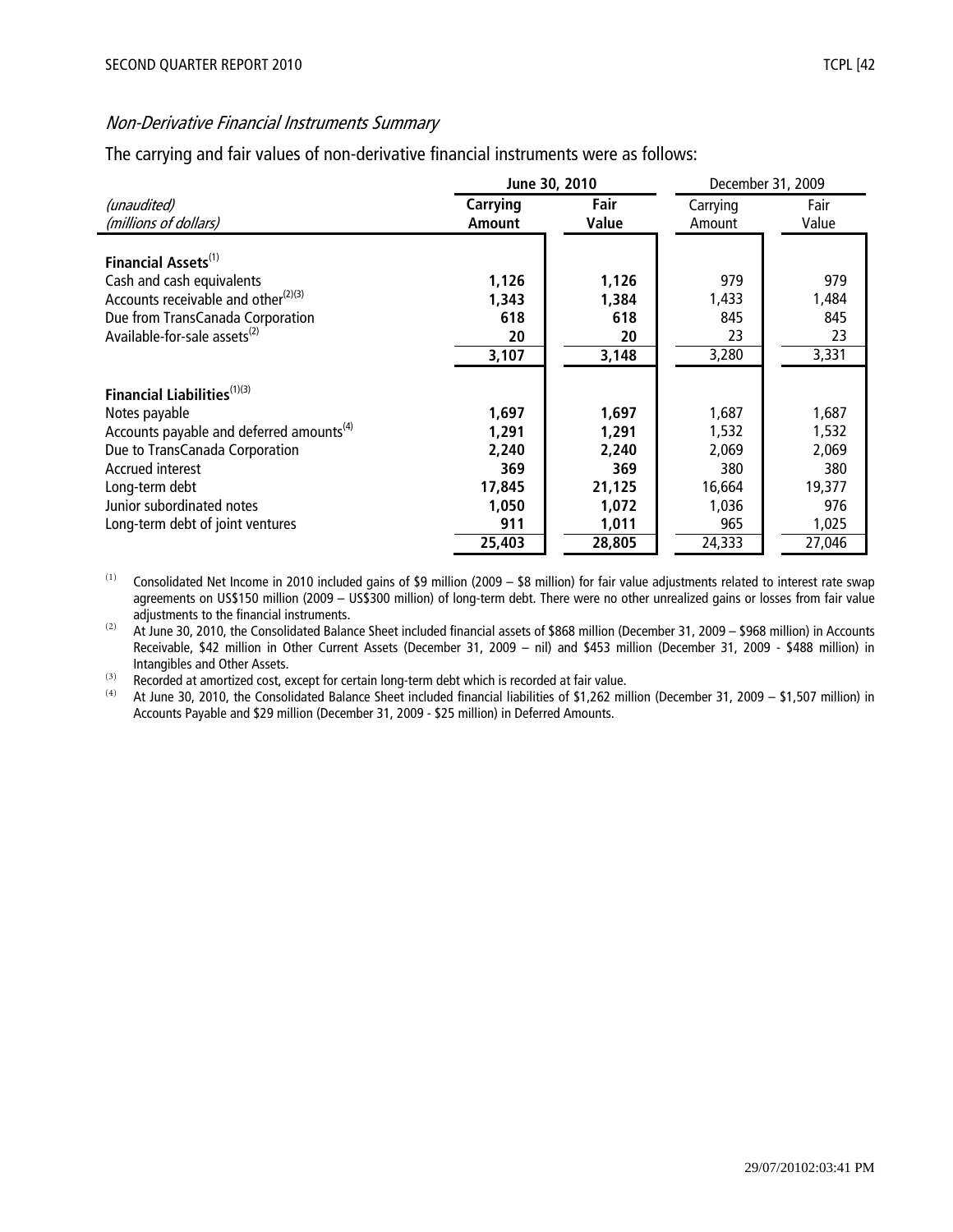### *Non-Derivative Financial Instruments Summary*

The carrying and fair values of non-derivative financial instruments were as follows:

| *(unaudited)* *(millions of dollars)* | June 30, 2010 | | December 31, 2009 | |
|---|---|---|---|---|
| | **Carrying Amount** | **Fair Value** | Carrying Amount | Fair Value |
| **Financial Assets**[(1)] | | | | |
| Cash and cash equivalents | **1,126** | **1,126** | 979 | 979 |
| Accounts receivable and other[(2)(3)] | **1,343** | **1,384** | 1,433 | 1,484 |
| Due from TransCanada Corporation | **618** | **618** | 845 | 845 |
| Available-for-sale assets[(2)] | **20** | **20** | 23 | 23 |
| | **3,107** | **3,148** | 3,280 | 3,331 |
| **Financial Liabilities**[(1)(3)] | | | | |
| Notes payable | **1,697** | **1,697** | 1,687 | 1,687 |
| Accounts payable and deferred amounts[(4)] | **1,291** | **1,291** | 1,532 | 1,532 |
| Due to TransCanada Corporation | **2,240** | **2,240** | 2,069 | 2,069 |
| Accrued interest | **369** | **369** | 380 | 380 |
| Long-term debt | **17,845** | **21,125** | 16,664 | 19,377 |
| Junior subordinated notes | **1,050** | **1,072** | 1,036 | 976 |
| Long-term debt of joint ventures | **911** | **1,011** | 965 | 1,025 |
| | **25,403** | **28,805** | 24,333 | 27,046 |

(1) Consolidated Net Income in 2010 included gains of $9 million (2009 – $8 million) for fair value adjustments related to interest rate swap agreements on US$150 million (2009 – US$300 million) of long-term debt. There were no other unrealized gains or losses from fair value adjustments to the financial instruments.

(2) At June 30, 2010, the Consolidated Balance Sheet included financial assets of $868 million (December 31, 2009 – $968 million) in Accounts Receivable, $42 million in Other Current Assets (December 31, 2009 – nil) and $453 million (December 31, 2009 - $488 million) in Intangibles and Other Assets.

(3) Recorded at amortized cost, except for certain long-term debt which is recorded at fair value.

(4) At June 30, 2010, the Consolidated Balance Sheet included financial liabilities of $1,262 million (December 31, 2009 – $1,507 million) in Accounts Payable and $29 million (December 31, 2009 - $25 million) in Deferred Amounts.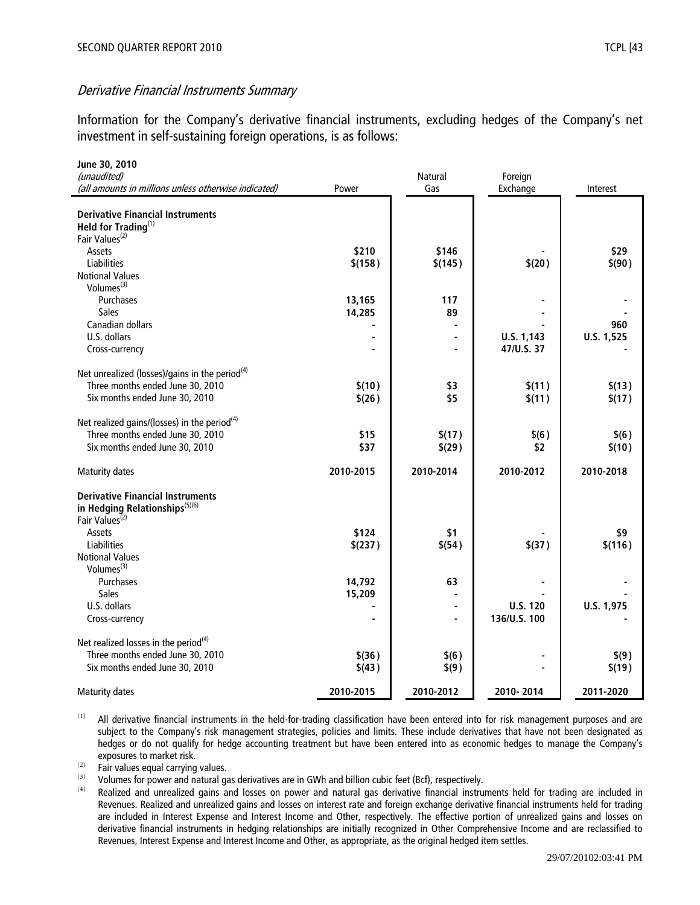### *Derivative Financial Instruments Summary*

Information for the Company's derivative financial instruments, excluding hedges of the Company's net investment in self-sustaining foreign operations, is as follows:

| **June 30, 2010**<br>*(unaudited)*<br>*(all amounts in millions unless otherwise indicated)* | Power | Natural Gas | Foreign Exchange | Interest |
|---|---|---|---|---|
| **Derivative Financial Instruments Held for Trading**[1] | | | | |
| Fair Values[2] | | | | |
| Assets | **$210** | **$146** | **-** | **$29** |
| Liabilities | **$(158)** | **$(145)** | **$(20)** | **$(90)** |
| Notional Values | | | | |
| Volumes[3] | | | | |
| Purchases | **13,165** | **117** | **-** | **-** |
| Sales | **14,285** | **89** | **-** | **-** |
| Canadian dollars | **-** | **-** | **-** | **960** |
| U.S. dollars | **-** | **-** | **U.S. 1,143** | **U.S. 1,525** |
| Cross-currency | **-** | **-** | **47/U.S. 37** | **-** |
| Net unrealized (losses)/gains in the period[4] | | | | |
| Three months ended June 30, 2010 | **$(10)** | **$3** | **$(11)** | **$(13)** |
| Six months ended June 30, 2010 | **$(26)** | **$5** | **$(11)** | **$(17)** |
| Net realized gains/(losses) in the period[4] | | | | |
| Three months ended June 30, 2010 | **$15** | **$(17)** | **$(6)** | **$(6)** |
| Six months ended June 30, 2010 | **$37** | **$(29)** | **$2** | **$(10)** |
| Maturity dates | **2010-2015** | **2010-2014** | **2010-2012** | **2010-2018** |
| **Derivative Financial Instruments in Hedging Relationships**[5][6] | | | | |
| Fair Values[2] | | | | |
| Assets | **$124** | **$1** | **-** | **$9** |
| Liabilities | **$(237)** | **$(54)** | **$(37)** | **$(116)** |
| Notional Values | | | | |
| Volumes[3] | | | | |
| Purchases | **14,792** | **63** | **-** | **-** |
| Sales | **15,209** | **-** | **-** | **-** |
| U.S. dollars | **-** | **-** | **U.S. 120** | **U.S. 1,975** |
| Cross-currency | **-** | **-** | **136/U.S. 100** | **-** |
| Net realized losses in the period[4] | | | | |
| Three months ended June 30, 2010 | **$(36)** | **$(6)** | **-** | **$(9)** |
| Six months ended June 30, 2010 | **$(43)** | **$(9)** | **-** | **$(19)** |
| Maturity dates | **2010-2015** | **2010-2012** | **2010- 2014** | **2011-2020** |

(1) All derivative financial instruments in the held-for-trading classification have been entered into for risk management purposes and are subject to the Company's risk management strategies, policies and limits. These include derivatives that have not been designated as hedges or do not qualify for hedge accounting treatment but have been entered into as economic hedges to manage the Company's exposures to market risk.

(2) Fair values equal carrying values.

(3) Volumes for power and natural gas derivatives are in GWh and billion cubic feet (Bcf), respectively.

(4) Realized and unrealized gains and losses on power and natural gas derivative financial instruments held for trading are included in Revenues. Realized and unrealized gains and losses on interest rate and foreign exchange derivative financial instruments held for trading are included in Interest Expense and Interest Income and Other, respectively. The effective portion of unrealized gains and losses on derivative financial instruments in hedging relationships are initially recognized in Other Comprehensive Income and are reclassified to Revenues, Interest Expense and Interest Income and Other, as appropriate, as the original hedged item settles.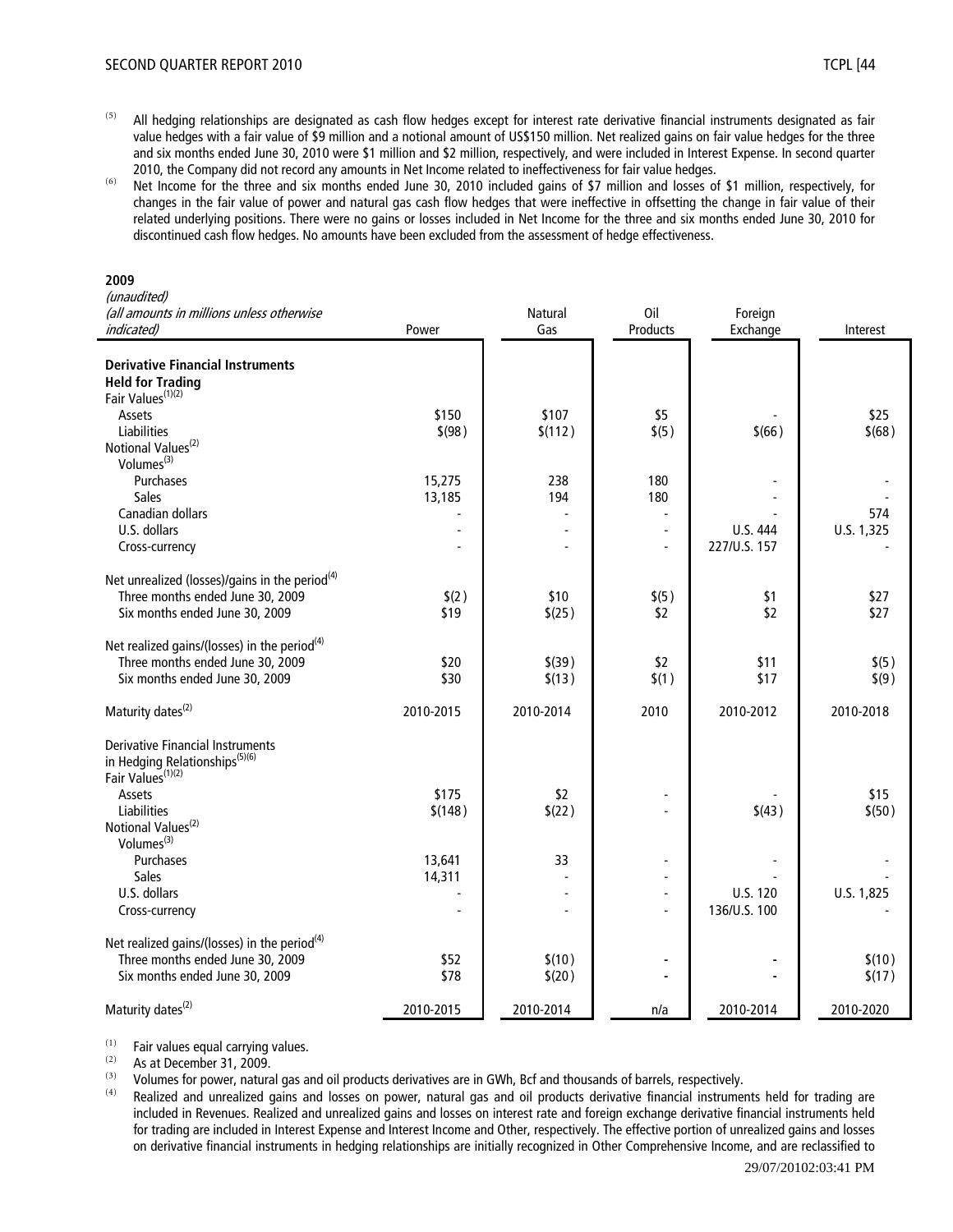(5) All hedging relationships are designated as cash flow hedges except for interest rate derivative financial instruments designated as fair value hedges with a fair value of $9 million and a notional amount of US$150 million. Net realized gains on fair value hedges for the three and six months ended June 30, 2010 were $1 million and $2 million, respectively, and were included in Interest Expense. In second quarter 2010, the Company did not record any amounts in Net Income related to ineffectiveness for fair value hedges.

(6) Net Income for the three and six months ended June 30, 2010 included gains of $7 million and losses of $1 million, respectively, for changes in the fair value of power and natural gas cash flow hedges that were ineffective in offsetting the change in fair value of their related underlying positions. There were no gains or losses included in Net Income for the three and six months ended June 30, 2010 for discontinued cash flow hedges. No amounts have been excluded from the assessment of hedge effectiveness.

**2009**

| *(unaudited)* *(all amounts in millions unless otherwise indicated)* | Power | Natural Gas | Oil Products | Foreign Exchange | Interest |
|---|---|---|---|---|---|
| **Derivative Financial Instruments Held for Trading** | | | | | |
| Fair Values(1)(2) | | | | | |
| Assets | $150 | $107 | $5 | - | $25 |
| Liabilities | $(98) | $(112) | $(5) | $(66) | $(68) |
| Notional Values(2) | | | | | |
| Volumes(3) | | | | | |
| Purchases | 15,275 | 238 | 180 | - | - |
| Sales | 13,185 | 194 | 180 | - | - |
| Canadian dollars | - | - | - | - | 574 |
| U.S. dollars | - | - | - | U.S. 444 | U.S. 1,325 |
| Cross-currency | - | - | - | 227/U.S. 157 | - |
| Net unrealized (losses)/gains in the period(4) | | | | | |
| Three months ended June 30, 2009 | $(2) | $10 | $(5) | $1 | $27 |
| Six months ended June 30, 2009 | $19 | $(25) | $2 | $2 | $27 |
| Net realized gains/(losses) in the period(4) | | | | | |
| Three months ended June 30, 2009 | $20 | $(39) | $2 | $11 | $(5) |
| Six months ended June 30, 2009 | $30 | $(13) | $(1) | $17 | $(9) |
| Maturity dates(2) | 2010-2015 | 2010-2014 | 2010 | 2010-2012 | 2010-2018 |
| Derivative Financial Instruments in Hedging Relationships(5)(6) | | | | | |
| Fair Values(1)(2) | | | | | |
| Assets | $175 | $2 | - | - | $15 |
| Liabilities | $(148) | $(22) | - | $(43) | $(50) |
| Notional Values(2) | | | | | |
| Volumes(3) | | | | | |
| Purchases | 13,641 | 33 | - | - | - |
| Sales | 14,311 | - | - | - | - |
| U.S. dollars | - | - | - | U.S. 120 | U.S. 1,825 |
| Cross-currency | - | - | - | 136/U.S. 100 | - |
| Net realized gains/(losses) in the period(4) | | | | | |
| Three months ended June 30, 2009 | $52 | $(10) | - | - | $(10) |
| Six months ended June 30, 2009 | $78 | $(20) | - | - | $(17) |
| Maturity dates(2) | 2010-2015 | 2010-2014 | n/a | 2010-2014 | 2010-2020 |

(1) Fair values equal carrying values.

(2) As at December 31, 2009.

(3) Volumes for power, natural gas and oil products derivatives are in GWh, Bcf and thousands of barrels, respectively.

(4) Realized and unrealized gains and losses on power, natural gas and oil products derivative financial instruments held for trading are included in Revenues. Realized and unrealized gains and losses on interest rate and foreign exchange derivative financial instruments held for trading are included in Interest Expense and Interest Income and Other, respectively. The effective portion of unrealized gains and losses on derivative financial instruments in hedging relationships are initially recognized in Other Comprehensive Income, and are reclassified to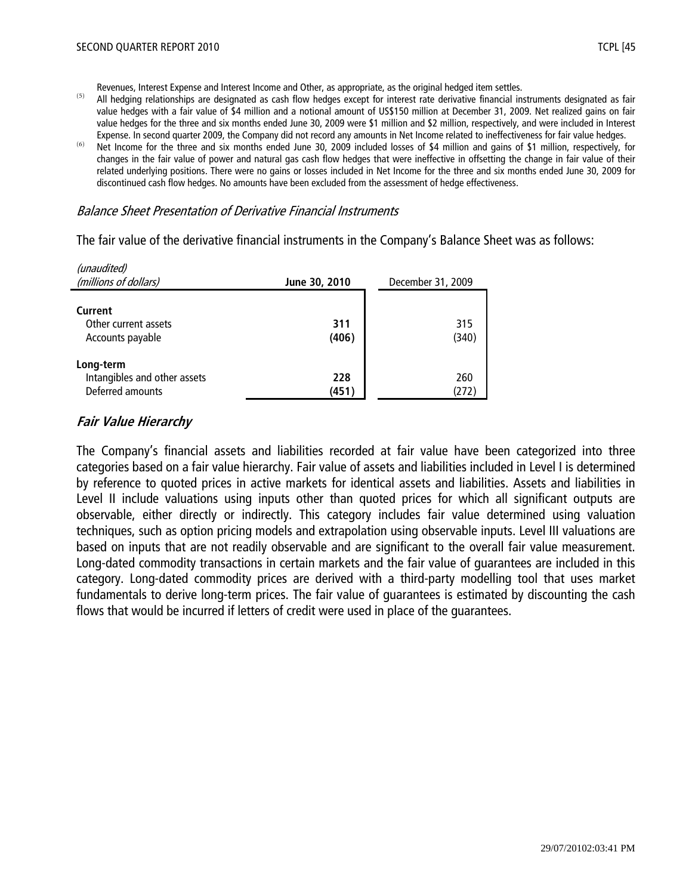Revenues, Interest Expense and Interest Income and Other, as appropriate, as the original hedged item settles.

(5) All hedging relationships are designated as cash flow hedges except for interest rate derivative financial instruments designated as fair value hedges with a fair value of $4 million and a notional amount of US$150 million at December 31, 2009. Net realized gains on fair value hedges for the three and six months ended June 30, 2009 were $1 million and $2 million, respectively, and were included in Interest Expense. In second quarter 2009, the Company did not record any amounts in Net Income related to ineffectiveness for fair value hedges.

(6) Net Income for the three and six months ended June 30, 2009 included losses of $4 million and gains of $1 million, respectively, for changes in the fair value of power and natural gas cash flow hedges that were ineffective in offsetting the change in fair value of their related underlying positions. There were no gains or losses included in Net Income for the three and six months ended June 30, 2009 for discontinued cash flow hedges. No amounts have been excluded from the assessment of hedge effectiveness.

*Balance Sheet Presentation of Derivative Financial Instruments*

The fair value of the derivative financial instruments in the Company's Balance Sheet was as follows:

| *(unaudited)* *(millions of dollars)* | **June 30, 2010** | December 31, 2009 |
|---|---|---|
| **Current** | | |
| Other current assets | **311** | 315 |
| Accounts payable | **(406)** | (340) |
| **Long-term** | | |
| Intangibles and other assets | **228** | 260 |
| Deferred amounts | **(451)** | (272) |

## *Fair Value Hierarchy*

The Company's financial assets and liabilities recorded at fair value have been categorized into three categories based on a fair value hierarchy. Fair value of assets and liabilities included in Level I is determined by reference to quoted prices in active markets for identical assets and liabilities. Assets and liabilities in Level II include valuations using inputs other than quoted prices for which all significant outputs are observable, either directly or indirectly. This category includes fair value determined using valuation techniques, such as option pricing models and extrapolation using observable inputs. Level III valuations are based on inputs that are not readily observable and are significant to the overall fair value measurement. Long-dated commodity transactions in certain markets and the fair value of guarantees are included in this category. Long-dated commodity prices are derived with a third-party modelling tool that uses market fundamentals to derive long-term prices. The fair value of guarantees is estimated by discounting the cash flows that would be incurred if letters of credit were used in place of the guarantees.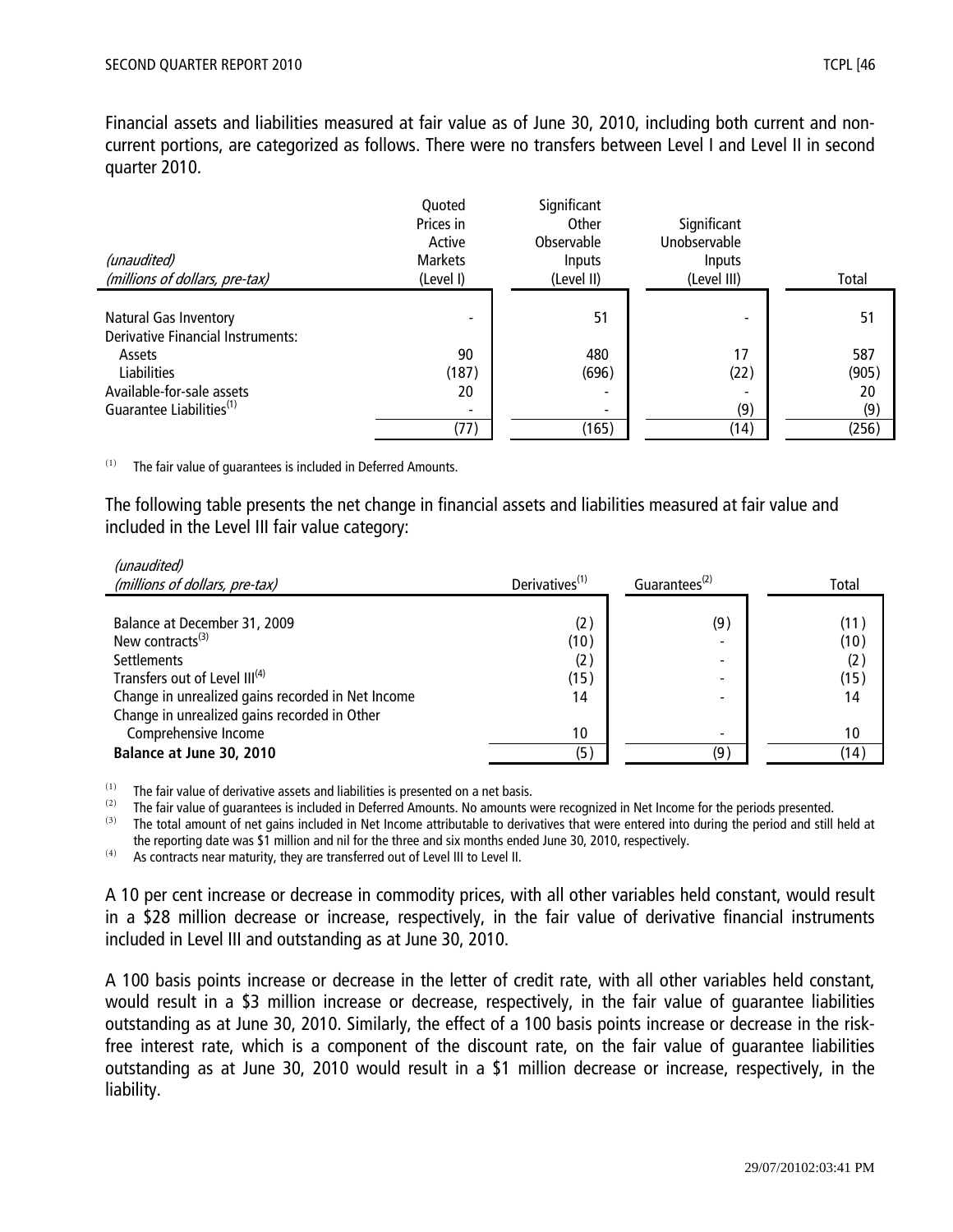Financial assets and liabilities measured at fair value as of June 30, 2010, including both current and non-current portions, are categorized as follows. There were no transfers between Level I and Level II in second quarter 2010.

| *(unaudited)* *(millions of dollars, pre-tax)* | Quoted Prices in Active Markets (Level I) | Significant Other Observable Inputs (Level II) | Significant Unobservable Inputs (Level III) | Total |
|---|---|---|---|---|
| Natural Gas Inventory | - | 51 | - | 51 |
| Derivative Financial Instruments: | | | | |
| Assets | 90 | 480 | 17 | 587 |
| Liabilities | (187) | (696) | (22) | (905) |
| Available-for-sale assets | 20 | - | - | 20 |
| Guarantee Liabilities[(1)] | - | - | (9) | (9) |
| | (77) | (165) | (14) | (256) |

[(1)] The fair value of guarantees is included in Deferred Amounts.

The following table presents the net change in financial assets and liabilities measured at fair value and included in the Level III fair value category:

| *(unaudited)* *(millions of dollars, pre-tax)* | Derivatives[(1)] | Guarantees[(2)] | Total |
|---|---|---|---|
| Balance at December 31, 2009 | (2) | (9) | (11) |
| New contracts[(3)] | (10) | - | (10) |
| Settlements | (2) | - | (2) |
| Transfers out of Level III[(4)] | (15) | - | (15) |
| Change in unrealized gains recorded in Net Income | 14 | - | 14 |
| Change in unrealized gains recorded in Other Comprehensive Income | 10 | - | 10 |
| **Balance at June 30, 2010** | (5) | (9) | (14) |

[(1)] The fair value of derivative assets and liabilities is presented on a net basis.
[(2)] The fair value of guarantees is included in Deferred Amounts. No amounts were recognized in Net Income for the periods presented.
[(3)] The total amount of net gains included in Net Income attributable to derivatives that were entered into during the period and still held at the reporting date was $1 million and nil for the three and six months ended June 30, 2010, respectively.
[(4)] As contracts near maturity, they are transferred out of Level III to Level II.

A 10 per cent increase or decrease in commodity prices, with all other variables held constant, would result in a $28 million decrease or increase, respectively, in the fair value of derivative financial instruments included in Level III and outstanding as at June 30, 2010.

A 100 basis points increase or decrease in the letter of credit rate, with all other variables held constant, would result in a $3 million increase or decrease, respectively, in the fair value of guarantee liabilities outstanding as at June 30, 2010. Similarly, the effect of a 100 basis points increase or decrease in the risk-free interest rate, which is a component of the discount rate, on the fair value of guarantee liabilities outstanding as at June 30, 2010 would result in a $1 million decrease or increase, respectively, in the liability.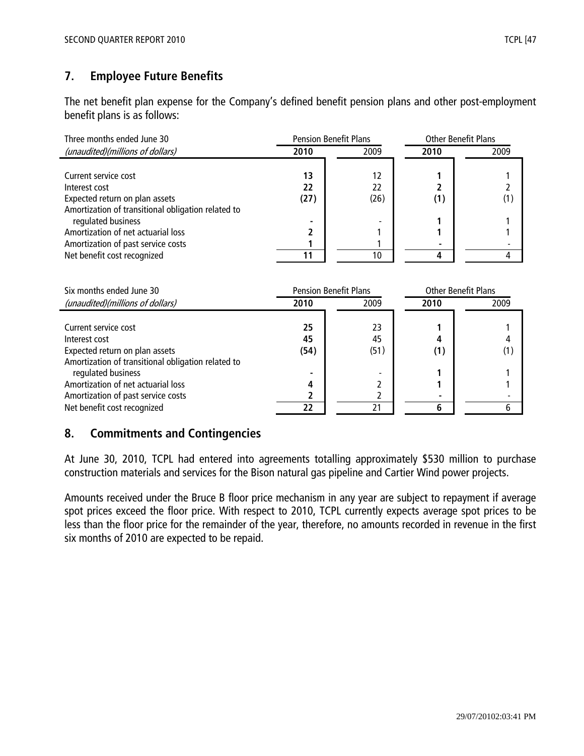## 7. Employee Future Benefits

The net benefit plan expense for the Company's defined benefit pension plans and other post-employment benefit plans is as follows:

| Three months ended June 30 | Pension Benefit Plans | | Other Benefit Plans | |
|---|---|---|---|---|
| *(unaudited)(millions of dollars)* | **2010** | 2009 | **2010** | 2009 |
| Current service cost | **13** | 12 | **1** | 1 |
| Interest cost | **22** | 22 | **2** | 2 |
| Expected return on plan assets | **(27)** | (26) | **(1)** | (1) |
| Amortization of transitional obligation related to regulated business | **-** | - | **1** | 1 |
| Amortization of net actuarial loss | **2** | 1 | **1** | 1 |
| Amortization of past service costs | **1** | 1 | **-** | - |
| Net benefit cost recognized | **11** | 10 | **4** | 4 |

| Six months ended June 30 | Pension Benefit Plans | | Other Benefit Plans | |
|---|---|---|---|---|
| *(unaudited)(millions of dollars)* | **2010** | 2009 | **2010** | 2009 |
| Current service cost | **25** | 23 | **1** | 1 |
| Interest cost | **45** | 45 | **4** | 4 |
| Expected return on plan assets | **(54)** | (51) | **(1)** | (1) |
| Amortization of transitional obligation related to regulated business | **-** | - | **1** | 1 |
| Amortization of net actuarial loss | **4** | 2 | **1** | 1 |
| Amortization of past service costs | **2** | 2 | **-** | - |
| Net benefit cost recognized | **22** | 21 | **6** | 6 |

## 8. Commitments and Contingencies

At June 30, 2010, TCPL had entered into agreements totalling approximately $530 million to purchase construction materials and services for the Bison natural gas pipeline and Cartier Wind power projects.

Amounts received under the Bruce B floor price mechanism in any year are subject to repayment if average spot prices exceed the floor price. With respect to 2010, TCPL currently expects average spot prices to be less than the floor price for the remainder of the year, therefore, no amounts recorded in revenue in the first six months of 2010 are expected to be repaid.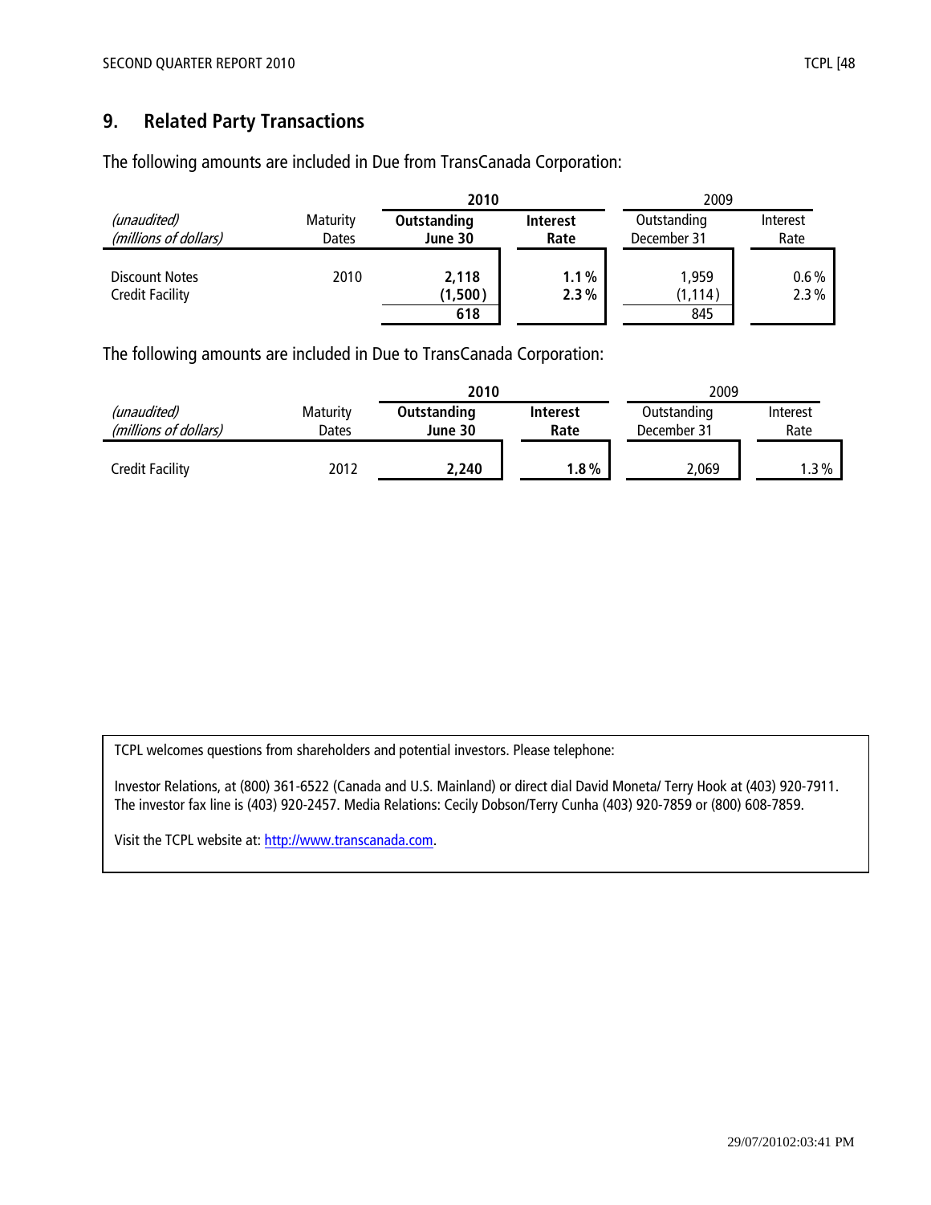## 9. Related Party Transactions

The following amounts are included in Due from TransCanada Corporation:

| *(unaudited)* | Maturity | **2010** | | 2009 | |
|---|---|---|---|---|---|
| *(millions of dollars)* | Dates | **Outstanding June 30** | **Interest Rate** | Outstanding December 31 | Interest Rate |
| Discount Notes | 2010 | **2,118** | **1.1%** | 1,959 | 0.6% |
| Credit Facility | | **(1,500)** | **2.3%** | (1,114) | 2.3% |
| | | **618** | | 845 | |

The following amounts are included in Due to TransCanada Corporation:

| *(unaudited)* | Maturity | **2010** | | 2009 | |
|---|---|---|---|---|---|
| *(millions of dollars)* | Dates | **Outstanding June 30** | **Interest Rate** | Outstanding December 31 | Interest Rate |
| Credit Facility | 2012 | **2,240** | **1.8%** | 2,069 | 1.3% |

TCPL welcomes questions from shareholders and potential investors. Please telephone:

Investor Relations, at (800) 361-6522 (Canada and U.S. Mainland) or direct dial David Moneta/ Terry Hook at (403) 920-7911. The investor fax line is (403) 920-2457. Media Relations: Cecily Dobson/Terry Cunha (403) 920-7859 or (800) 608-7859.

Visit the TCPL website at: http://www.transcanada.com.